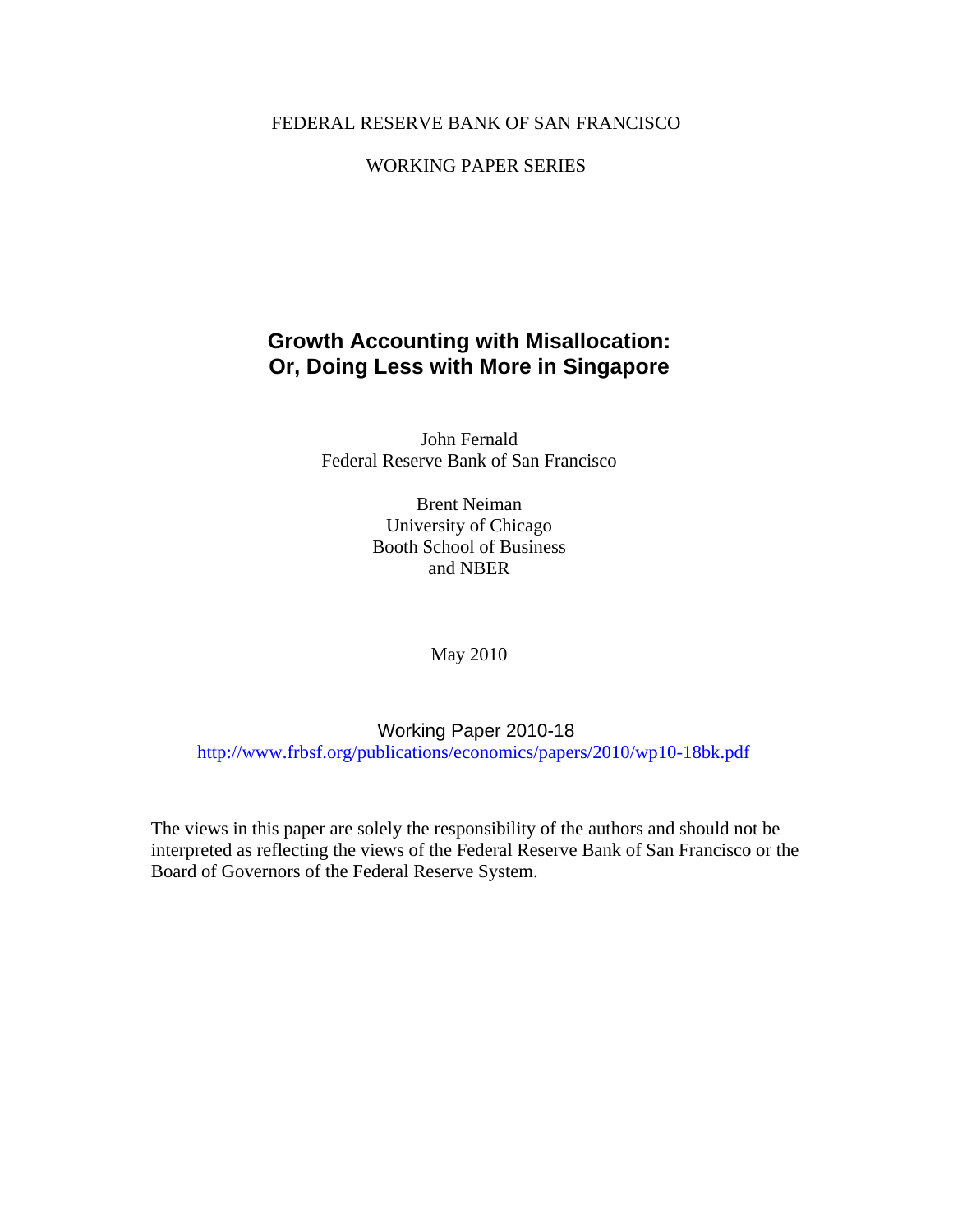FEDERAL RESERVE BANK OF SAN FRANCISCO

WORKING PAPER SERIES

# Growth Accounting with Misallocation: Or, Doing Less with More in Singapore

John Fernald
Federal Reserve Bank of San Francisco

Brent Neiman
University of Chicago
Booth School of Business
and NBER

May 2010

Working Paper 2010-18
http://www.frbsf.org/publications/economics/papers/2010/wp10-18bk.pdf

The views in this paper are solely the responsibility of the authors and should not be interpreted as reflecting the views of the Federal Reserve Bank of San Francisco or the Board of Governors of the Federal Reserve System.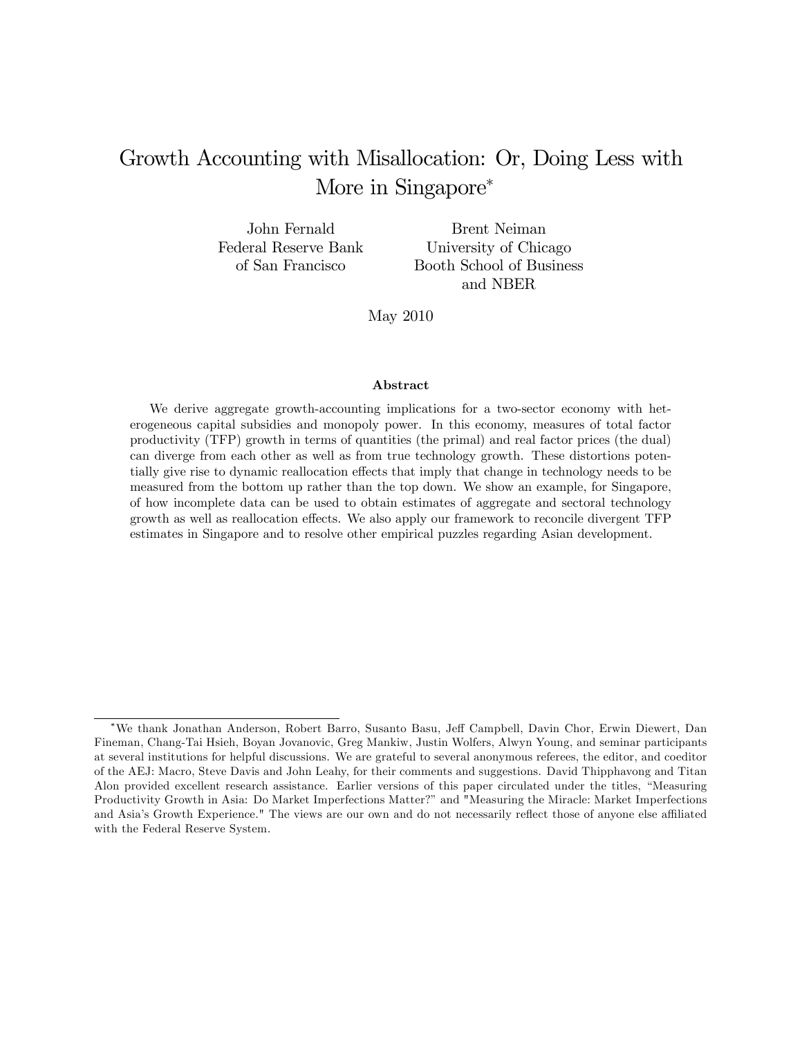# Growth Accounting with Misallocation: Or, Doing Less with More in Singapore*

John Fernald
Federal Reserve Bank of San Francisco

Brent Neiman
University of Chicago Booth School of Business and NBER

May 2010

### Abstract

We derive aggregate growth-accounting implications for a two-sector economy with heterogeneous capital subsidies and monopoly power. In this economy, measures of total factor productivity (TFP) growth in terms of quantities (the primal) and real factor prices (the dual) can diverge from each other as well as from true technology growth. These distortions potentially give rise to dynamic reallocation effects that imply that change in technology needs to be measured from the bottom up rather than the top down. We show an example, for Singapore, of how incomplete data can be used to obtain estimates of aggregate and sectoral technology growth as well as reallocation effects. We also apply our framework to reconcile divergent TFP estimates in Singapore and to resolve other empirical puzzles regarding Asian development.

---

*We thank Jonathan Anderson, Robert Barro, Susanto Basu, Jeff Campbell, Davin Chor, Erwin Diewert, Dan Fineman, Chang-Tai Hsieh, Boyan Jovanovic, Greg Mankiw, Justin Wolfers, Alwyn Young, and seminar participants at several institutions for helpful discussions. We are grateful to several anonymous referees, the editor, and coeditor of the AEJ: Macro, Steve Davis and John Leahy, for their comments and suggestions. David Thipphavong and Titan Alon provided excellent research assistance. Earlier versions of this paper circulated under the titles, "Measuring Productivity Growth in Asia: Do Market Imperfections Matter?" and "Measuring the Miracle: Market Imperfections and Asia's Growth Experience." The views are our own and do not necessarily reflect those of anyone else affiliated with the Federal Reserve System.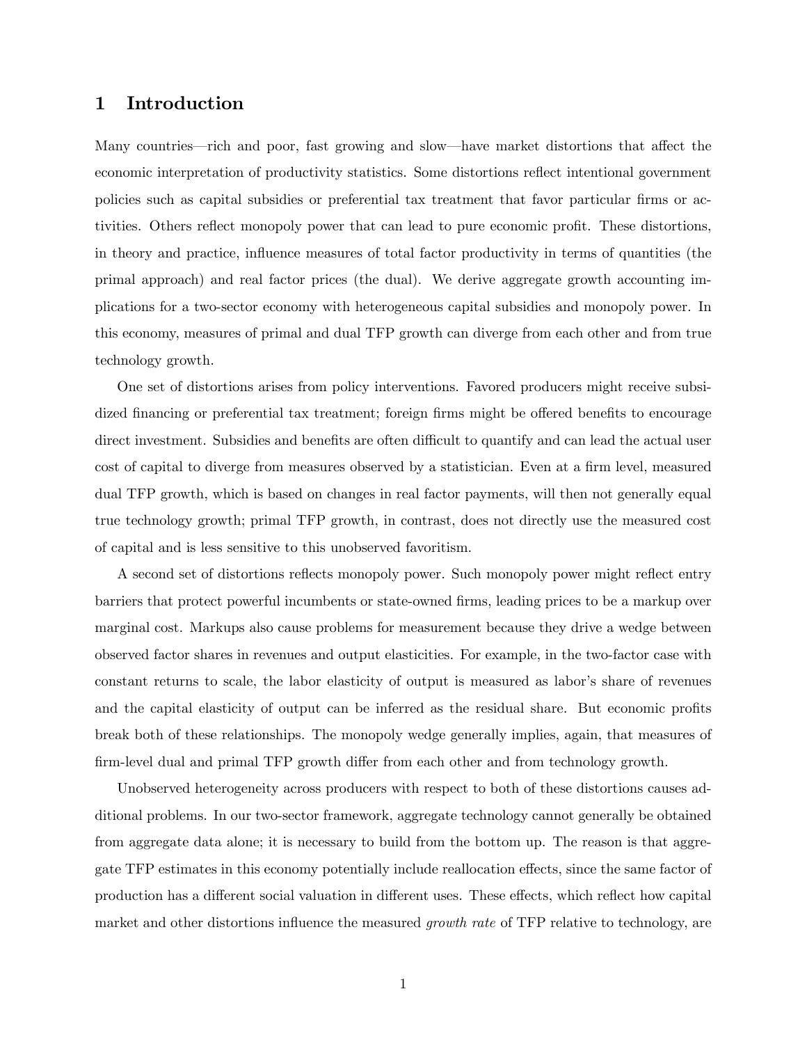# 1 Introduction

Many countries—rich and poor, fast growing and slow—have market distortions that affect the economic interpretation of productivity statistics. Some distortions reflect intentional government policies such as capital subsidies or preferential tax treatment that favor particular firms or activities. Others reflect monopoly power that can lead to pure economic profit. These distortions, in theory and practice, influence measures of total factor productivity in terms of quantities (the primal approach) and real factor prices (the dual). We derive aggregate growth accounting implications for a two-sector economy with heterogeneous capital subsidies and monopoly power. In this economy, measures of primal and dual TFP growth can diverge from each other and from true technology growth.

One set of distortions arises from policy interventions. Favored producers might receive subsidized financing or preferential tax treatment; foreign firms might be offered benefits to encourage direct investment. Subsidies and benefits are often difficult to quantify and can lead the actual user cost of capital to diverge from measures observed by a statistician. Even at a firm level, measured dual TFP growth, which is based on changes in real factor payments, will then not generally equal true technology growth; primal TFP growth, in contrast, does not directly use the measured cost of capital and is less sensitive to this unobserved favoritism.

A second set of distortions reflects monopoly power. Such monopoly power might reflect entry barriers that protect powerful incumbents or state-owned firms, leading prices to be a markup over marginal cost. Markups also cause problems for measurement because they drive a wedge between observed factor shares in revenues and output elasticities. For example, in the two-factor case with constant returns to scale, the labor elasticity of output is measured as labor's share of revenues and the capital elasticity of output can be inferred as the residual share. But economic profits break both of these relationships. The monopoly wedge generally implies, again, that measures of firm-level dual and primal TFP growth differ from each other and from technology growth.

Unobserved heterogeneity across producers with respect to both of these distortions causes additional problems. In our two-sector framework, aggregate technology cannot generally be obtained from aggregate data alone; it is necessary to build from the bottom up. The reason is that aggregate TFP estimates in this economy potentially include reallocation effects, since the same factor of production has a different social valuation in different uses. These effects, which reflect how capital market and other distortions influence the measured *growth rate* of TFP relative to technology, are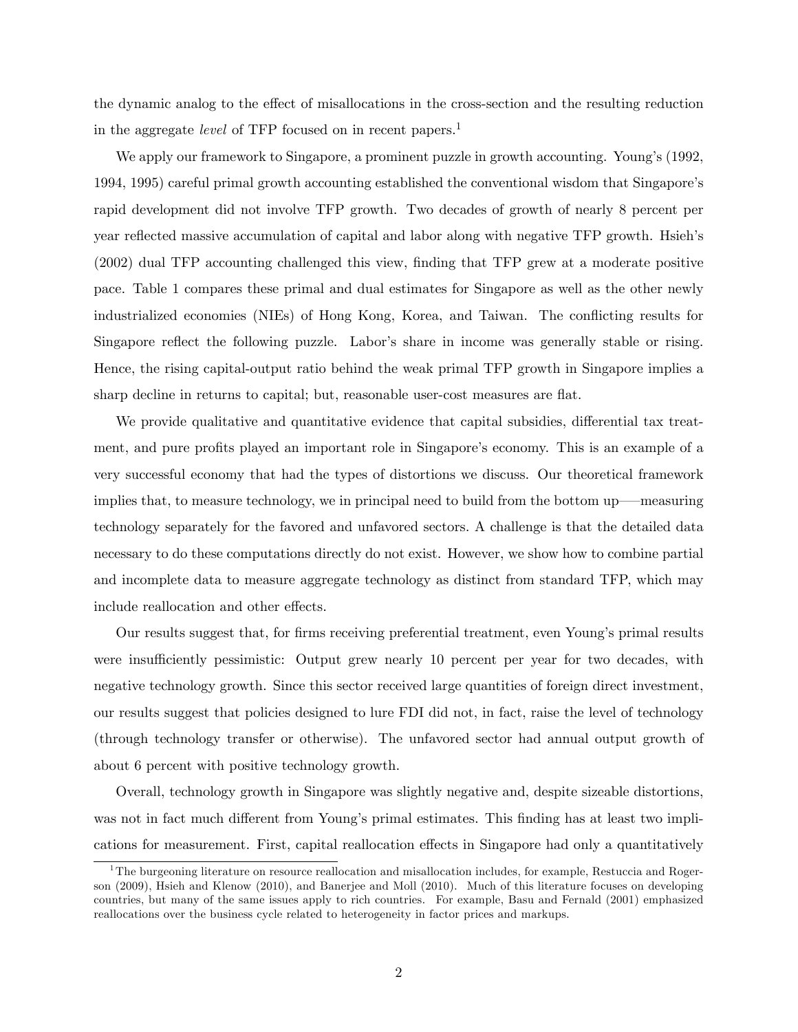the dynamic analog to the effect of misallocations in the cross-section and the resulting reduction in the aggregate *level* of TFP focused on in recent papers.[1]

We apply our framework to Singapore, a prominent puzzle in growth accounting. Young's (1992, 1994, 1995) careful primal growth accounting established the conventional wisdom that Singapore's rapid development did not involve TFP growth. Two decades of growth of nearly 8 percent per year reflected massive accumulation of capital and labor along with negative TFP growth. Hsieh's (2002) dual TFP accounting challenged this view, finding that TFP grew at a moderate positive pace. Table 1 compares these primal and dual estimates for Singapore as well as the other newly industrialized economies (NIEs) of Hong Kong, Korea, and Taiwan. The conflicting results for Singapore reflect the following puzzle. Labor's share in income was generally stable or rising. Hence, the rising capital-output ratio behind the weak primal TFP growth in Singapore implies a sharp decline in returns to capital; but, reasonable user-cost measures are flat.

We provide qualitative and quantitative evidence that capital subsidies, differential tax treatment, and pure profits played an important role in Singapore's economy. This is an example of a very successful economy that had the types of distortions we discuss. Our theoretical framework implies that, to measure technology, we in principal need to build from the bottom up—measuring technology separately for the favored and unfavored sectors. A challenge is that the detailed data necessary to do these computations directly do not exist. However, we show how to combine partial and incomplete data to measure aggregate technology as distinct from standard TFP, which may include reallocation and other effects.

Our results suggest that, for firms receiving preferential treatment, even Young's primal results were insufficiently pessimistic: Output grew nearly 10 percent per year for two decades, with negative technology growth. Since this sector received large quantities of foreign direct investment, our results suggest that policies designed to lure FDI did not, in fact, raise the level of technology (through technology transfer or otherwise). The unfavored sector had annual output growth of about 6 percent with positive technology growth.

Overall, technology growth in Singapore was slightly negative and, despite sizeable distortions, was not in fact much different from Young's primal estimates. This finding has at least two implications for measurement. First, capital reallocation effects in Singapore had only a quantitatively

[1] The burgeoning literature on resource reallocation and misallocation includes, for example, Restuccia and Rogerson (2009), Hsieh and Klenow (2010), and Banerjee and Moll (2010). Much of this literature focuses on developing countries, but many of the same issues apply to rich countries. For example, Basu and Fernald (2001) emphasized reallocations over the business cycle related to heterogeneity in factor prices and markups.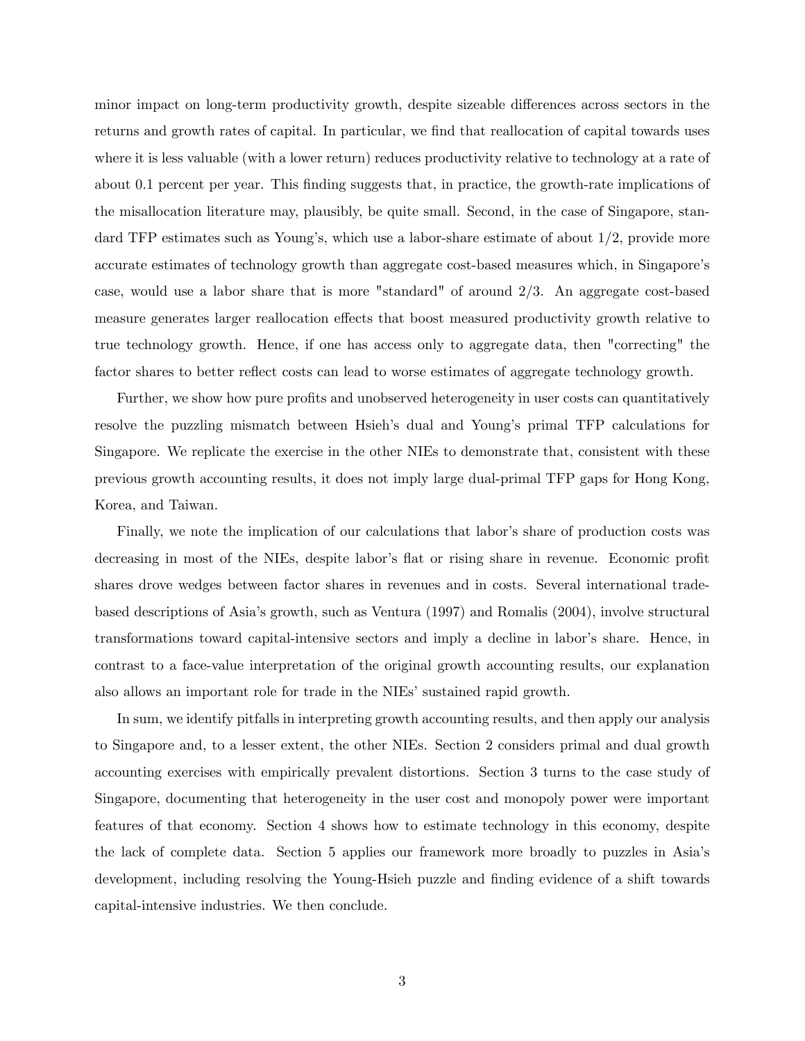minor impact on long-term productivity growth, despite sizeable differences across sectors in the returns and growth rates of capital. In particular, we find that reallocation of capital towards uses where it is less valuable (with a lower return) reduces productivity relative to technology at a rate of about 0.1 percent per year. This finding suggests that, in practice, the growth-rate implications of the misallocation literature may, plausibly, be quite small. Second, in the case of Singapore, standard TFP estimates such as Young's, which use a labor-share estimate of about 1/2, provide more accurate estimates of technology growth than aggregate cost-based measures which, in Singapore's case, would use a labor share that is more "standard" of around 2/3. An aggregate cost-based measure generates larger reallocation effects that boost measured productivity growth relative to true technology growth. Hence, if one has access only to aggregate data, then "correcting" the factor shares to better reflect costs can lead to worse estimates of aggregate technology growth.

Further, we show how pure profits and unobserved heterogeneity in user costs can quantitatively resolve the puzzling mismatch between Hsieh's dual and Young's primal TFP calculations for Singapore. We replicate the exercise in the other NIEs to demonstrate that, consistent with these previous growth accounting results, it does not imply large dual-primal TFP gaps for Hong Kong, Korea, and Taiwan.

Finally, we note the implication of our calculations that labor's share of production costs was decreasing in most of the NIEs, despite labor's flat or rising share in revenue. Economic profit shares drove wedges between factor shares in revenues and in costs. Several international trade-based descriptions of Asia's growth, such as Ventura (1997) and Romalis (2004), involve structural transformations toward capital-intensive sectors and imply a decline in labor's share. Hence, in contrast to a face-value interpretation of the original growth accounting results, our explanation also allows an important role for trade in the NIEs' sustained rapid growth.

In sum, we identify pitfalls in interpreting growth accounting results, and then apply our analysis to Singapore and, to a lesser extent, the other NIEs. Section 2 considers primal and dual growth accounting exercises with empirically prevalent distortions. Section 3 turns to the case study of Singapore, documenting that heterogeneity in the user cost and monopoly power were important features of that economy. Section 4 shows how to estimate technology in this economy, despite the lack of complete data. Section 5 applies our framework more broadly to puzzles in Asia's development, including resolving the Young-Hsieh puzzle and finding evidence of a shift towards capital-intensive industries. We then conclude.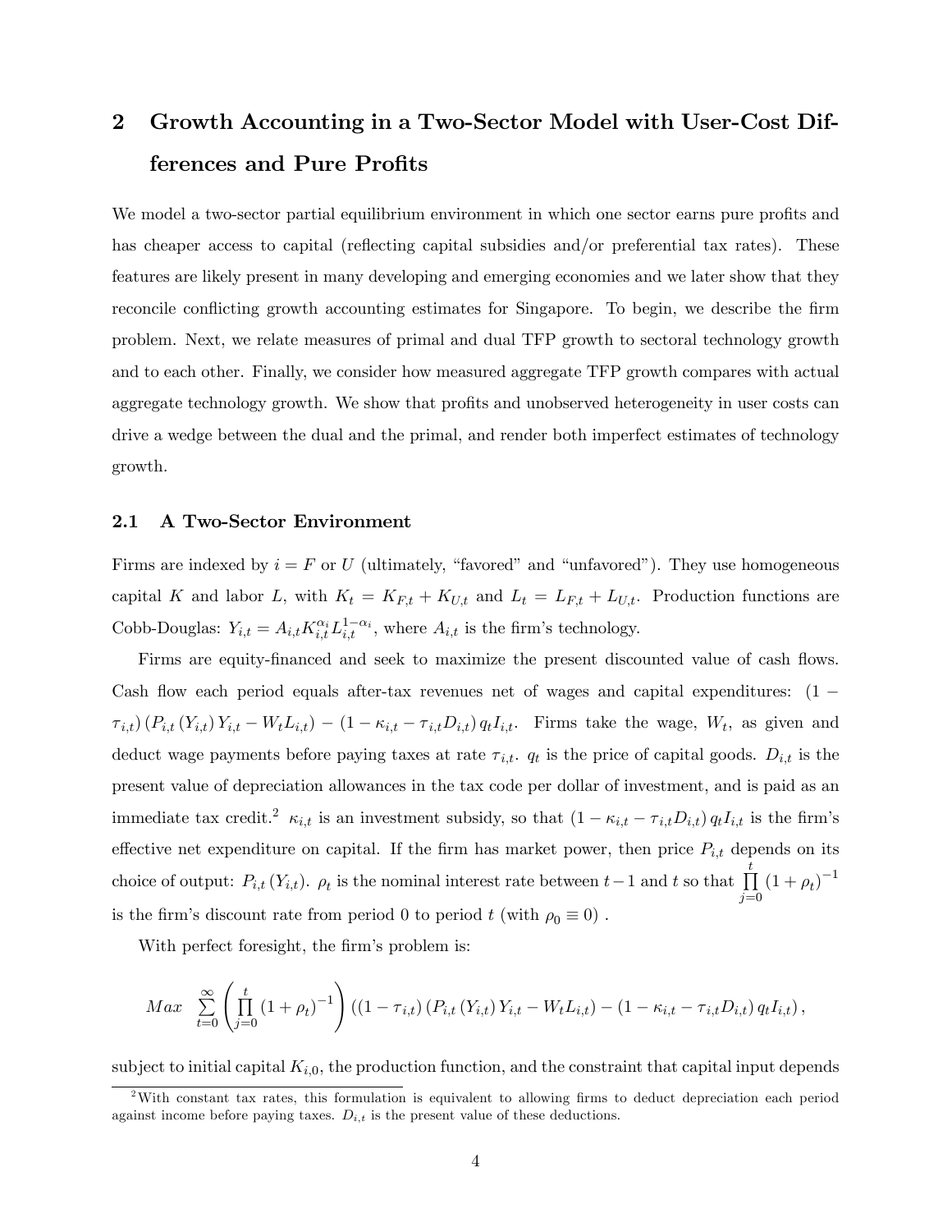## 2 Growth Accounting in a Two-Sector Model with User-Cost Differences and Pure Profits

We model a two-sector partial equilibrium environment in which one sector earns pure profits and has cheaper access to capital (reflecting capital subsidies and/or preferential tax rates). These features are likely present in many developing and emerging economies and we later show that they reconcile conflicting growth accounting estimates for Singapore. To begin, we describe the firm problem. Next, we relate measures of primal and dual TFP growth to sectoral technology growth and to each other. Finally, we consider how measured aggregate TFP growth compares with actual aggregate technology growth. We show that profits and unobserved heterogeneity in user costs can drive a wedge between the dual and the primal, and render both imperfect estimates of technology growth.

### 2.1 A Two-Sector Environment

Firms are indexed by $i = F$ or $U$ (ultimately, "favored" and "unfavored"). They use homogeneous capital $K$ and labor $L$, with $K_t = K_{F,t} + K_{U,t}$ and $L_t = L_{F,t} + L_{U,t}$. Production functions are Cobb-Douglas: $Y_{i,t} = A_{i,t} K_{i,t}^{\alpha_i} L_{i,t}^{1-\alpha_i}$, where $A_{i,t}$ is the firm's technology.

Firms are equity-financed and seek to maximize the present discounted value of cash flows. Cash flow each period equals after-tax revenues net of wages and capital expenditures: $(1 - \tau_{i,t}) (P_{i,t} (Y_{i,t}) Y_{i,t} - W_t L_{i,t}) - (1 - \kappa_{i,t} - \tau_{i,t} D_{i,t}) q_t I_{i,t}$. Firms take the wage, $W_t$, as given and deduct wage payments before paying taxes at rate $\tau_{i,t}$. $q_t$ is the price of capital goods. $D_{i,t}$ is the present value of depreciation allowances in the tax code per dollar of investment, and is paid as an immediate tax credit.[2] $\kappa_{i,t}$ is an investment subsidy, so that $(1 - \kappa_{i,t} - \tau_{i,t} D_{i,t}) q_t I_{i,t}$ is the firm's effective net expenditure on capital. If the firm has market power, then price $P_{i,t}$ depends on its choice of output: $P_{i,t} (Y_{i,t})$. $\rho_t$ is the nominal interest rate between $t-1$ and $t$ so that $\prod_{j=0}^{t} (1 + \rho_t)^{-1}$ is the firm's discount rate from period 0 to period $t$ (with $\rho_0 \equiv 0$).

With perfect foresight, the firm's problem is:

$$Max \sum_{t=0}^{\infty} \left( \prod_{j=0}^{t} (1 + \rho_t)^{-1} \right) ((1 - \tau_{i,t}) (P_{i,t} (Y_{i,t}) Y_{i,t} - W_t L_{i,t}) - (1 - \kappa_{i,t} - \tau_{i,t} D_{i,t}) q_t I_{i,t}),$$

subject to initial capital $K_{i,0}$, the production function, and the constraint that capital input depends

[2] With constant tax rates, this formulation is equivalent to allowing firms to deduct depreciation each period against income before paying taxes. $D_{i,t}$ is the present value of these deductions.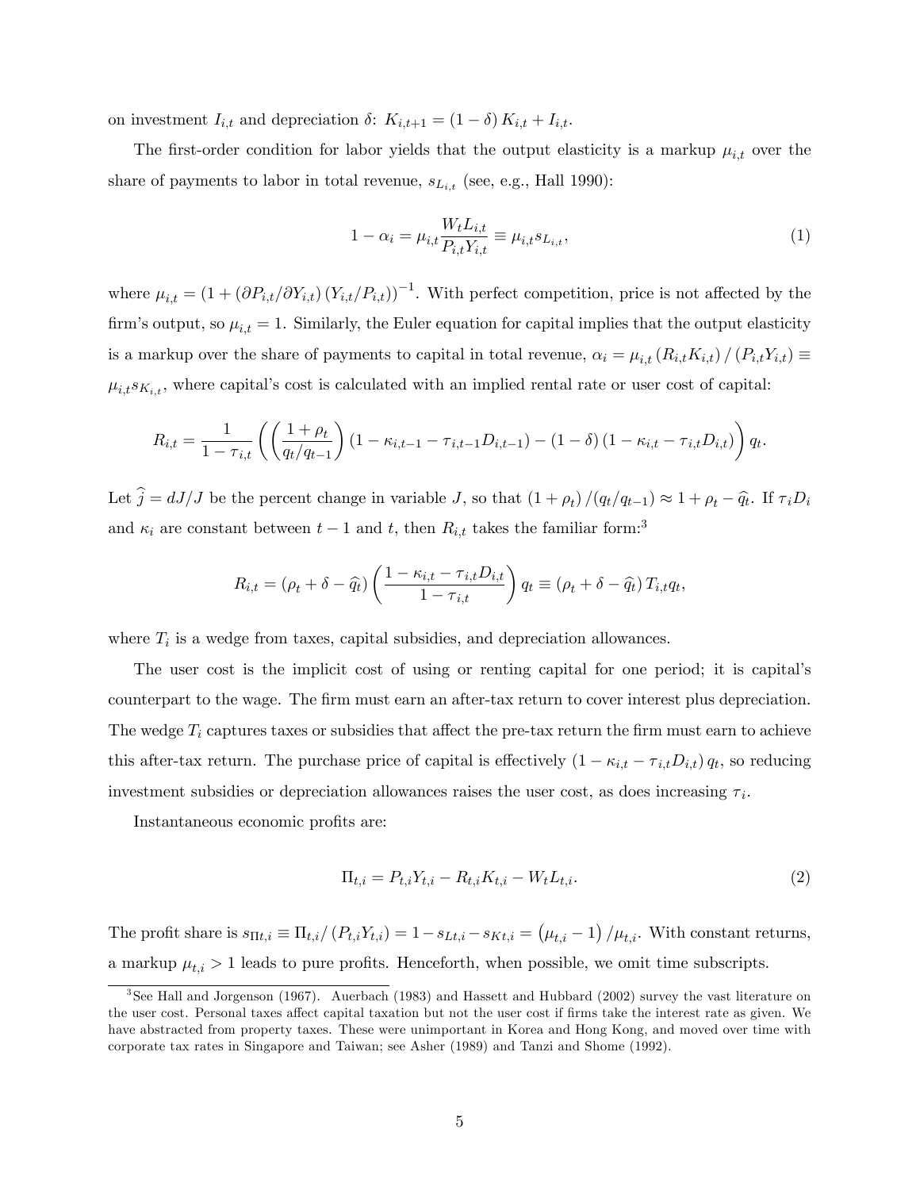on investment $I_{i,t}$ and depreciation $\delta$: $K_{i,t+1} = (1-\delta) K_{i,t} + I_{i,t}$.

The first-order condition for labor yields that the output elasticity is a markup $\mu_{i,t}$ over the share of payments to labor in total revenue, $s_{L_{i,t}}$ (see, e.g., Hall 1990):

$$1 - \alpha_i = \mu_{i,t} \frac{W_t L_{i,t}}{P_{i,t} Y_{i,t}} \equiv \mu_{i,t} s_{L_{i,t}}, \tag{1}$$

where $\mu_{i,t} = \left(1 + \left(\partial P_{i,t}/\partial Y_{i,t}\right)\left(Y_{i,t}/P_{i,t}\right)\right)^{-1}$. With perfect competition, price is not affected by the firm's output, so $\mu_{i,t} = 1$. Similarly, the Euler equation for capital implies that the output elasticity is a markup over the share of payments to capital in total revenue, $\alpha_i = \mu_{i,t}\left(R_{i,t} K_{i,t}\right)/\left(P_{i,t} Y_{i,t}\right) \equiv \mu_{i,t} s_{K_{i,t}}$, where capital's cost is calculated with an implied rental rate or user cost of capital:

$$R_{i,t} = \frac{1}{1-\tau_{i,t}} \left( \left( \frac{1+\rho_t}{q_t/q_{t-1}} \right) \left(1 - \kappa_{i,t-1} - \tau_{i,t-1} D_{i,t-1}\right) - (1-\delta)\left(1 - \kappa_{i,t} - \tau_{i,t} D_{i,t}\right) \right) q_t.$$

Let $\widehat{j} = dJ/J$ be the percent change in variable $J$, so that $(1+\rho_t)/(q_t/q_{t-1}) \approx 1 + \rho_t - \widehat{q}_t$. If $\tau_i D_i$ and $\kappa_i$ are constant between $t-1$ and $t$, then $R_{i,t}$ takes the familiar form:[3]

$$R_{i,t} = \left(\rho_t + \delta - \widehat{q}_t\right) \left( \frac{1 - \kappa_{i,t} - \tau_{i,t} D_{i,t}}{1 - \tau_{i,t}} \right) q_t \equiv \left(\rho_t + \delta - \widehat{q}_t\right) T_{i,t} q_t,$$

where $T_i$ is a wedge from taxes, capital subsidies, and depreciation allowances.

The user cost is the implicit cost of using or renting capital for one period; it is capital's counterpart to the wage. The firm must earn an after-tax return to cover interest plus depreciation. The wedge $T_i$ captures taxes or subsidies that affect the pre-tax return the firm must earn to achieve this after-tax return. The purchase price of capital is effectively $\left(1 - \kappa_{i,t} - \tau_{i,t} D_{i,t}\right) q_t$, so reducing investment subsidies or depreciation allowances raises the user cost, as does increasing $\tau_i$.

Instantaneous economic profits are:

$$\Pi_{t,i} = P_{t,i} Y_{t,i} - R_{t,i} K_{t,i} - W_t L_{t,i}. \tag{2}$$

The profit share is $s_{\Pi t,i} \equiv \Pi_{t,i}/\left(P_{t,i} Y_{t,i}\right) = 1 - s_{Lt,i} - s_{Kt,i} = \left(\mu_{t,i} - 1\right)/\mu_{t,i}$. With constant returns, a markup $\mu_{t,i} > 1$ leads to pure profits. Henceforth, when possible, we omit time subscripts.

[3] See Hall and Jorgenson (1967). Auerbach (1983) and Hassett and Hubbard (2002) survey the vast literature on the user cost. Personal taxes affect capital taxation but not the user cost if firms take the interest rate as given. We have abstracted from property taxes. These were unimportant in Korea and Hong Kong, and moved over time with corporate tax rates in Singapore and Taiwan; see Asher (1989) and Tanzi and Shome (1992).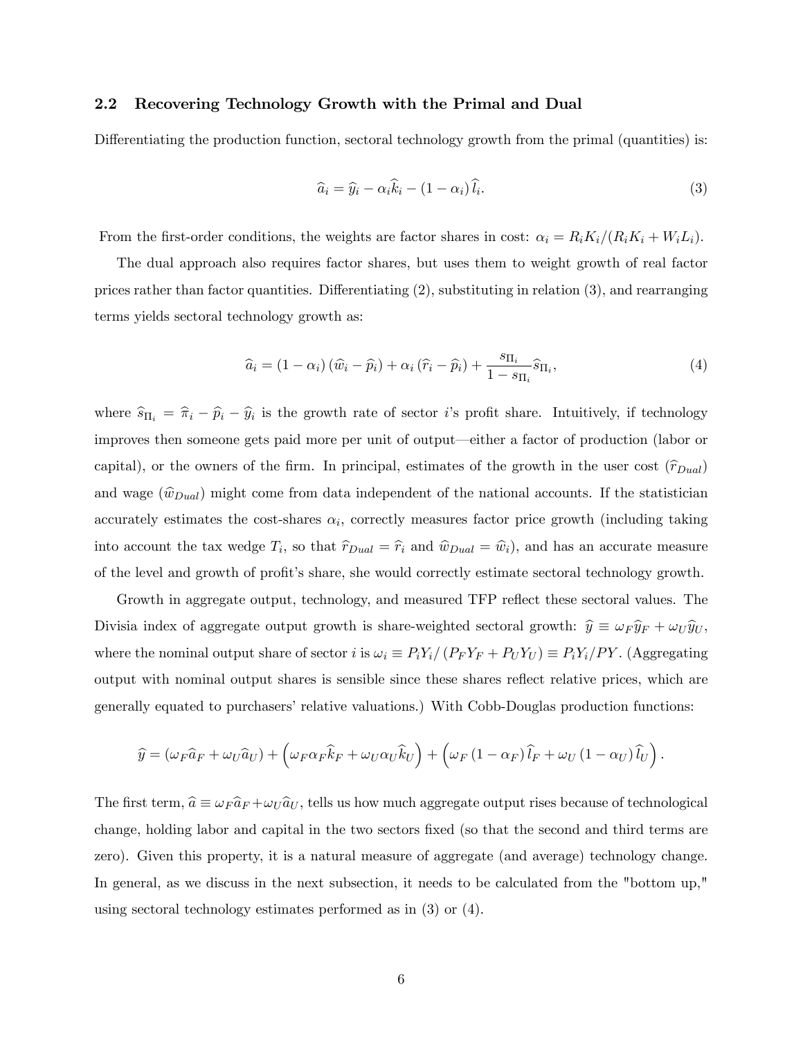### 2.2 Recovering Technology Growth with the Primal and Dual

Differentiating the production function, sectoral technology growth from the primal (quantities) is:

$$\widehat{a}_i = \widehat{y}_i - \alpha_i \widehat{k}_i - (1 - \alpha_i)\,\widehat{l}_i. \tag{3}$$

From the first-order conditions, the weights are factor shares in cost: $\alpha_i = R_i K_i / (R_i K_i + W_i L_i)$.

The dual approach also requires factor shares, but uses them to weight growth of real factor prices rather than factor quantities. Differentiating (2), substituting in relation (3), and rearranging terms yields sectoral technology growth as:

$$\widehat{a}_i = (1 - \alpha_i)\,(\widehat{w}_i - \widehat{p}_i) + \alpha_i\,(\widehat{r}_i - \widehat{p}_i) + \frac{s_{\Pi_i}}{1 - s_{\Pi_i}} \widehat{s}_{\Pi_i}, \tag{4}$$

where $\widehat{s}_{\Pi_i} = \widehat{\pi}_i - \widehat{p}_i - \widehat{y}_i$ is the growth rate of sector $i$'s profit share. Intuitively, if technology improves then someone gets paid more per unit of output—either a factor of production (labor or capital), or the owners of the firm. In principal, estimates of the growth in the user cost ($\widehat{r}_{Dual}$) and wage ($\widehat{w}_{Dual}$) might come from data independent of the national accounts. If the statistician accurately estimates the cost-shares $\alpha_i$, correctly measures factor price growth (including taking into account the tax wedge $T_i$, so that $\widehat{r}_{Dual} = \widehat{r}_i$ and $\widehat{w}_{Dual} = \widehat{w}_i$), and has an accurate measure of the level and growth of profit's share, she would correctly estimate sectoral technology growth.

Growth in aggregate output, technology, and measured TFP reflect these sectoral values. The Divisia index of aggregate output growth is share-weighted sectoral growth: $\widehat{y} \equiv \omega_F \widehat{y}_F + \omega_U \widehat{y}_U$, where the nominal output share of sector $i$ is $\omega_i \equiv P_i Y_i / (P_F Y_F + P_U Y_U) \equiv P_i Y_i / PY$. (Aggregating output with nominal output shares is sensible since these shares reflect relative prices, which are generally equated to purchasers' relative valuations.) With Cobb-Douglas production functions:

$$\widehat{y} = (\omega_F \widehat{a}_F + \omega_U \widehat{a}_U) + \left(\omega_F \alpha_F \widehat{k}_F + \omega_U \alpha_U \widehat{k}_U\right) + \left(\omega_F\,(1 - \alpha_F)\,\widehat{l}_F + \omega_U\,(1 - \alpha_U)\,\widehat{l}_U\right).$$

The first term, $\widehat{a} \equiv \omega_F \widehat{a}_F + \omega_U \widehat{a}_U$, tells us how much aggregate output rises because of technological change, holding labor and capital in the two sectors fixed (so that the second and third terms are zero). Given this property, it is a natural measure of aggregate (and average) technology change. In general, as we discuss in the next subsection, it needs to be calculated from the "bottom up," using sectoral technology estimates performed as in (3) or (4).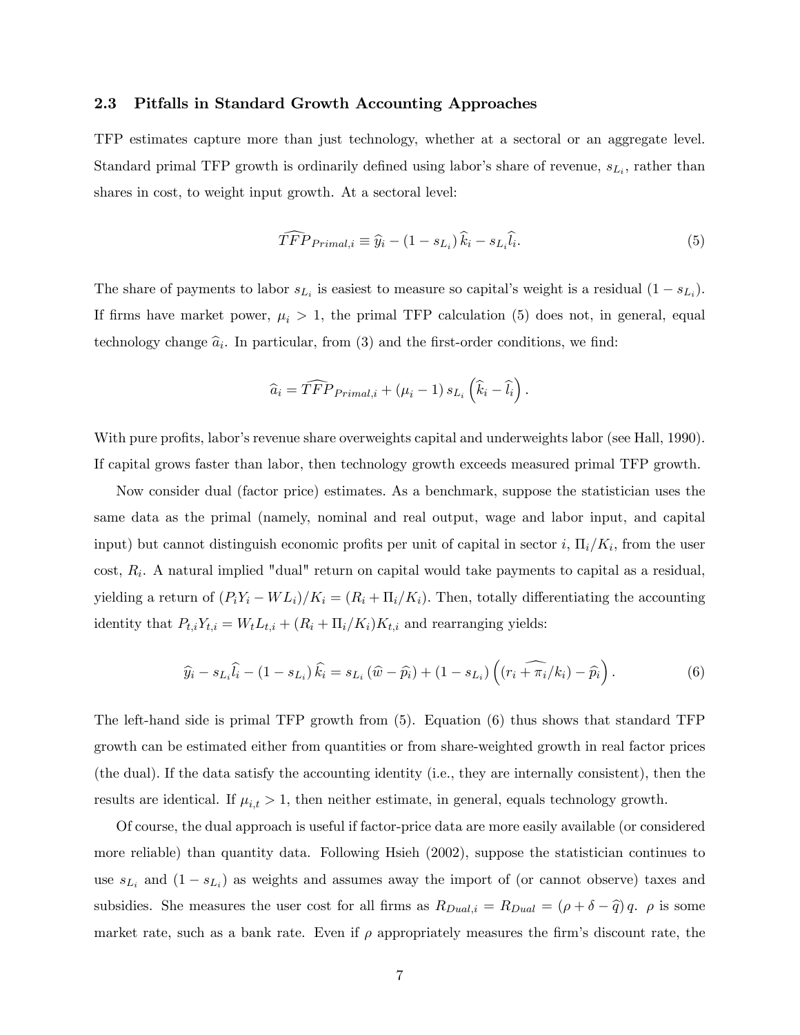### 2.3 Pitfalls in Standard Growth Accounting Approaches

TFP estimates capture more than just technology, whether at a sectoral or an aggregate level. Standard primal TFP growth is ordinarily defined using labor's share of revenue, $s_{L_i}$, rather than shares in cost, to weight input growth. At a sectoral level:

$$\widehat{TFP}_{Primal,i} \equiv \widehat{y}_i - (1 - s_{L_i})\,\widehat{k}_i - s_{L_i}\widehat{l}_i. \tag{5}$$

The share of payments to labor $s_{L_i}$ is easiest to measure so capital's weight is a residual $(1 - s_{L_i})$. If firms have market power, $\mu_i > 1$, the primal TFP calculation (5) does not, in general, equal technology change $\widehat{a}_i$. In particular, from (3) and the first-order conditions, we find:

$$\widehat{a}_i = \widehat{TFP}_{Primal,i} + (\mu_i - 1)\, s_{L_i}\left(\widehat{k}_i - \widehat{l}_i\right).$$

With pure profits, labor's revenue share overweights capital and underweights labor (see Hall, 1990). If capital grows faster than labor, then technology growth exceeds measured primal TFP growth.

Now consider dual (factor price) estimates. As a benchmark, suppose the statistician uses the same data as the primal (namely, nominal and real output, wage and labor input, and capital input) but cannot distinguish economic profits per unit of capital in sector $i$, $\Pi_i/K_i$, from the user cost, $R_i$. A natural implied "dual" return on capital would take payments to capital as a residual, yielding a return of $(P_iY_i - WL_i)/K_i = (R_i + \Pi_i/K_i)$. Then, totally differentiating the accounting identity that $P_{t,i}Y_{t,i} = W_tL_{t,i} + (R_i + \Pi_i/K_i)K_{t,i}$ and rearranging yields:

$$\widehat{y}_i - s_{L_i}\widehat{l}_i - (1 - s_{L_i})\,\widehat{k}_i = s_{L_i}\left(\widehat{w} - \widehat{p}_i\right) + (1 - s_{L_i})\left(\left(\widehat{r_i + \pi_i/k_i}\right) - \widehat{p}_i\right). \tag{6}$$

The left-hand side is primal TFP growth from (5). Equation (6) thus shows that standard TFP growth can be estimated either from quantities or from share-weighted growth in real factor prices (the dual). If the data satisfy the accounting identity (i.e., they are internally consistent), then the results are identical. If $\mu_{i,t} > 1$, then neither estimate, in general, equals technology growth.

Of course, the dual approach is useful if factor-price data are more easily available (or considered more reliable) than quantity data. Following Hsieh (2002), suppose the statistician continues to use $s_{L_i}$ and $(1 - s_{L_i})$ as weights and assumes away the import of (or cannot observe) taxes and subsidies. She measures the user cost for all firms as $R_{Dual,i} = R_{Dual} = (\rho + \delta - \widehat{q})\,q$. $\rho$ is some market rate, such as a bank rate. Even if $\rho$ appropriately measures the firm's discount rate, the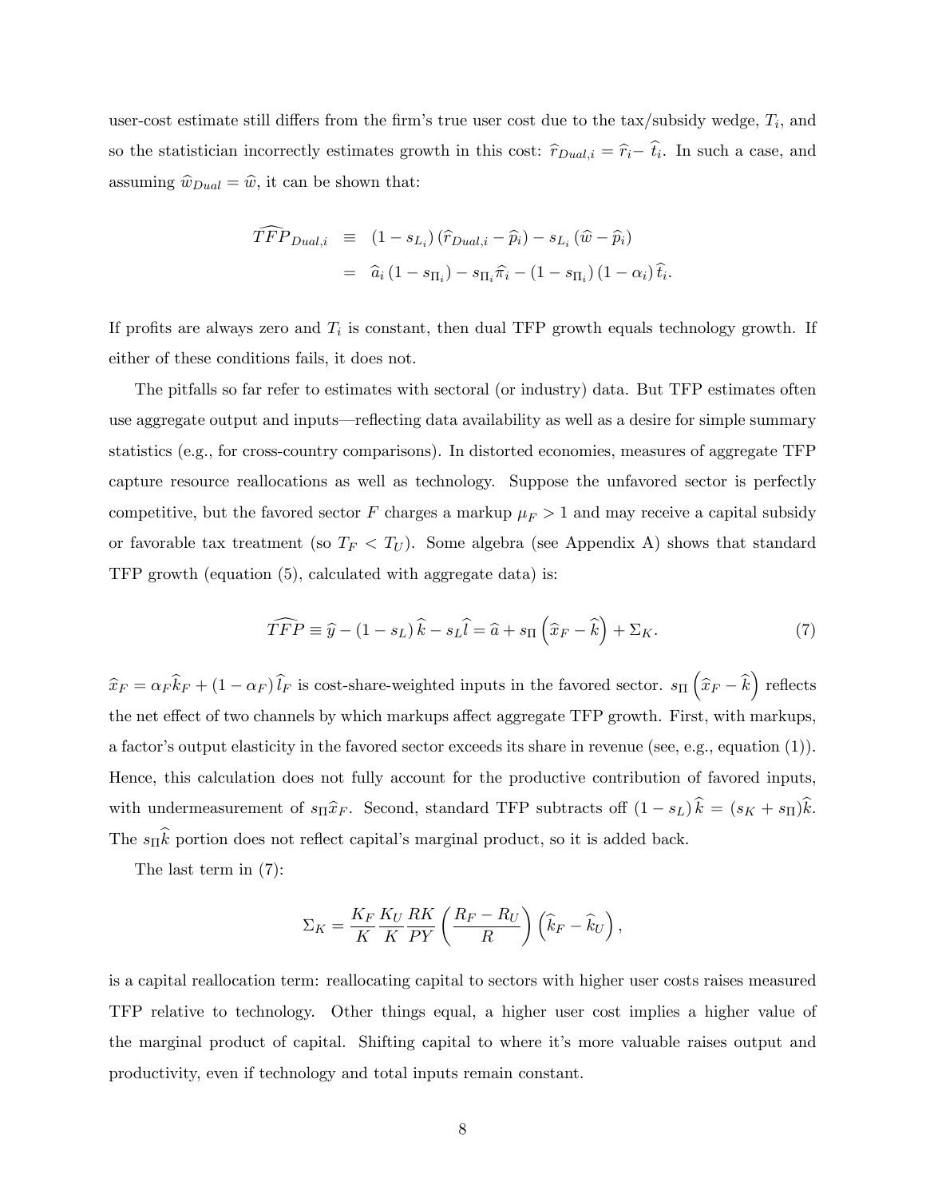user-cost estimate still differs from the firm's true user cost due to the tax/subsidy wedge, $T_i$, and so the statistician incorrectly estimates growth in this cost: $\widehat{r}_{Dual,i} = \widehat{r}_i - \widehat{t}_i$. In such a case, and assuming $\widehat{w}_{Dual} = \widehat{w}$, it can be shown that:

$$
\begin{aligned}
\widehat{TFP}_{Dual,i} &\equiv (1 - s_{L_i})(\widehat{r}_{Dual,i} - \widehat{p}_i) - s_{L_i}(\widehat{w} - \widehat{p}_i) \\
&= \widehat{a}_i (1 - s_{\Pi_i}) - s_{\Pi_i} \widehat{\pi}_i - (1 - s_{\Pi_i})(1 - \alpha_i)\widehat{t}_i.
\end{aligned}
$$

If profits are always zero and $T_i$ is constant, then dual TFP growth equals technology growth. If either of these conditions fails, it does not.

The pitfalls so far refer to estimates with sectoral (or industry) data. But TFP estimates often use aggregate output and inputs—reflecting data availability as well as a desire for simple summary statistics (e.g., for cross-country comparisons). In distorted economies, measures of aggregate TFP capture resource reallocations as well as technology. Suppose the unfavored sector is perfectly competitive, but the favored sector $F$ charges a markup $\mu_F > 1$ and may receive a capital subsidy or favorable tax treatment (so $T_F < T_U$). Some algebra (see Appendix A) shows that standard TFP growth (equation (5), calculated with aggregate data) is:

$$
\widehat{TFP} \equiv \widehat{y} - (1 - s_L)\widehat{k} - s_L \widehat{l} = \widehat{a} + s_\Pi \left(\widehat{x}_F - \widehat{k}\right) + \Sigma_K. \tag{7}
$$

$\widehat{x}_F = \alpha_F \widehat{k}_F + (1 - \alpha_F)\widehat{l}_F$ is cost-share-weighted inputs in the favored sector. $s_\Pi \left(\widehat{x}_F - \widehat{k}\right)$ reflects the net effect of two channels by which markups affect aggregate TFP growth. First, with markups, a factor's output elasticity in the favored sector exceeds its share in revenue (see, e.g., equation (1)). Hence, this calculation does not fully account for the productive contribution of favored inputs, with undermeasurement of $s_\Pi \widehat{x}_F$. Second, standard TFP subtracts off $(1 - s_L)\widehat{k} = (s_K + s_\Pi)\widehat{k}$. The $s_\Pi \widehat{k}$ portion does not reflect capital's marginal product, so it is added back.

The last term in (7):

$$
\Sigma_K = \frac{K_F}{K}\frac{K_U}{K}\frac{RK}{PY}\left(\frac{R_F - R_U}{R}\right)\left(\widehat{k}_F - \widehat{k}_U\right),
$$

is a capital reallocation term: reallocating capital to sectors with higher user costs raises measured TFP relative to technology. Other things equal, a higher user cost implies a higher value of the marginal product of capital. Shifting capital to where it's more valuable raises output and productivity, even if technology and total inputs remain constant.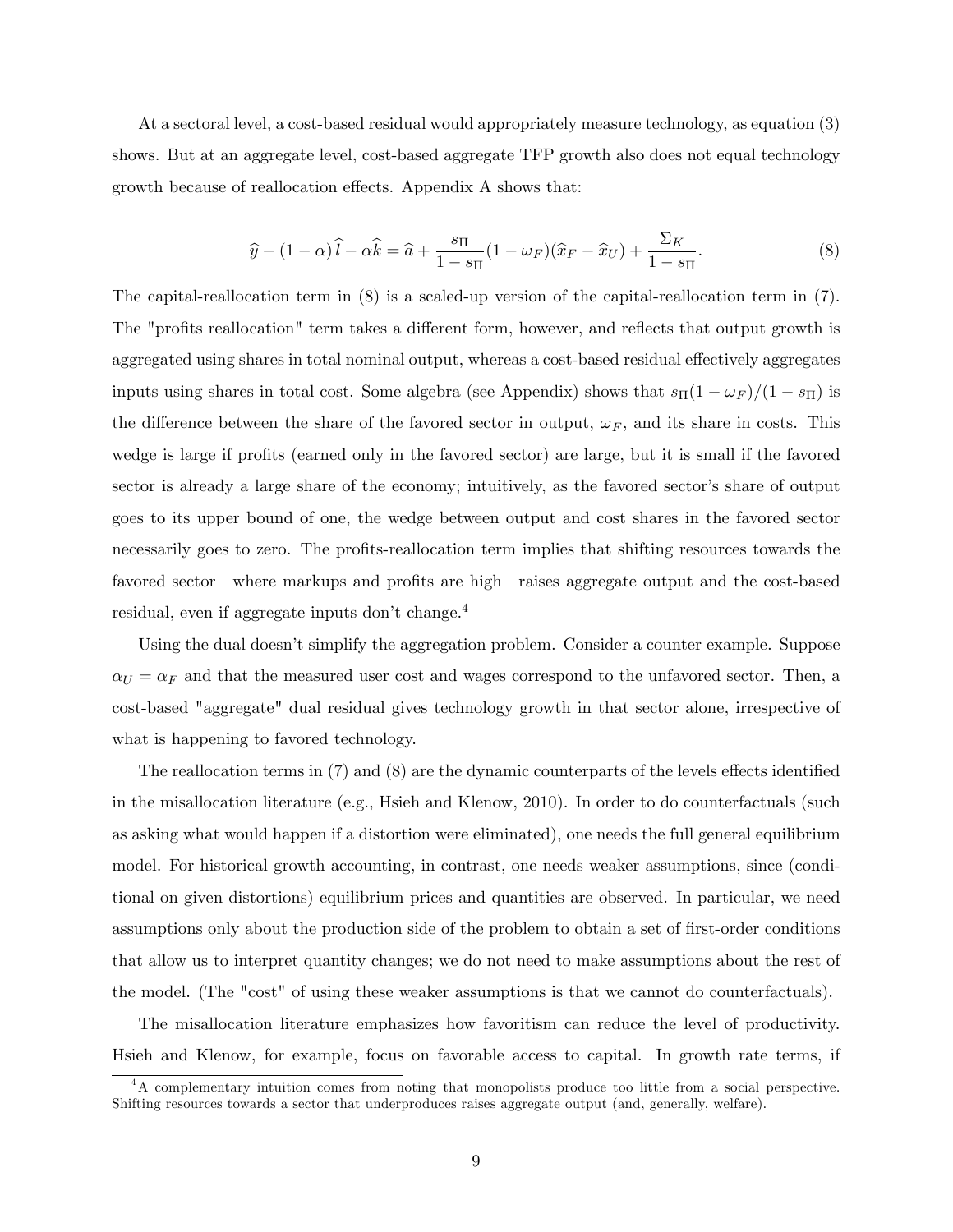At a sectoral level, a cost-based residual would appropriately measure technology, as equation (3) shows. But at an aggregate level, cost-based aggregate TFP growth also does not equal technology growth because of reallocation effects. Appendix A shows that:

$$\widehat{y} - (1-\alpha)\,\widehat{l} - \alpha\widehat{k} = \widehat{a} + \frac{s_{\Pi}}{1-s_{\Pi}}(1-\omega_F)(\widehat{x}_F - \widehat{x}_U) + \frac{\Sigma_K}{1-s_{\Pi}}. \tag{8}$$

The capital-reallocation term in (8) is a scaled-up version of the capital-reallocation term in (7). The "profits reallocation" term takes a different form, however, and reflects that output growth is aggregated using shares in total nominal output, whereas a cost-based residual effectively aggregates inputs using shares in total cost. Some algebra (see Appendix) shows that $s_{\Pi}(1-\omega_F)/(1-s_{\Pi})$ is the difference between the share of the favored sector in output, $\omega_F$, and its share in costs. This wedge is large if profits (earned only in the favored sector) are large, but it is small if the favored sector is already a large share of the economy; intuitively, as the favored sector's share of output goes to its upper bound of one, the wedge between output and cost shares in the favored sector necessarily goes to zero. The profits-reallocation term implies that shifting resources towards the favored sector—where markups and profits are high—raises aggregate output and the cost-based residual, even if aggregate inputs don't change.[4]

Using the dual doesn't simplify the aggregation problem. Consider a counter example. Suppose $\alpha_U = \alpha_F$ and that the measured user cost and wages correspond to the unfavored sector. Then, a cost-based "aggregate" dual residual gives technology growth in that sector alone, irrespective of what is happening to favored technology.

The reallocation terms in (7) and (8) are the dynamic counterparts of the levels effects identified in the misallocation literature (e.g., Hsieh and Klenow, 2010). In order to do counterfactuals (such as asking what would happen if a distortion were eliminated), one needs the full general equilibrium model. For historical growth accounting, in contrast, one needs weaker assumptions, since (conditional on given distortions) equilibrium prices and quantities are observed. In particular, we need assumptions only about the production side of the problem to obtain a set of first-order conditions that allow us to interpret quantity changes; we do not need to make assumptions about the rest of the model. (The "cost" of using these weaker assumptions is that we cannot do counterfactuals).

The misallocation literature emphasizes how favoritism can reduce the level of productivity. Hsieh and Klenow, for example, focus on favorable access to capital. In growth rate terms, if

[4] A complementary intuition comes from noting that monopolists produce too little from a social perspective. Shifting resources towards a sector that underproduces raises aggregate output (and, generally, welfare).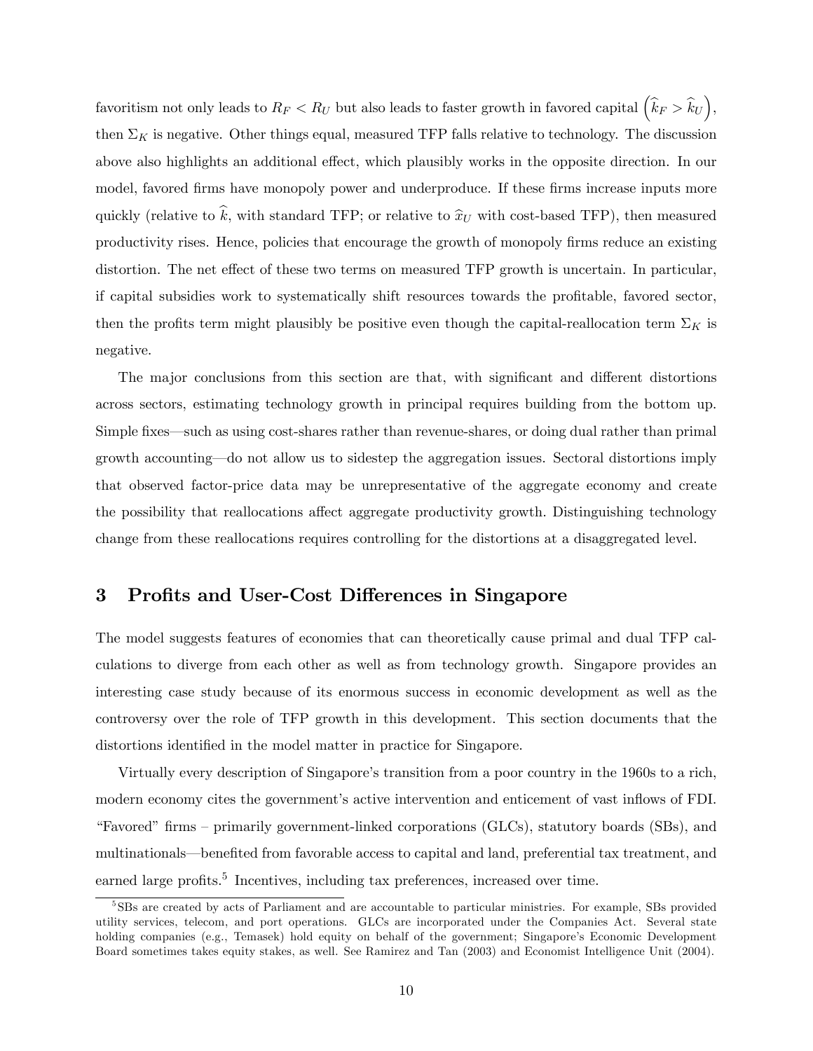favoritism not only leads to $R_F < R_U$ but also leads to faster growth in favored capital $\left(\widehat{k}_F > \widehat{k}_U\right)$, then $\Sigma_K$ is negative. Other things equal, measured TFP falls relative to technology. The discussion above also highlights an additional effect, which plausibly works in the opposite direction. In our model, favored firms have monopoly power and underproduce. If these firms increase inputs more quickly (relative to $\widehat{k}$, with standard TFP; or relative to $\widehat{x}_U$ with cost-based TFP), then measured productivity rises. Hence, policies that encourage the growth of monopoly firms reduce an existing distortion. The net effect of these two terms on measured TFP growth is uncertain. In particular, if capital subsidies work to systematically shift resources towards the profitable, favored sector, then the profits term might plausibly be positive even though the capital-reallocation term $\Sigma_K$ is negative.

The major conclusions from this section are that, with significant and different distortions across sectors, estimating technology growth in principal requires building from the bottom up. Simple fixes—such as using cost-shares rather than revenue-shares, or doing dual rather than primal growth accounting—do not allow us to sidestep the aggregation issues. Sectoral distortions imply that observed factor-price data may be unrepresentative of the aggregate economy and create the possibility that reallocations affect aggregate productivity growth. Distinguishing technology change from these reallocations requires controlling for the distortions at a disaggregated level.

# 3 Profits and User-Cost Differences in Singapore

The model suggests features of economies that can theoretically cause primal and dual TFP calculations to diverge from each other as well as from technology growth. Singapore provides an interesting case study because of its enormous success in economic development as well as the controversy over the role of TFP growth in this development. This section documents that the distortions identified in the model matter in practice for Singapore.

Virtually every description of Singapore's transition from a poor country in the 1960s to a rich, modern economy cites the government's active intervention and enticement of vast inflows of FDI. "Favored" firms – primarily government-linked corporations (GLCs), statutory boards (SBs), and multinationals—benefited from favorable access to capital and land, preferential tax treatment, and earned large profits.[5] Incentives, including tax preferences, increased over time.

[5] SBs are created by acts of Parliament and are accountable to particular ministries. For example, SBs provided utility services, telecom, and port operations. GLCs are incorporated under the Companies Act. Several state holding companies (e.g., Temasek) hold equity on behalf of the government; Singapore's Economic Development Board sometimes takes equity stakes, as well. See Ramirez and Tan (2003) and Economist Intelligence Unit (2004).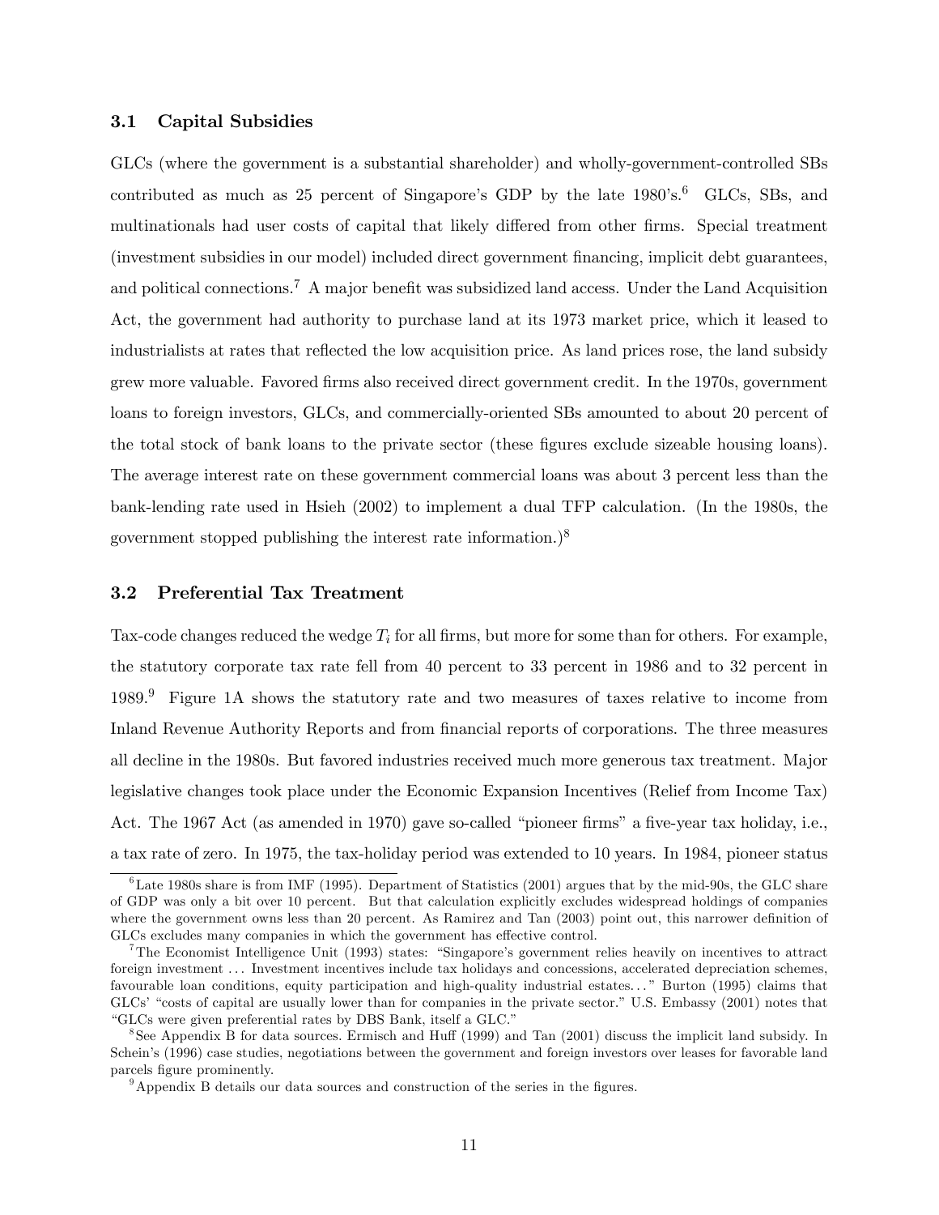### 3.1 Capital Subsidies

GLCs (where the government is a substantial shareholder) and wholly-government-controlled SBs contributed as much as 25 percent of Singapore's GDP by the late 1980's.[6] GLCs, SBs, and multinationals had user costs of capital that likely differed from other firms. Special treatment (investment subsidies in our model) included direct government financing, implicit debt guarantees, and political connections.[7] A major benefit was subsidized land access. Under the Land Acquisition Act, the government had authority to purchase land at its 1973 market price, which it leased to industrialists at rates that reflected the low acquisition price. As land prices rose, the land subsidy grew more valuable. Favored firms also received direct government credit. In the 1970s, government loans to foreign investors, GLCs, and commercially-oriented SBs amounted to about 20 percent of the total stock of bank loans to the private sector (these figures exclude sizeable housing loans). The average interest rate on these government commercial loans was about 3 percent less than the bank-lending rate used in Hsieh (2002) to implement a dual TFP calculation. (In the 1980s, the government stopped publishing the interest rate information.)[8]

### 3.2 Preferential Tax Treatment

Tax-code changes reduced the wedge $T_i$ for all firms, but more for some than for others. For example, the statutory corporate tax rate fell from 40 percent to 33 percent in 1986 and to 32 percent in 1989.[9] Figure 1A shows the statutory rate and two measures of taxes relative to income from Inland Revenue Authority Reports and from financial reports of corporations. The three measures all decline in the 1980s. But favored industries received much more generous tax treatment. Major legislative changes took place under the Economic Expansion Incentives (Relief from Income Tax) Act. The 1967 Act (as amended in 1970) gave so-called "pioneer firms" a five-year tax holiday, i.e., a tax rate of zero. In 1975, the tax-holiday period was extended to 10 years. In 1984, pioneer status

[6] Late 1980s share is from IMF (1995). Department of Statistics (2001) argues that by the mid-90s, the GLC share of GDP was only a bit over 10 percent. But that calculation explicitly excludes widespread holdings of companies where the government owns less than 20 percent. As Ramirez and Tan (2003) point out, this narrower definition of GLCs excludes many companies in which the government has effective control.

[7] The Economist Intelligence Unit (1993) states: "Singapore's government relies heavily on incentives to attract foreign investment ... Investment incentives include tax holidays and concessions, accelerated depreciation schemes, favourable loan conditions, equity participation and high-quality industrial estates..." Burton (1995) claims that GLCs' "costs of capital are usually lower than for companies in the private sector." U.S. Embassy (2001) notes that "GLCs were given preferential rates by DBS Bank, itself a GLC."

[8] See Appendix B for data sources. Ermisch and Huff (1999) and Tan (2001) discuss the implicit land subsidy. In Schein's (1996) case studies, negotiations between the government and foreign investors over leases for favorable land parcels figure prominently.

[9] Appendix B details our data sources and construction of the series in the figures.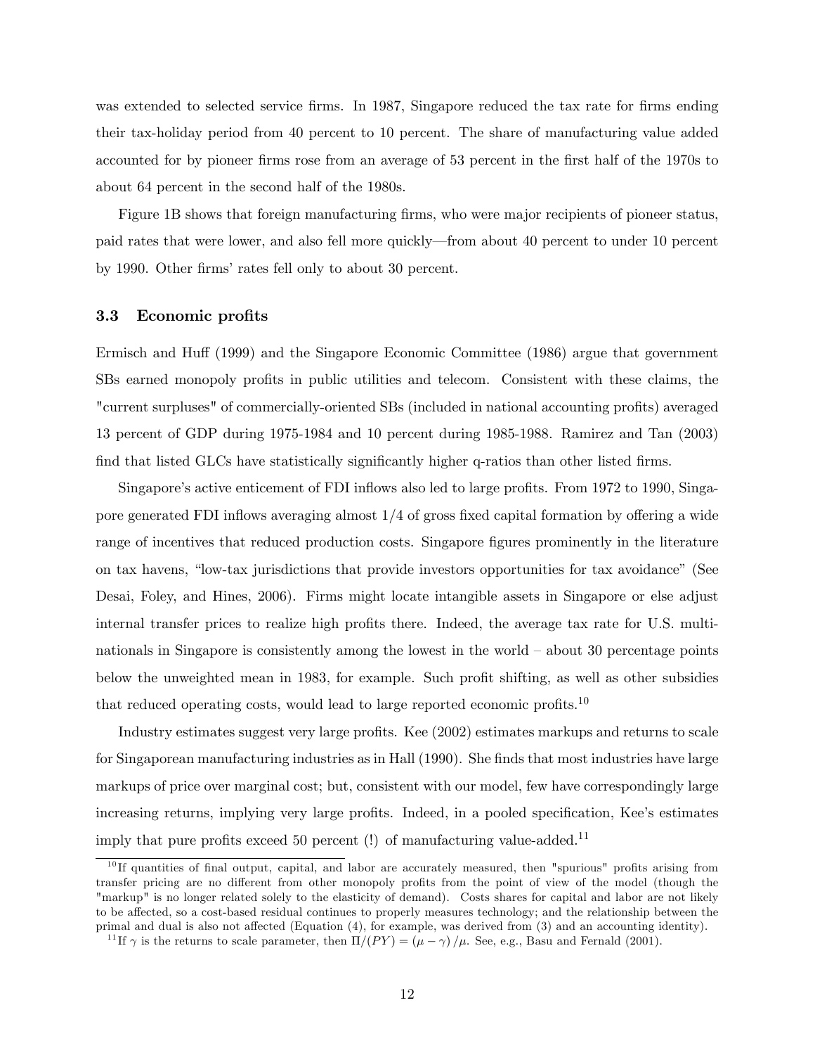was extended to selected service firms. In 1987, Singapore reduced the tax rate for firms ending their tax-holiday period from 40 percent to 10 percent. The share of manufacturing value added accounted for by pioneer firms rose from an average of 53 percent in the first half of the 1970s to about 64 percent in the second half of the 1980s.

Figure 1B shows that foreign manufacturing firms, who were major recipients of pioneer status, paid rates that were lower, and also fell more quickly—from about 40 percent to under 10 percent by 1990. Other firms' rates fell only to about 30 percent.

### 3.3 Economic profits

Ermisch and Huff (1999) and the Singapore Economic Committee (1986) argue that government SBs earned monopoly profits in public utilities and telecom. Consistent with these claims, the "current surpluses" of commercially-oriented SBs (included in national accounting profits) averaged 13 percent of GDP during 1975-1984 and 10 percent during 1985-1988. Ramirez and Tan (2003) find that listed GLCs have statistically significantly higher q-ratios than other listed firms.

Singapore's active enticement of FDI inflows also led to large profits. From 1972 to 1990, Singapore generated FDI inflows averaging almost 1/4 of gross fixed capital formation by offering a wide range of incentives that reduced production costs. Singapore figures prominently in the literature on tax havens, "low-tax jurisdictions that provide investors opportunities for tax avoidance" (See Desai, Foley, and Hines, 2006). Firms might locate intangible assets in Singapore or else adjust internal transfer prices to realize high profits there. Indeed, the average tax rate for U.S. multinationals in Singapore is consistently among the lowest in the world – about 30 percentage points below the unweighted mean in 1983, for example. Such profit shifting, as well as other subsidies that reduced operating costs, would lead to large reported economic profits.[10]

Industry estimates suggest very large profits. Kee (2002) estimates markups and returns to scale for Singaporean manufacturing industries as in Hall (1990). She finds that most industries have large markups of price over marginal cost; but, consistent with our model, few have correspondingly large increasing returns, implying very large profits. Indeed, in a pooled specification, Kee's estimates imply that pure profits exceed 50 percent (!) of manufacturing value-added.[11]

[10] If quantities of final output, capital, and labor are accurately measured, then "spurious" profits arising from transfer pricing are no different from other monopoly profits from the point of view of the model (though the "markup" is no longer related solely to the elasticity of demand). Costs shares for capital and labor are not likely to be affected, so a cost-based residual continues to properly measures technology; and the relationship between the primal and dual is also not affected (Equation (4), for example, was derived from (3) and an accounting identity).

[11] If $\gamma$ is the returns to scale parameter, then $\Pi/(PY) = (\mu - \gamma)/\mu$. See, e.g., Basu and Fernald (2001).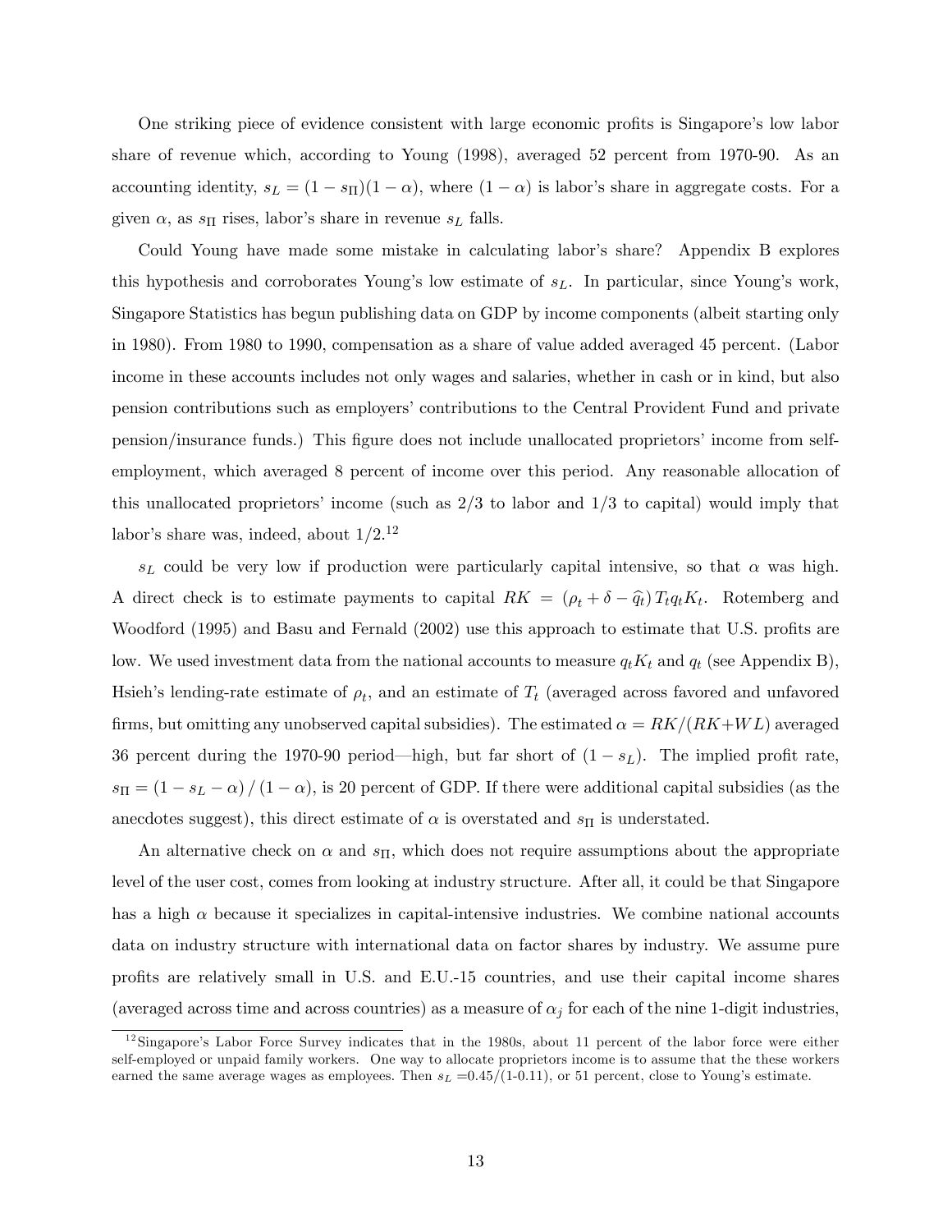One striking piece of evidence consistent with large economic profits is Singapore's low labor share of revenue which, according to Young (1998), averaged 52 percent from 1970-90. As an accounting identity, $s_L = (1 - s_\Pi)(1 - \alpha)$, where $(1 - \alpha)$ is labor's share in aggregate costs. For a given $\alpha$, as $s_\Pi$ rises, labor's share in revenue $s_L$ falls.

Could Young have made some mistake in calculating labor's share? Appendix B explores this hypothesis and corroborates Young's low estimate of $s_L$. In particular, since Young's work, Singapore Statistics has begun publishing data on GDP by income components (albeit starting only in 1980). From 1980 to 1990, compensation as a share of value added averaged 45 percent. (Labor income in these accounts includes not only wages and salaries, whether in cash or in kind, but also pension contributions such as employers' contributions to the Central Provident Fund and private pension/insurance funds.) This figure does not include unallocated proprietors' income from self-employment, which averaged 8 percent of income over this period. Any reasonable allocation of this unallocated proprietors' income (such as 2/3 to labor and 1/3 to capital) would imply that labor's share was, indeed, about 1/2.[12]

$s_L$ could be very low if production were particularly capital intensive, so that $\alpha$ was high. A direct check is to estimate payments to capital $RK = (\rho_t + \delta - \widehat{q}_t) T_t q_t K_t$. Rotemberg and Woodford (1995) and Basu and Fernald (2002) use this approach to estimate that U.S. profits are low. We used investment data from the national accounts to measure $q_t K_t$ and $q_t$ (see Appendix B), Hsieh's lending-rate estimate of $\rho_t$, and an estimate of $T_t$ (averaged across favored and unfavored firms, but omitting any unobserved capital subsidies). The estimated $\alpha = RK/(RK + WL)$ averaged 36 percent during the 1970-90 period—high, but far short of $(1 - s_L)$. The implied profit rate, $s_\Pi = (1 - s_L - \alpha) / (1 - \alpha)$, is 20 percent of GDP. If there were additional capital subsidies (as the anecdotes suggest), this direct estimate of $\alpha$ is overstated and $s_\Pi$ is understated.

An alternative check on $\alpha$ and $s_\Pi$, which does not require assumptions about the appropriate level of the user cost, comes from looking at industry structure. After all, it could be that Singapore has a high $\alpha$ because it specializes in capital-intensive industries. We combine national accounts data on industry structure with international data on factor shares by industry. We assume pure profits are relatively small in U.S. and E.U.-15 countries, and use their capital income shares (averaged across time and across countries) as a measure of $\alpha_j$ for each of the nine 1-digit industries,

[12] Singapore's Labor Force Survey indicates that in the 1980s, about 11 percent of the labor force were either self-employed or unpaid family workers. One way to allocate proprietors income is to assume that the these workers earned the same average wages as employees. Then $s_L = 0.45/(1\text{-}0.11)$, or 51 percent, close to Young's estimate.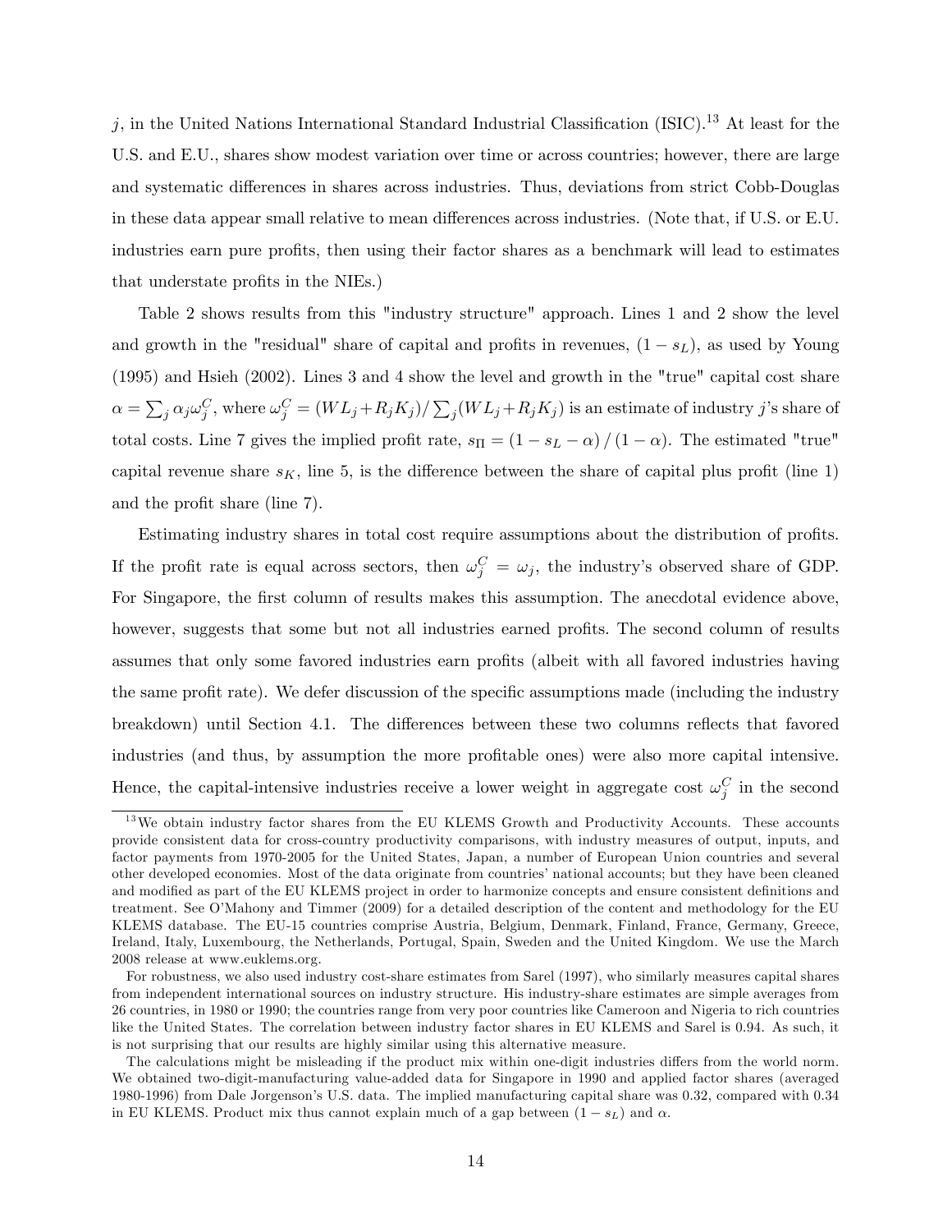$j$, in the United Nations International Standard Industrial Classification (ISIC).[13] At least for the U.S. and E.U., shares show modest variation over time or across countries; however, there are large and systematic differences in shares across industries. Thus, deviations from strict Cobb-Douglas in these data appear small relative to mean differences across industries. (Note that, if U.S. or E.U. industries earn pure profits, then using their factor shares as a benchmark will lead to estimates that understate profits in the NIEs.)

Table 2 shows results from this "industry structure" approach. Lines 1 and 2 show the level and growth in the "residual" share of capital and profits in revenues, $(1 - s_L)$, as used by Young (1995) and Hsieh (2002). Lines 3 and 4 show the level and growth in the "true" capital cost share $\alpha = \sum_j \alpha_j \omega_j^C$, where $\omega_j^C = (WL_j + R_j K_j) / \sum_j (WL_j + R_j K_j)$ is an estimate of industry $j$'s share of total costs. Line 7 gives the implied profit rate, $s_\Pi = (1 - s_L - \alpha) / (1 - \alpha)$. The estimated "true" capital revenue share $s_K$, line 5, is the difference between the share of capital plus profit (line 1) and the profit share (line 7).

Estimating industry shares in total cost require assumptions about the distribution of profits. If the profit rate is equal across sectors, then $\omega_j^C = \omega_j$, the industry's observed share of GDP. For Singapore, the first column of results makes this assumption. The anecdotal evidence above, however, suggests that some but not all industries earned profits. The second column of results assumes that only some favored industries earn profits (albeit with all favored industries having the same profit rate). We defer discussion of the specific assumptions made (including the industry breakdown) until Section 4.1. The differences between these two columns reflects that favored industries (and thus, by assumption the more profitable ones) were also more capital intensive. Hence, the capital-intensive industries receive a lower weight in aggregate cost $\omega_j^C$ in the second

[13] We obtain industry factor shares from the EU KLEMS Growth and Productivity Accounts. These accounts provide consistent data for cross-country productivity comparisons, with industry measures of output, inputs, and factor payments from 1970-2005 for the United States, Japan, a number of European Union countries and several other developed economies. Most of the data originate from countries' national accounts; but they have been cleaned and modified as part of the EU KLEMS project in order to harmonize concepts and ensure consistent definitions and treatment. See O'Mahony and Timmer (2009) for a detailed description of the content and methodology for the EU KLEMS database. The EU-15 countries comprise Austria, Belgium, Denmark, Finland, France, Germany, Greece, Ireland, Italy, Luxembourg, the Netherlands, Portugal, Spain, Sweden and the United Kingdom. We use the March 2008 release at www.euklems.org.

For robustness, we also used industry cost-share estimates from Sarel (1997), who similarly measures capital shares from independent international sources on industry structure. His industry-share estimates are simple averages from 26 countries, in 1980 or 1990; the countries range from very poor countries like Cameroon and Nigeria to rich countries like the United States. The correlation between industry factor shares in EU KLEMS and Sarel is 0.94. As such, it is not surprising that our results are highly similar using this alternative measure.

The calculations might be misleading if the product mix within one-digit industries differs from the world norm. We obtained two-digit-manufacturing value-added data for Singapore in 1990 and applied factor shares (averaged 1980-1996) from Dale Jorgenson's U.S. data. The implied manufacturing capital share was 0.32, compared with 0.34 in EU KLEMS. Product mix thus cannot explain much of a gap between $(1 - s_L)$ and $\alpha$.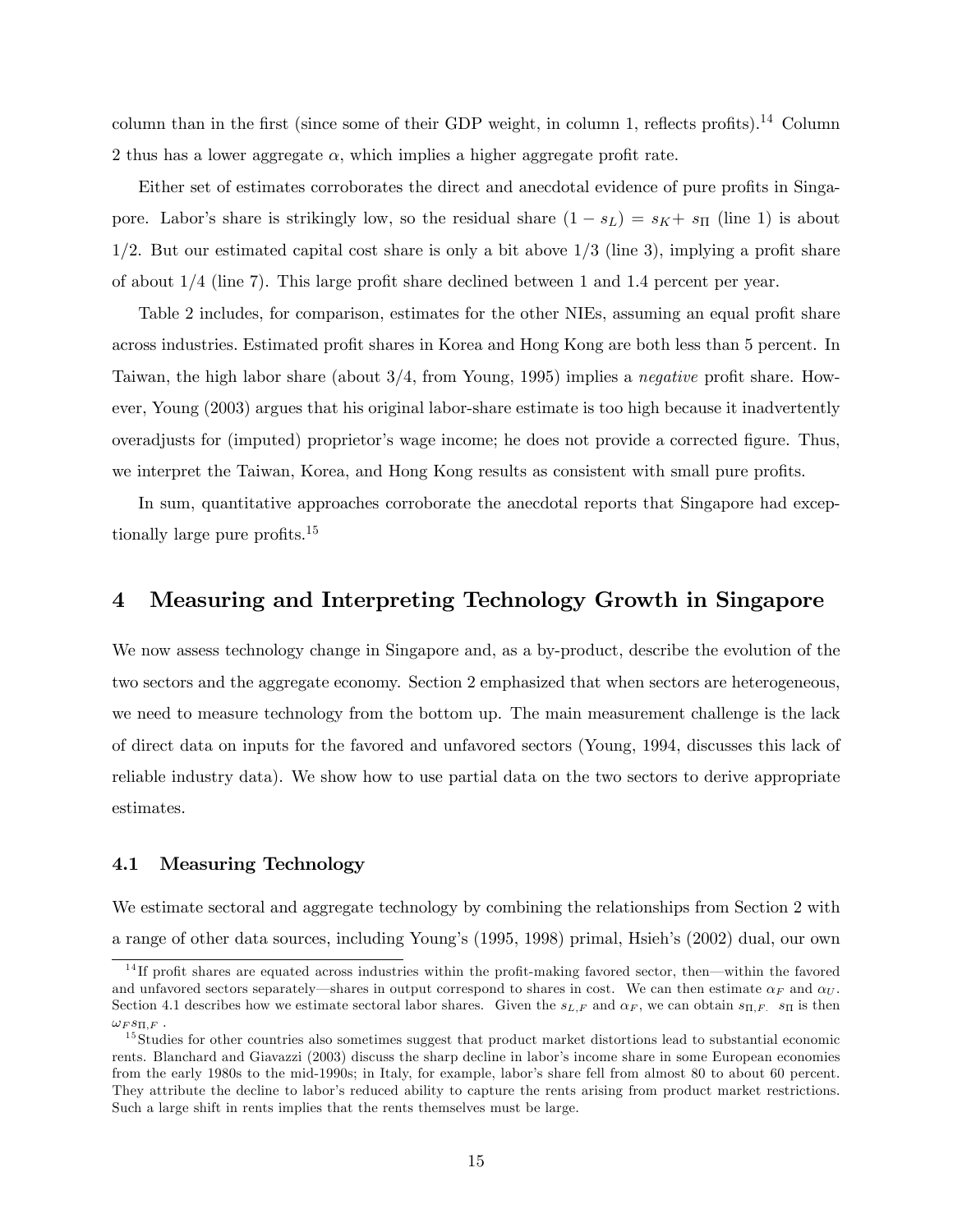column than in the first (since some of their GDP weight, in column 1, reflects profits).[14] Column 2 thus has a lower aggregate $\alpha$, which implies a higher aggregate profit rate.

Either set of estimates corroborates the direct and anecdotal evidence of pure profits in Singapore. Labor's share is strikingly low, so the residual share $(1 - s_L) = s_K + s_\Pi$ (line 1) is about 1/2. But our estimated capital cost share is only a bit above 1/3 (line 3), implying a profit share of about 1/4 (line 7). This large profit share declined between 1 and 1.4 percent per year.

Table 2 includes, for comparison, estimates for the other NIEs, assuming an equal profit share across industries. Estimated profit shares in Korea and Hong Kong are both less than 5 percent. In Taiwan, the high labor share (about 3/4, from Young, 1995) implies a *negative* profit share. However, Young (2003) argues that his original labor-share estimate is too high because it inadvertently overadjusts for (imputed) proprietor's wage income; he does not provide a corrected figure. Thus, we interpret the Taiwan, Korea, and Hong Kong results as consistent with small pure profits.

In sum, quantitative approaches corroborate the anecdotal reports that Singapore had exceptionally large pure profits.[15]

## 4 Measuring and Interpreting Technology Growth in Singapore

We now assess technology change in Singapore and, as a by-product, describe the evolution of the two sectors and the aggregate economy. Section 2 emphasized that when sectors are heterogeneous, we need to measure technology from the bottom up. The main measurement challenge is the lack of direct data on inputs for the favored and unfavored sectors (Young, 1994, discusses this lack of reliable industry data). We show how to use partial data on the two sectors to derive appropriate estimates.

### 4.1 Measuring Technology

We estimate sectoral and aggregate technology by combining the relationships from Section 2 with a range of other data sources, including Young's (1995, 1998) primal, Hsieh's (2002) dual, our own

---

[14] If profit shares are equated across industries within the profit-making favored sector, then—within the favored and unfavored sectors separately—shares in output correspond to shares in cost. We can then estimate $\alpha_F$ and $\alpha_U$. Section 4.1 describes how we estimate sectoral labor shares. Given the $s_{L,F}$ and $\alpha_F$, we can obtain $s_{\Pi,F}$. $s_\Pi$ is then $\omega_F s_{\Pi,F}$.

[15] Studies for other countries also sometimes suggest that product market distortions lead to substantial economic rents. Blanchard and Giavazzi (2003) discuss the sharp decline in labor's income share in some European economies from the early 1980s to the mid-1990s; in Italy, for example, labor's share fell from almost 80 to about 60 percent. They attribute the decline to labor's reduced ability to capture the rents arising from product market restrictions. Such a large shift in rents implies that the rents themselves must be large.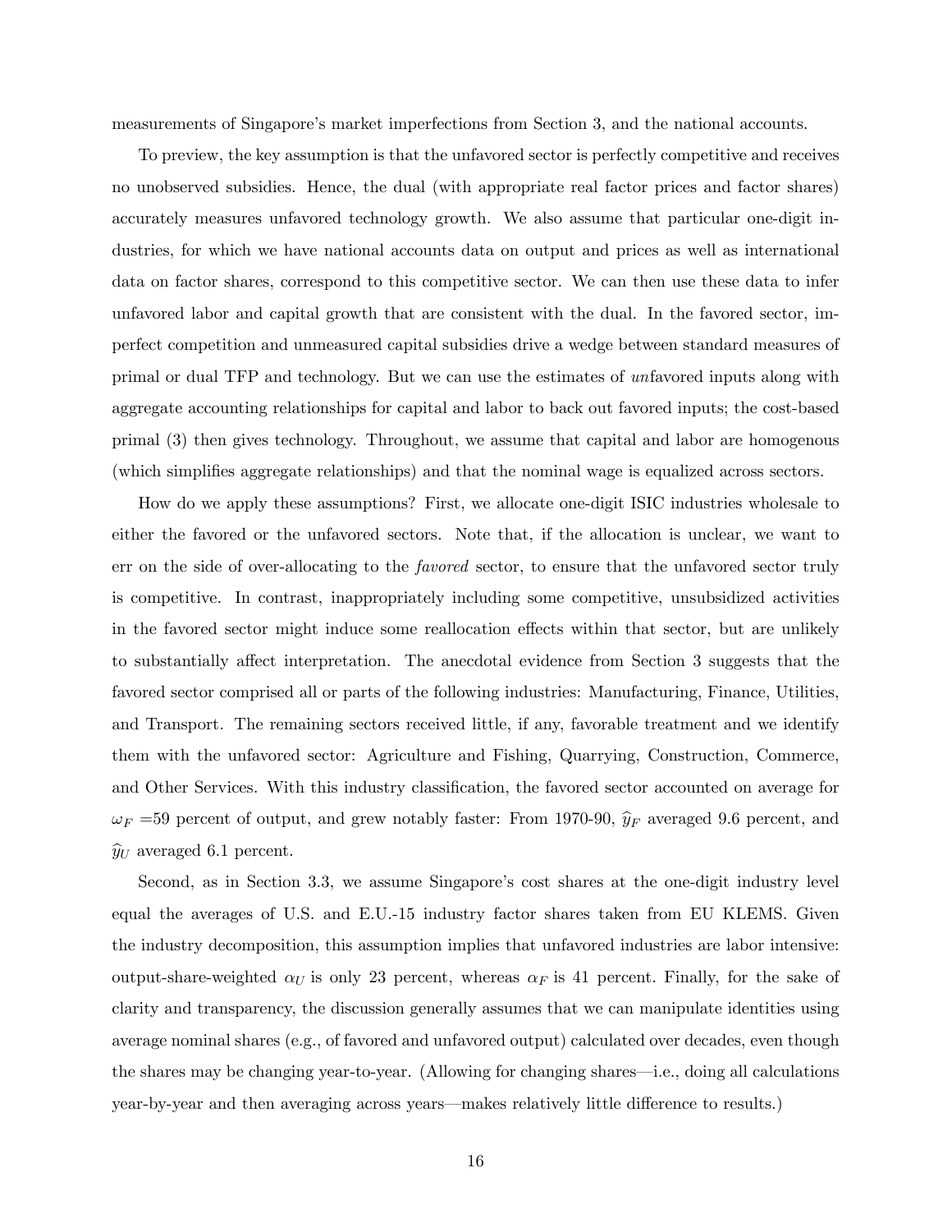measurements of Singapore's market imperfections from Section 3, and the national accounts.

To preview, the key assumption is that the unfavored sector is perfectly competitive and receives no unobserved subsidies. Hence, the dual (with appropriate real factor prices and factor shares) accurately measures unfavored technology growth. We also assume that particular one-digit industries, for which we have national accounts data on output and prices as well as international data on factor shares, correspond to this competitive sector. We can then use these data to infer unfavored labor and capital growth that are consistent with the dual. In the favored sector, imperfect competition and unmeasured capital subsidies drive a wedge between standard measures of primal or dual TFP and technology. But we can use the estimates of *un*favored inputs along with aggregate accounting relationships for capital and labor to back out favored inputs; the cost-based primal (3) then gives technology. Throughout, we assume that capital and labor are homogenous (which simplifies aggregate relationships) and that the nominal wage is equalized across sectors.

How do we apply these assumptions? First, we allocate one-digit ISIC industries wholesale to either the favored or the unfavored sectors. Note that, if the allocation is unclear, we want to err on the side of over-allocating to the *favored* sector, to ensure that the unfavored sector truly is competitive. In contrast, inappropriately including some competitive, unsubsidized activities in the favored sector might induce some reallocation effects within that sector, but are unlikely to substantially affect interpretation. The anecdotal evidence from Section 3 suggests that the favored sector comprised all or parts of the following industries: Manufacturing, Finance, Utilities, and Transport. The remaining sectors received little, if any, favorable treatment and we identify them with the unfavored sector: Agriculture and Fishing, Quarrying, Construction, Commerce, and Other Services. With this industry classification, the favored sector accounted on average for $\omega_F = 59$ percent of output, and grew notably faster: From 1970-90, $\widehat{y}_F$ averaged 9.6 percent, and $\widehat{y}_U$ averaged 6.1 percent.

Second, as in Section 3.3, we assume Singapore's cost shares at the one-digit industry level equal the averages of U.S. and E.U.-15 industry factor shares taken from EU KLEMS. Given the industry decomposition, this assumption implies that unfavored industries are labor intensive: output-share-weighted $\alpha_U$ is only 23 percent, whereas $\alpha_F$ is 41 percent. Finally, for the sake of clarity and transparency, the discussion generally assumes that we can manipulate identities using average nominal shares (e.g., of favored and unfavored output) calculated over decades, even though the shares may be changing year-to-year. (Allowing for changing shares—i.e., doing all calculations year-by-year and then averaging across years—makes relatively little difference to results.)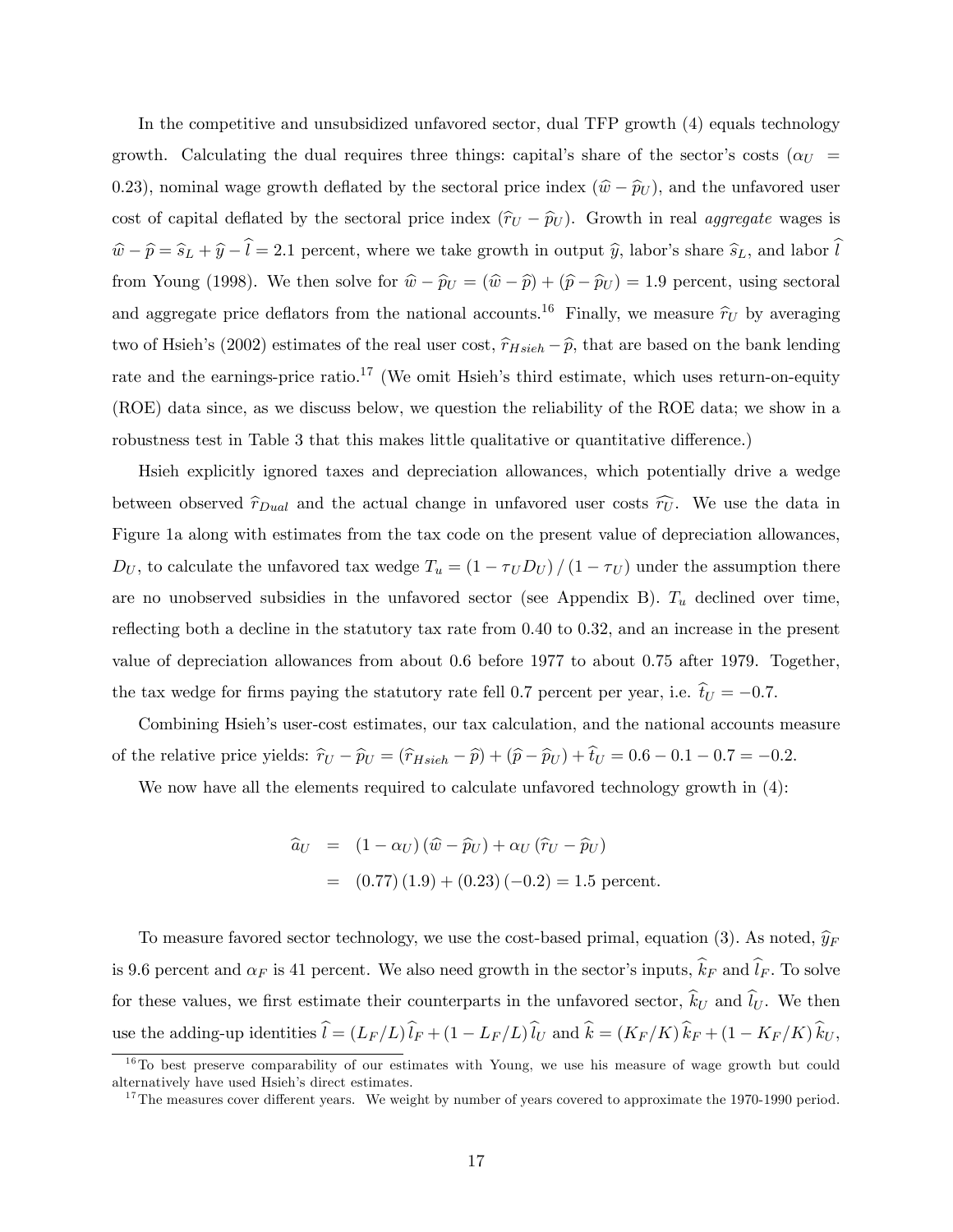In the competitive and unsubsidized unfavored sector, dual TFP growth (4) equals technology growth. Calculating the dual requires three things: capital's share of the sector's costs ($\alpha_U = 0.23$), nominal wage growth deflated by the sectoral price index ($\widehat{w} - \widehat{p}_U$), and the unfavored user cost of capital deflated by the sectoral price index ($\widehat{r}_U - \widehat{p}_U$). Growth in real *aggregate* wages is $\widehat{w} - \widehat{p} = \widehat{s}_L + \widehat{y} - \widehat{l} = 2.1$ percent, where we take growth in output $\widehat{y}$, labor's share $\widehat{s}_L$, and labor $\widehat{l}$ from Young (1998). We then solve for $\widehat{w} - \widehat{p}_U = (\widehat{w} - \widehat{p}) + (\widehat{p} - \widehat{p}_U) = 1.9$ percent, using sectoral and aggregate price deflators from the national accounts.[16] Finally, we measure $\widehat{r}_U$ by averaging two of Hsieh's (2002) estimates of the real user cost, $\widehat{r}_{Hsieh} - \widehat{p}$, that are based on the bank lending rate and the earnings-price ratio.[17] (We omit Hsieh's third estimate, which uses return-on-equity (ROE) data since, as we discuss below, we question the reliability of the ROE data; we show in a robustness test in Table 3 that this makes little qualitative or quantitative difference.)

Hsieh explicitly ignored taxes and depreciation allowances, which potentially drive a wedge between observed $\widehat{r}_{Dual}$ and the actual change in unfavored user costs $\widehat{r_U}$. We use the data in Figure 1a along with estimates from the tax code on the present value of depreciation allowances, $D_U$, to calculate the unfavored tax wedge $T_u = (1 - \tau_U D_U) / (1 - \tau_U)$ under the assumption there are no unobserved subsidies in the unfavored sector (see Appendix B). $T_u$ declined over time, reflecting both a decline in the statutory tax rate from 0.40 to 0.32, and an increase in the present value of depreciation allowances from about 0.6 before 1977 to about 0.75 after 1979. Together, the tax wedge for firms paying the statutory rate fell 0.7 percent per year, i.e. $\widehat{t}_U = -0.7$.

Combining Hsieh's user-cost estimates, our tax calculation, and the national accounts measure of the relative price yields: $\widehat{r}_U - \widehat{p}_U = (\widehat{r}_{Hsieh} - \widehat{p}) + (\widehat{p} - \widehat{p}_U) + \widehat{t}_U = 0.6 - 0.1 - 0.7 = -0.2$.

We now have all the elements required to calculate unfavored technology growth in (4):

$$
\begin{aligned}
\widehat{a}_U &= (1 - \alpha_U)(\widehat{w} - \widehat{p}_U) + \alpha_U (\widehat{r}_U - \widehat{p}_U) \\
&= (0.77)(1.9) + (0.23)(-0.2) = 1.5 \text{ percent.}
\end{aligned}
$$

To measure favored sector technology, we use the cost-based primal, equation (3). As noted, $\widehat{y}_F$ is 9.6 percent and $\alpha_F$ is 41 percent. We also need growth in the sector's inputs, $\widehat{k}_F$ and $\widehat{l}_F$. To solve for these values, we first estimate their counterparts in the unfavored sector, $\widehat{k}_U$ and $\widehat{l}_U$. We then use the adding-up identities $\widehat{l} = (L_F/L)\widehat{l}_F + (1 - L_F/L)\widehat{l}_U$ and $\widehat{k} = (K_F/K)\widehat{k}_F + (1 - K_F/K)\widehat{k}_U$,

[16] To best preserve comparability of our estimates with Young, we use his measure of wage growth but could alternatively have used Hsieh's direct estimates.

[17] The measures cover different years. We weight by number of years covered to approximate the 1970-1990 period.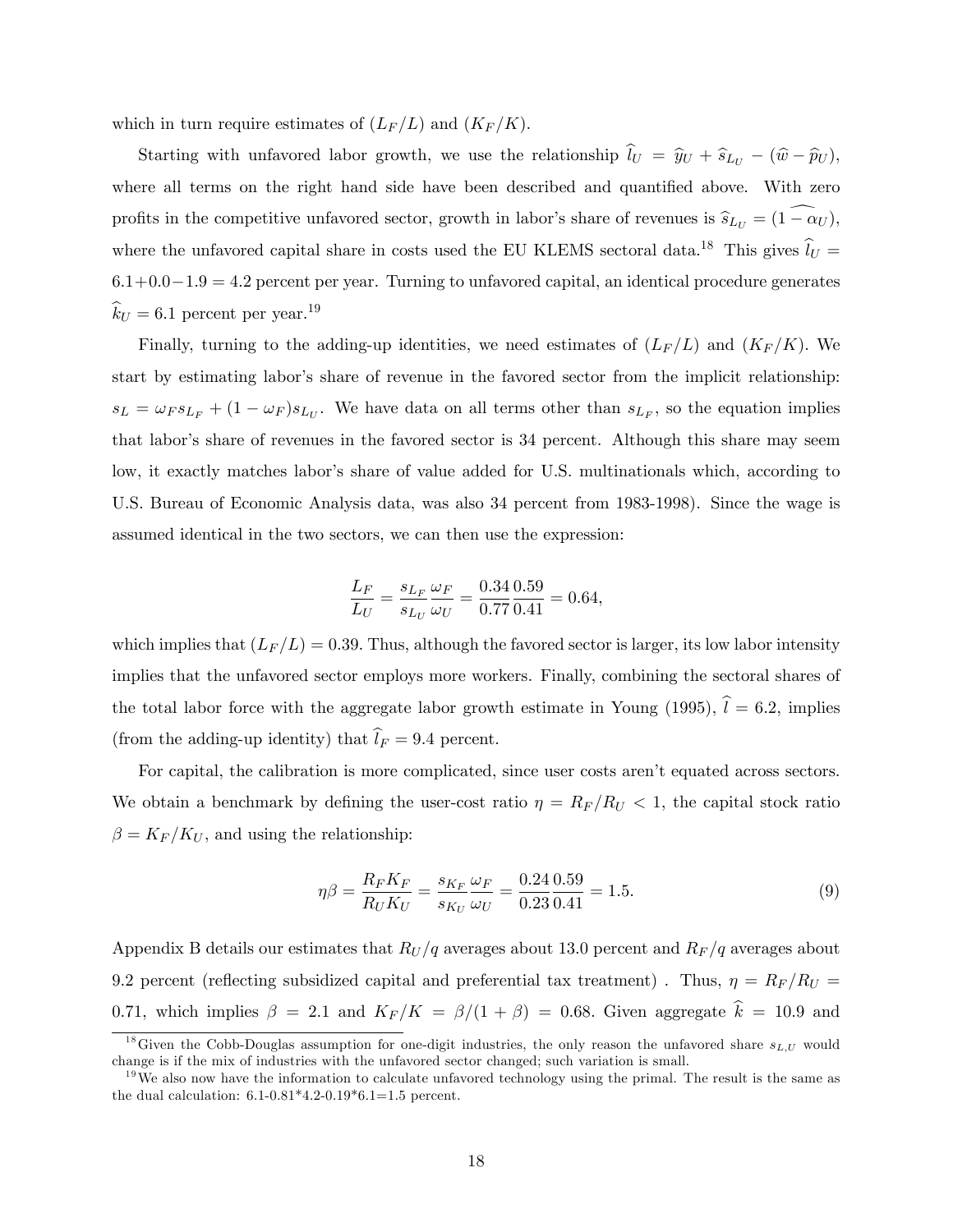which in turn require estimates of $(L_F/L)$ and $(K_F/K)$.

Starting with unfavored labor growth, we use the relationship $\widehat{l}_U = \widehat{y}_U + \widehat{s}_{L_U} - (\widehat{w} - \widehat{p}_U)$, where all terms on the right hand side have been described and quantified above. With zero profits in the competitive unfavored sector, growth in labor's share of revenues is $\widehat{s}_{L_U} = (\widehat{1 - \alpha_U})$, where the unfavored capital share in costs used the EU KLEMS sectoral data.[18] This gives $\widehat{l}_U = 6.1 + 0.0 - 1.9 = 4.2$ percent per year. Turning to unfavored capital, an identical procedure generates $\widehat{k}_U = 6.1$ percent per year.[19]

Finally, turning to the adding-up identities, we need estimates of $(L_F/L)$ and $(K_F/K)$. We start by estimating labor's share of revenue in the favored sector from the implicit relationship: $s_L = \omega_F s_{L_F} + (1 - \omega_F) s_{L_U}$. We have data on all terms other than $s_{L_F}$, so the equation implies that labor's share of revenues in the favored sector is 34 percent. Although this share may seem low, it exactly matches labor's share of value added for U.S. multinationals which, according to U.S. Bureau of Economic Analysis data, was also 34 percent from 1983-1998). Since the wage is assumed identical in the two sectors, we can then use the expression:

$$\frac{L_F}{L_U} = \frac{s_{L_F}}{s_{L_U}} \frac{\omega_F}{\omega_U} = \frac{0.34}{0.77} \frac{0.59}{0.41} = 0.64,$$

which implies that $(L_F/L) = 0.39$. Thus, although the favored sector is larger, its low labor intensity implies that the unfavored sector employs more workers. Finally, combining the sectoral shares of the total labor force with the aggregate labor growth estimate in Young (1995), $\widehat{l} = 6.2$, implies (from the adding-up identity) that $\widehat{l}_F = 9.4$ percent.

For capital, the calibration is more complicated, since user costs aren't equated across sectors. We obtain a benchmark by defining the user-cost ratio $\eta = R_F/R_U < 1$, the capital stock ratio $\beta = K_F/K_U$, and using the relationship:

$$\eta\beta = \frac{R_F K_F}{R_U K_U} = \frac{s_{K_F}}{s_{K_U}} \frac{\omega_F}{\omega_U} = \frac{0.24}{0.23} \frac{0.59}{0.41} = 1.5. \tag{9}$$

Appendix B details our estimates that $R_U/q$ averages about 13.0 percent and $R_F/q$ averages about 9.2 percent (reflecting subsidized capital and preferential tax treatment) . Thus, $\eta = R_F/R_U = 0.71$, which implies $\beta = 2.1$ and $K_F/K = \beta/(1 + \beta) = 0.68$. Given aggregate $\widehat{k} = 10.9$ and

[18] Given the Cobb-Douglas assumption for one-digit industries, the only reason the unfavored share $s_{L,U}$ would change is if the mix of industries with the unfavored sector changed; such variation is small.

[19] We also now have the information to calculate unfavored technology using the primal. The result is the same as the dual calculation: 6.1-0.81*4.2-0.19*6.1=1.5 percent.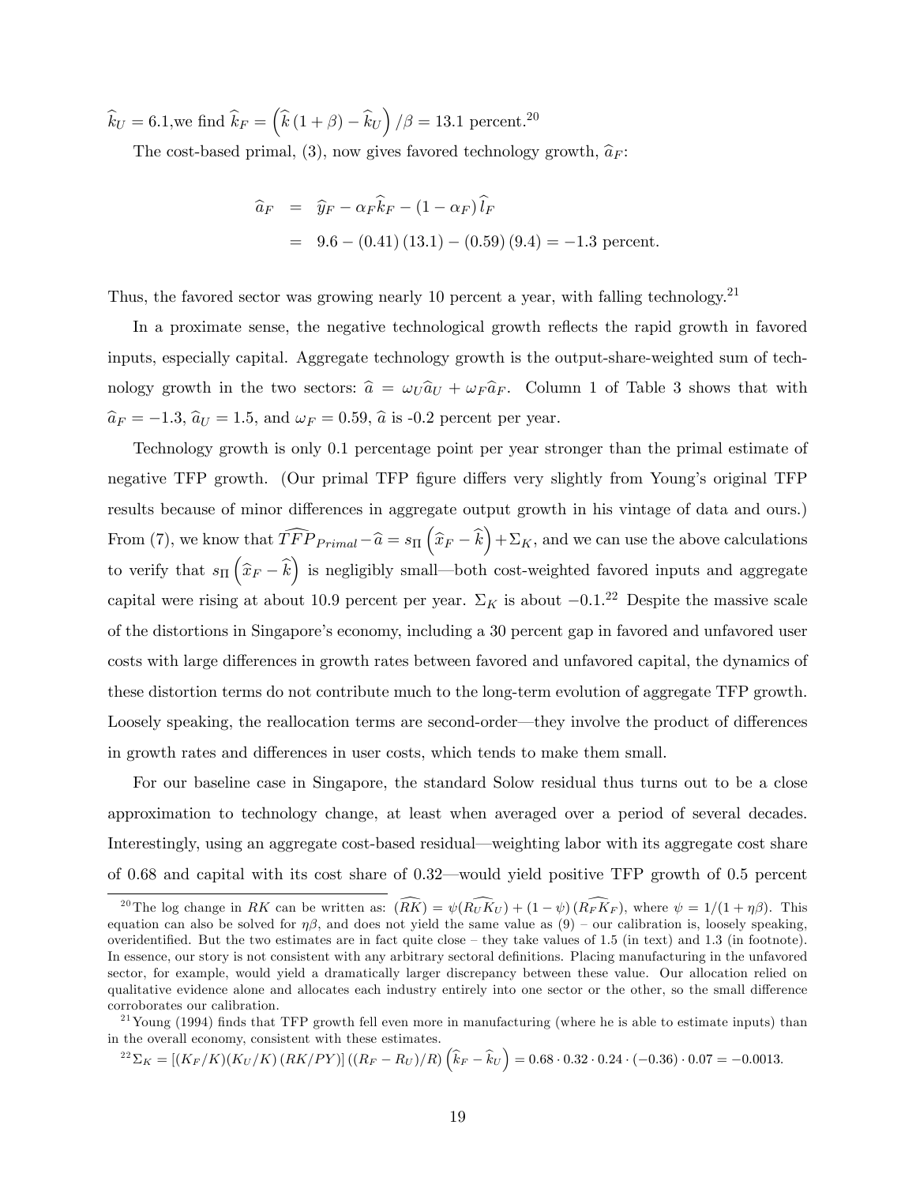$\widehat{k}_U = 6.1$,we find $\widehat{k}_F = \left(\widehat{k}\,(1+\beta) - \widehat{k}_U\right)/\beta = 13.1$ percent.[20]

The cost-based primal, (3), now gives favored technology growth, $\widehat{a}_F$:

$$
\begin{aligned}
\widehat{a}_F &= \widehat{y}_F - \alpha_F \widehat{k}_F - (1-\alpha_F)\,\widehat{l}_F \\
&= 9.6 - (0.41)\,(13.1) - (0.59)\,(9.4) = -1.3 \text{ percent.}
\end{aligned}
$$

Thus, the favored sector was growing nearly 10 percent a year, with falling technology.[21]

In a proximate sense, the negative technological growth reflects the rapid growth in favored inputs, especially capital. Aggregate technology growth is the output-share-weighted sum of technology growth in the two sectors: $\widehat{a} = \omega_U \widehat{a}_U + \omega_F \widehat{a}_F$. Column 1 of Table 3 shows that with $\widehat{a}_F = -1.3$, $\widehat{a}_U = 1.5$, and $\omega_F = 0.59$, $\widehat{a}$ is -0.2 percent per year.

Technology growth is only 0.1 percentage point per year stronger than the primal estimate of negative TFP growth. (Our primal TFP figure differs very slightly from Young's original TFP results because of minor differences in aggregate output growth in his vintage of data and ours.) From (7), we know that $\widehat{TFP}_{Primal} - \widehat{a} = s_\Pi \left(\widehat{x}_F - \widehat{k}\right) + \Sigma_K$, and we can use the above calculations to verify that $s_\Pi \left(\widehat{x}_F - \widehat{k}\right)$ is negligibly small—both cost-weighted favored inputs and aggregate capital were rising at about 10.9 percent per year. $\Sigma_K$ is about $-0.1$.[22] Despite the massive scale of the distortions in Singapore's economy, including a 30 percent gap in favored and unfavored user costs with large differences in growth rates between favored and unfavored capital, the dynamics of these distortion terms do not contribute much to the long-term evolution of aggregate TFP growth. Loosely speaking, the reallocation terms are second-order—they involve the product of differences in growth rates and differences in user costs, which tends to make them small.

For our baseline case in Singapore, the standard Solow residual thus turns out to be a close approximation to technology change, at least when averaged over a period of several decades. Interestingly, using an aggregate cost-based residual—weighting labor with its aggregate cost share of 0.68 and capital with its cost share of 0.32—would yield positive TFP growth of 0.5 percent

---

[20] The log change in $RK$ can be written as: $\widehat{(RK)} = \psi(\widehat{R_U K_U}) + (1-\psi)\,(\widehat{R_F K_F})$, where $\psi = 1/(1+\eta\beta)$. This equation can also be solved for $\eta\beta$, and does not yield the same value as (9) – our calibration is, loosely speaking, overidentified. But the two estimates are in fact quite close – they take values of 1.5 (in text) and 1.3 (in footnote). In essence, our story is not consistent with any arbitrary sectoral definitions. Placing manufacturing in the unfavored sector, for example, would yield a dramatically larger discrepancy between these value. Our allocation relied on qualitative evidence alone and allocates each industry entirely into one sector or the other, so the small difference corroborates our calibration.

[21] Young (1994) finds that TFP growth fell even more in manufacturing (where he is able to estimate inputs) than in the overall economy, consistent with these estimates.

[22] $\Sigma_K = [(K_F/K)(K_U/K)\,(RK/PY)]\,((R_F - R_U)/R)\left(\widehat{k}_F - \widehat{k}_U\right) = 0.68 \cdot 0.32 \cdot 0.24 \cdot (-0.36) \cdot 0.07 = -0.0013.$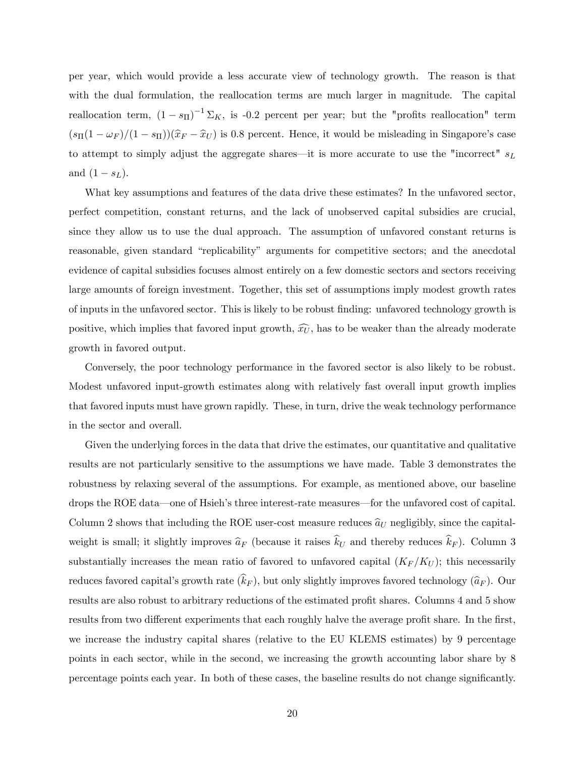per year, which would provide a less accurate view of technology growth. The reason is that with the dual formulation, the reallocation terms are much larger in magnitude. The capital reallocation term, $(1 - s_{\Pi})^{-1} \Sigma_K$, is -0.2 percent per year; but the "profits reallocation" term $(s_{\Pi}(1-\omega_F)/(1-s_{\Pi}))(\widehat{x}_F - \widehat{x}_U)$ is 0.8 percent. Hence, it would be misleading in Singapore's case to attempt to simply adjust the aggregate shares—it is more accurate to use the "incorrect" $s_L$ and $(1 - s_L)$.

What key assumptions and features of the data drive these estimates? In the unfavored sector, perfect competition, constant returns, and the lack of unobserved capital subsidies are crucial, since they allow us to use the dual approach. The assumption of unfavored constant returns is reasonable, given standard "replicability" arguments for competitive sectors; and the anecdotal evidence of capital subsidies focuses almost entirely on a few domestic sectors and sectors receiving large amounts of foreign investment. Together, this set of assumptions imply modest growth rates of inputs in the unfavored sector. This is likely to be robust finding: unfavored technology growth is positive, which implies that favored input growth, $\widehat{x_U}$, has to be weaker than the already moderate growth in favored output.

Conversely, the poor technology performance in the favored sector is also likely to be robust. Modest unfavored input-growth estimates along with relatively fast overall input growth implies that favored inputs must have grown rapidly. These, in turn, drive the weak technology performance in the sector and overall.

Given the underlying forces in the data that drive the estimates, our quantitative and qualitative results are not particularly sensitive to the assumptions we have made. Table 3 demonstrates the robustness by relaxing several of the assumptions. For example, as mentioned above, our baseline drops the ROE data—one of Hsieh's three interest-rate measures—for the unfavored cost of capital. Column 2 shows that including the ROE user-cost measure reduces $\widehat{a}_U$ negligibly, since the capital-weight is small; it slightly improves $\widehat{a}_F$ (because it raises $\widehat{k}_U$ and thereby reduces $\widehat{k}_F$). Column 3 substantially increases the mean ratio of favored to unfavored capital ($K_F/K_U$); this necessarily reduces favored capital's growth rate ($\widehat{k}_F$), but only slightly improves favored technology ($\widehat{a}_F$). Our results are also robust to arbitrary reductions of the estimated profit shares. Columns 4 and 5 show results from two different experiments that each roughly halve the average profit share. In the first, we increase the industry capital shares (relative to the EU KLEMS estimates) by 9 percentage points in each sector, while in the second, we increasing the growth accounting labor share by 8 percentage points each year. In both of these cases, the baseline results do not change significantly.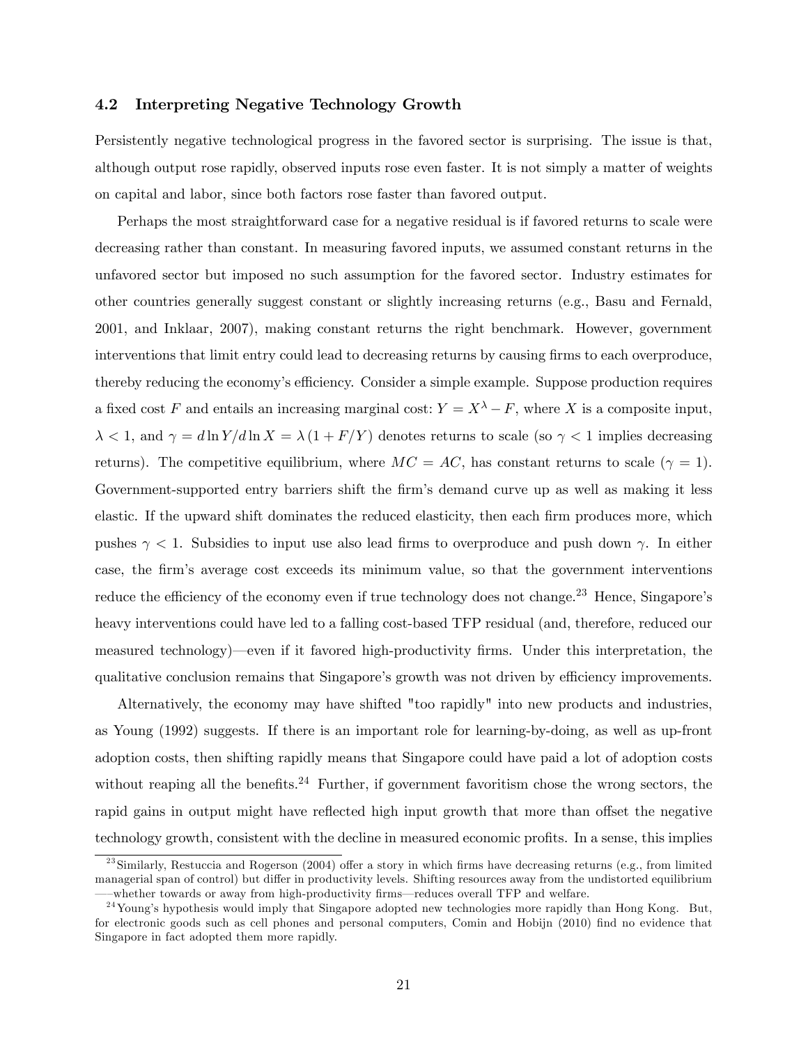### 4.2 Interpreting Negative Technology Growth

Persistently negative technological progress in the favored sector is surprising. The issue is that, although output rose rapidly, observed inputs rose even faster. It is not simply a matter of weights on capital and labor, since both factors rose faster than favored output.

Perhaps the most straightforward case for a negative residual is if favored returns to scale were decreasing rather than constant. In measuring favored inputs, we assumed constant returns in the unfavored sector but imposed no such assumption for the favored sector. Industry estimates for other countries generally suggest constant or slightly increasing returns (e.g., Basu and Fernald, 2001, and Inklaar, 2007), making constant returns the right benchmark. However, government interventions that limit entry could lead to decreasing returns by causing firms to each overproduce, thereby reducing the economy's efficiency. Consider a simple example. Suppose production requires a fixed cost $F$ and entails an increasing marginal cost: $Y = X^{\lambda} - F$, where $X$ is a composite input, $\lambda < 1$, and $\gamma = d \ln Y / d \ln X = \lambda (1 + F/Y)$ denotes returns to scale (so $\gamma < 1$ implies decreasing returns). The competitive equilibrium, where $MC = AC$, has constant returns to scale ($\gamma = 1$). Government-supported entry barriers shift the firm's demand curve up as well as making it less elastic. If the upward shift dominates the reduced elasticity, then each firm produces more, which pushes $\gamma < 1$. Subsidies to input use also lead firms to overproduce and push down $\gamma$. In either case, the firm's average cost exceeds its minimum value, so that the government interventions reduce the efficiency of the economy even if true technology does not change.[23] Hence, Singapore's heavy interventions could have led to a falling cost-based TFP residual (and, therefore, reduced our measured technology)—even if it favored high-productivity firms. Under this interpretation, the qualitative conclusion remains that Singapore's growth was not driven by efficiency improvements.

Alternatively, the economy may have shifted "too rapidly" into new products and industries, as Young (1992) suggests. If there is an important role for learning-by-doing, as well as up-front adoption costs, then shifting rapidly means that Singapore could have paid a lot of adoption costs without reaping all the benefits.[24] Further, if government favoritism chose the wrong sectors, the rapid gains in output might have reflected high input growth that more than offset the negative technology growth, consistent with the decline in measured economic profits. In a sense, this implies

[23] Similarly, Restuccia and Rogerson (2004) offer a story in which firms have decreasing returns (e.g., from limited managerial span of control) but differ in productivity levels. Shifting resources away from the undistorted equilibrium —whether towards or away from high-productivity firms—reduces overall TFP and welfare.

[24] Young's hypothesis would imply that Singapore adopted new technologies more rapidly than Hong Kong. But, for electronic goods such as cell phones and personal computers, Comin and Hobijn (2010) find no evidence that Singapore in fact adopted them more rapidly.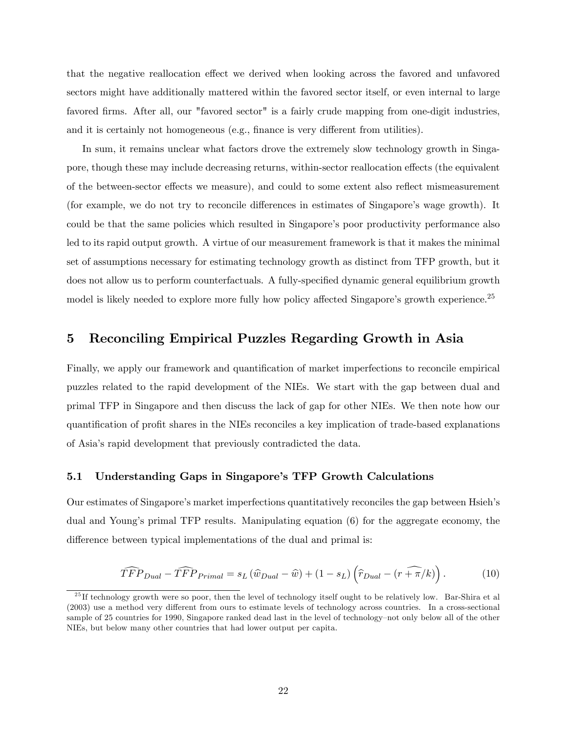that the negative reallocation effect we derived when looking across the favored and unfavored sectors might have additionally mattered within the favored sector itself, or even internal to large favored firms. After all, our "favored sector" is a fairly crude mapping from one-digit industries, and it is certainly not homogeneous (e.g., finance is very different from utilities).

In sum, it remains unclear what factors drove the extremely slow technology growth in Singapore, though these may include decreasing returns, within-sector reallocation effects (the equivalent of the between-sector effects we measure), and could to some extent also reflect mismeasurement (for example, we do not try to reconcile differences in estimates of Singapore's wage growth). It could be that the same policies which resulted in Singapore's poor productivity performance also led to its rapid output growth. A virtue of our measurement framework is that it makes the minimal set of assumptions necessary for estimating technology growth as distinct from TFP growth, but it does not allow us to perform counterfactuals. A fully-specified dynamic general equilibrium growth model is likely needed to explore more fully how policy affected Singapore's growth experience.[25]

## 5 Reconciling Empirical Puzzles Regarding Growth in Asia

Finally, we apply our framework and quantification of market imperfections to reconcile empirical puzzles related to the rapid development of the NIEs. We start with the gap between dual and primal TFP in Singapore and then discuss the lack of gap for other NIEs. We then note how our quantification of profit shares in the NIEs reconciles a key implication of trade-based explanations of Asia's rapid development that previously contradicted the data.

### 5.1 Understanding Gaps in Singapore's TFP Growth Calculations

Our estimates of Singapore's market imperfections quantitatively reconciles the gap between Hsieh's dual and Young's primal TFP results. Manipulating equation (6) for the aggregate economy, the difference between typical implementations of the dual and primal is:

$$\widehat{TFP}_{Dual} - \widehat{TFP}_{Primal} = s_L \left( \widehat{w}_{Dual} - \widehat{w} \right) + (1 - s_L) \left( \widehat{r}_{Dual} - \left( \widehat{r + \pi/k} \right) \right). \tag{10}$$

[25] If technology growth were so poor, then the level of technology itself ought to be relatively low. Bar-Shira et al (2003) use a method very different from ours to estimate levels of technology across countries. In a cross-sectional sample of 25 countries for 1990, Singapore ranked dead last in the level of technology–not only below all of the other NIEs, but below many other countries that had lower output per capita.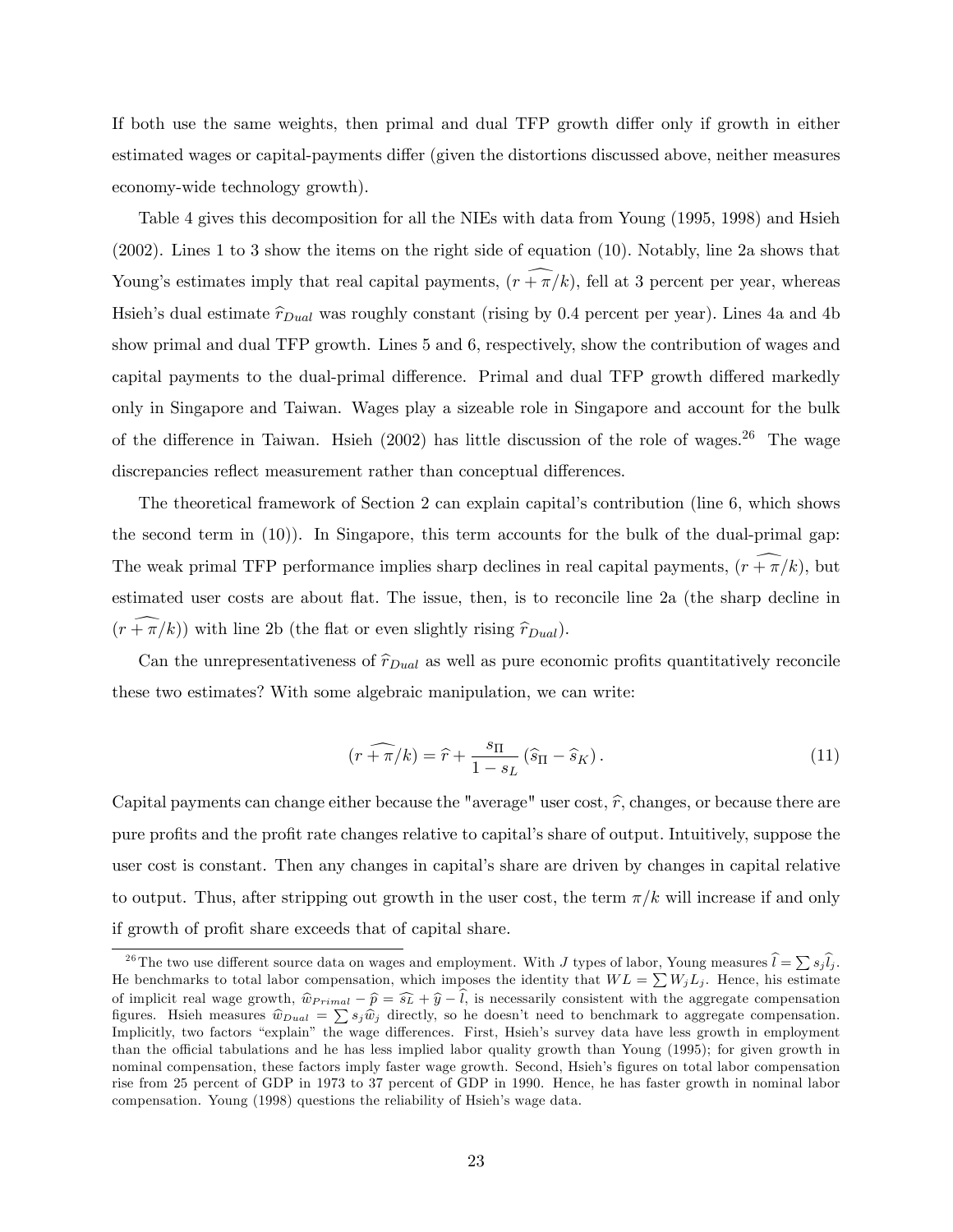If both use the same weights, then primal and dual TFP growth differ only if growth in either estimated wages or capital-payments differ (given the distortions discussed above, neither measures economy-wide technology growth).

Table 4 gives this decomposition for all the NIEs with data from Young (1995, 1998) and Hsieh (2002). Lines 1 to 3 show the items on the right side of equation (10). Notably, line 2a shows that Young's estimates imply that real capital payments, $(\widehat{r + \pi/k})$, fell at 3 percent per year, whereas Hsieh's dual estimate $\widehat{r}_{Dual}$ was roughly constant (rising by 0.4 percent per year). Lines 4a and 4b show primal and dual TFP growth. Lines 5 and 6, respectively, show the contribution of wages and capital payments to the dual-primal difference. Primal and dual TFP growth differed markedly only in Singapore and Taiwan. Wages play a sizeable role in Singapore and account for the bulk of the difference in Taiwan. Hsieh (2002) has little discussion of the role of wages.[26] The wage discrepancies reflect measurement rather than conceptual differences.

The theoretical framework of Section 2 can explain capital's contribution (line 6, which shows the second term in (10)). In Singapore, this term accounts for the bulk of the dual-primal gap: The weak primal TFP performance implies sharp declines in real capital payments, $(\widehat{r + \pi/k})$, but estimated user costs are about flat. The issue, then, is to reconcile line 2a (the sharp decline in $(\widehat{r + \pi/k})$) with line 2b (the flat or even slightly rising $\widehat{r}_{Dual}$).

Can the unrepresentativeness of $\widehat{r}_{Dual}$ as well as pure economic profits quantitatively reconcile these two estimates? With some algebraic manipulation, we can write:

$$(\widehat{r + \pi/k}) = \widehat{r} + \frac{s_{\Pi}}{1 - s_L} \left( \widehat{s}_{\Pi} - \widehat{s}_K \right). \tag{11}$$

Capital payments can change either because the "average" user cost, $\widehat{r}$, changes, or because there are pure profits and the profit rate changes relative to capital's share of output. Intuitively, suppose the user cost is constant. Then any changes in capital's share are driven by changes in capital relative to output. Thus, after stripping out growth in the user cost, the term $\pi/k$ will increase if and only if growth of profit share exceeds that of capital share.

[26] The two use different source data on wages and employment. With $J$ types of labor, Young measures $\widehat{l} = \sum s_j \widehat{l}_j$. He benchmarks to total labor compensation, which imposes the identity that $WL = \sum W_j L_j$. Hence, his estimate of implicit real wage growth, $\widehat{w}_{Primal} - \widehat{p} = \widehat{s_L} + \widehat{y} - \widehat{l}$, is necessarily consistent with the aggregate compensation figures. Hsieh measures $\widehat{w}_{Dual} = \sum s_j \widehat{w}_j$ directly, so he doesn't need to benchmark to aggregate compensation. Implicitly, two factors "explain" the wage differences. First, Hsieh's survey data have less growth in employment than the official tabulations and he has less implied labor quality growth than Young (1995); for given growth in nominal compensation, these factors imply faster wage growth. Second, Hsieh's figures on total labor compensation rise from 25 percent of GDP in 1973 to 37 percent of GDP in 1990. Hence, he has faster growth in nominal labor compensation. Young (1998) questions the reliability of Hsieh's wage data.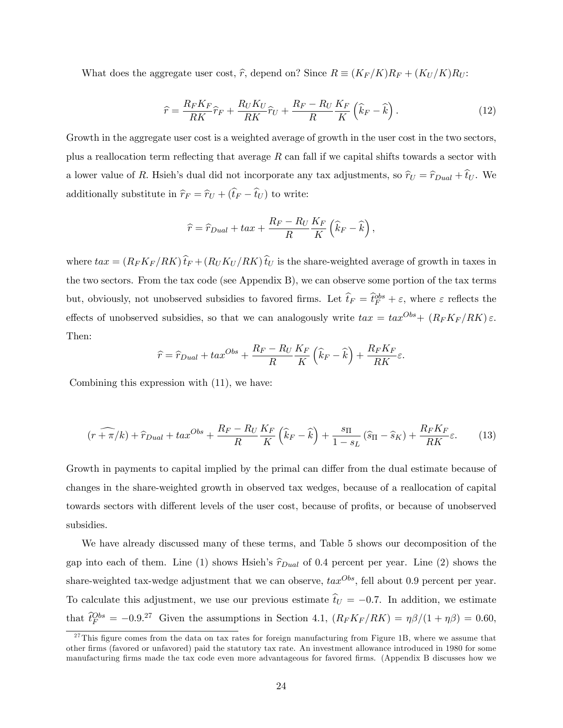What does the aggregate user cost, $\widehat{r}$, depend on? Since $R \equiv (K_F/K)R_F + (K_U/K)R_U$:

$$\widehat{r} = \frac{R_F K_F}{RK}\widehat{r}_F + \frac{R_U K_U}{RK}\widehat{r}_U + \frac{R_F - R_U}{R}\frac{K_F}{K}\left(\widehat{k}_F - \widehat{k}\right). \tag{12}$$

Growth in the aggregate user cost is a weighted average of growth in the user cost in the two sectors, plus a reallocation term reflecting that average $R$ can fall if we capital shifts towards a sector with a lower value of $R$. Hsieh's dual did not incorporate any tax adjustments, so $\widehat{r}_U = \widehat{r}_{Dual} + \widehat{t}_U$. We additionally substitute in $\widehat{r}_F = \widehat{r}_U + (\widehat{t}_F - \widehat{t}_U)$ to write:

$$\widehat{r} = \widehat{r}_{Dual} + tax + \frac{R_F - R_U}{R}\frac{K_F}{K}\left(\widehat{k}_F - \widehat{k}\right),$$

where $tax = (R_F K_F/RK)\,\widehat{t}_F + (R_U K_U/RK)\,\widehat{t}_U$ is the share-weighted average of growth in taxes in the two sectors. From the tax code (see Appendix B), we can observe some portion of the tax terms but, obviously, not unobserved subsidies to favored firms. Let $\widehat{t}_F = \widehat{t}_F^{obs} + \varepsilon$, where $\varepsilon$ reflects the effects of unobserved subsidies, so that we can analogously write $tax = tax^{Obs} + (R_F K_F/RK)\,\varepsilon$. Then:

$$\widehat{r} = \widehat{r}_{Dual} + tax^{Obs} + \frac{R_F - R_U}{R}\frac{K_F}{K}\left(\widehat{k}_F - \widehat{k}\right) + \frac{R_F K_F}{RK}\varepsilon.$$

Combining this expression with (11), we have:

$$(\widehat{r + \pi/k}) + \widehat{r}_{Dual} + tax^{Obs} + \frac{R_F - R_U}{R}\frac{K_F}{K}\left(\widehat{k}_F - \widehat{k}\right) + \frac{s_\Pi}{1 - s_L}\left(\widehat{s}_\Pi - \widehat{s}_K\right) + \frac{R_F K_F}{RK}\varepsilon. \tag{13}$$

Growth in payments to capital implied by the primal can differ from the dual estimate because of changes in the share-weighted growth in observed tax wedges, because of a reallocation of capital towards sectors with different levels of the user cost, because of profits, or because of unobserved subsidies.

We have already discussed many of these terms, and Table 5 shows our decomposition of the gap into each of them. Line (1) shows Hsieh's $\widehat{r}_{Dual}$ of 0.4 percent per year. Line (2) shows the share-weighted tax-wedge adjustment that we can observe, $tax^{Obs}$, fell about 0.9 percent per year. To calculate this adjustment, we use our previous estimate $\widehat{t}_U = -0.7$. In addition, we estimate that $\widehat{t}_F^{Obs} = -0.9$.[27] Given the assumptions in Section 4.1, $(R_F K_F/RK) = \eta\beta/(1 + \eta\beta) = 0.60$,

[27] This figure comes from the data on tax rates for foreign manufacturing from Figure 1B, where we assume that other firms (favored or unfavored) paid the statutory tax rate. An investment allowance introduced in 1980 for some manufacturing firms made the tax code even more advantageous for favored firms. (Appendix B discusses how we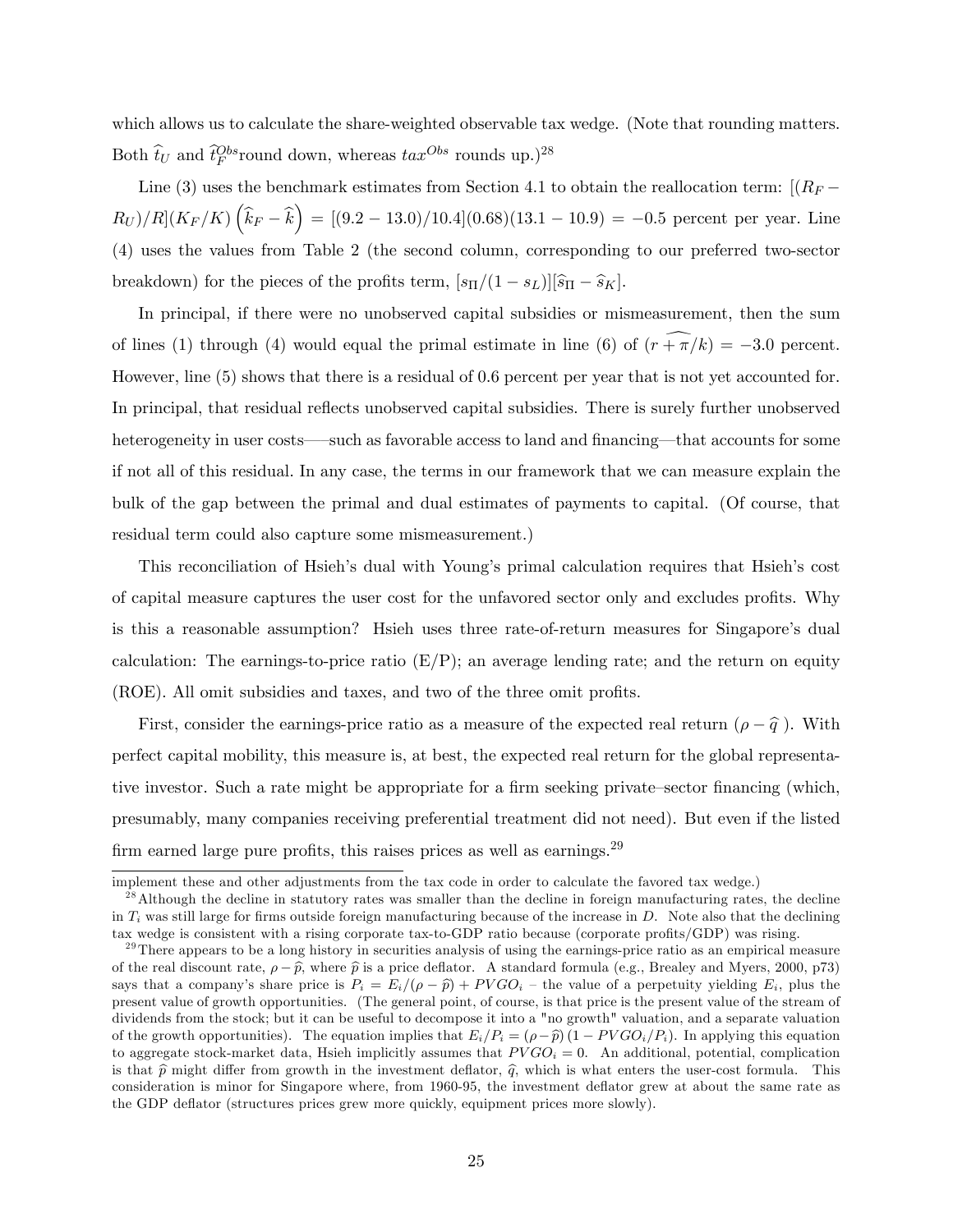which allows us to calculate the share-weighted observable tax wedge. (Note that rounding matters. Both $\widehat{t}_U$ and $\widehat{t}_F^{Obs}$round down, whereas $tax^{Obs}$ rounds up.)[28]

Line (3) uses the benchmark estimates from Section 4.1 to obtain the reallocation term: $[(R_F - R_U)/R](K_F/K)\left(\widehat{k}_F - \widehat{k}\right) = [(9.2 - 13.0)/10.4](0.68)(13.1 - 10.9) = -0.5$ percent per year. Line (4) uses the values from Table 2 (the second column, corresponding to our preferred two-sector breakdown) for the pieces of the profits term, $[s_\Pi/(1-s_L)][\widehat{s}_\Pi - \widehat{s}_K]$.

In principal, if there were no unobserved capital subsidies or mismeasurement, then the sum of lines (1) through (4) would equal the primal estimate in line (6) of $(\widehat{r + \pi/k}) = -3.0$ percent. However, line (5) shows that there is a residual of 0.6 percent per year that is not yet accounted for. In principal, that residual reflects unobserved capital subsidies. There is surely further unobserved heterogeneity in user costs—–such as favorable access to land and financing—that accounts for some if not all of this residual. In any case, the terms in our framework that we can measure explain the bulk of the gap between the primal and dual estimates of payments to capital. (Of course, that residual term could also capture some mismeasurement.)

This reconciliation of Hsieh's dual with Young's primal calculation requires that Hsieh's cost of capital measure captures the user cost for the unfavored sector only and excludes profits. Why is this a reasonable assumption? Hsieh uses three rate-of-return measures for Singapore's dual calculation: The earnings-to-price ratio (E/P); an average lending rate; and the return on equity (ROE). All omit subsidies and taxes, and two of the three omit profits.

First, consider the earnings-price ratio as a measure of the expected real return $(\rho - \widehat{q}\ )$. With perfect capital mobility, this measure is, at best, the expected real return for the global representative investor. Such a rate might be appropriate for a firm seeking private–sector financing (which, presumably, many companies receiving preferential treatment did not need). But even if the listed firm earned large pure profits, this raises prices as well as earnings.[29]

implement these and other adjustments from the tax code in order to calculate the favored tax wedge.)

[28] Although the decline in statutory rates was smaller than the decline in foreign manufacturing rates, the decline in $T_i$ was still large for firms outside foreign manufacturing because of the increase in $D$. Note also that the declining tax wedge is consistent with a rising corporate tax-to-GDP ratio because (corporate profits/GDP) was rising.

[29] There appears to be a long history in securities analysis of using the earnings-price ratio as an empirical measure of the real discount rate, $\rho - \widehat{p}$, where $\widehat{p}$ is a price deflator. A standard formula (e.g., Brealey and Myers, 2000, p73) says that a company's share price is $P_i = E_i/(\rho - \widehat{p}) + PVGO_i$ – the value of a perpetuity yielding $E_i$, plus the present value of growth opportunities. (The general point, of course, is that price is the present value of the stream of dividends from the stock; but it can be useful to decompose it into a "no growth" valuation, and a separate valuation of the growth opportunities). The equation implies that $E_i/P_i = (\rho - \widehat{p})(1 - PVGO_i/P_i)$. In applying this equation to aggregate stock-market data, Hsieh implicitly assumes that $PVGO_i = 0$. An additional, potential, complication is that $\widehat{p}$ might differ from growth in the investment deflator, $\widehat{q}$, which is what enters the user-cost formula. This consideration is minor for Singapore where, from 1960-95, the investment deflator grew at about the same rate as the GDP deflator (structures prices grew more quickly, equipment prices more slowly).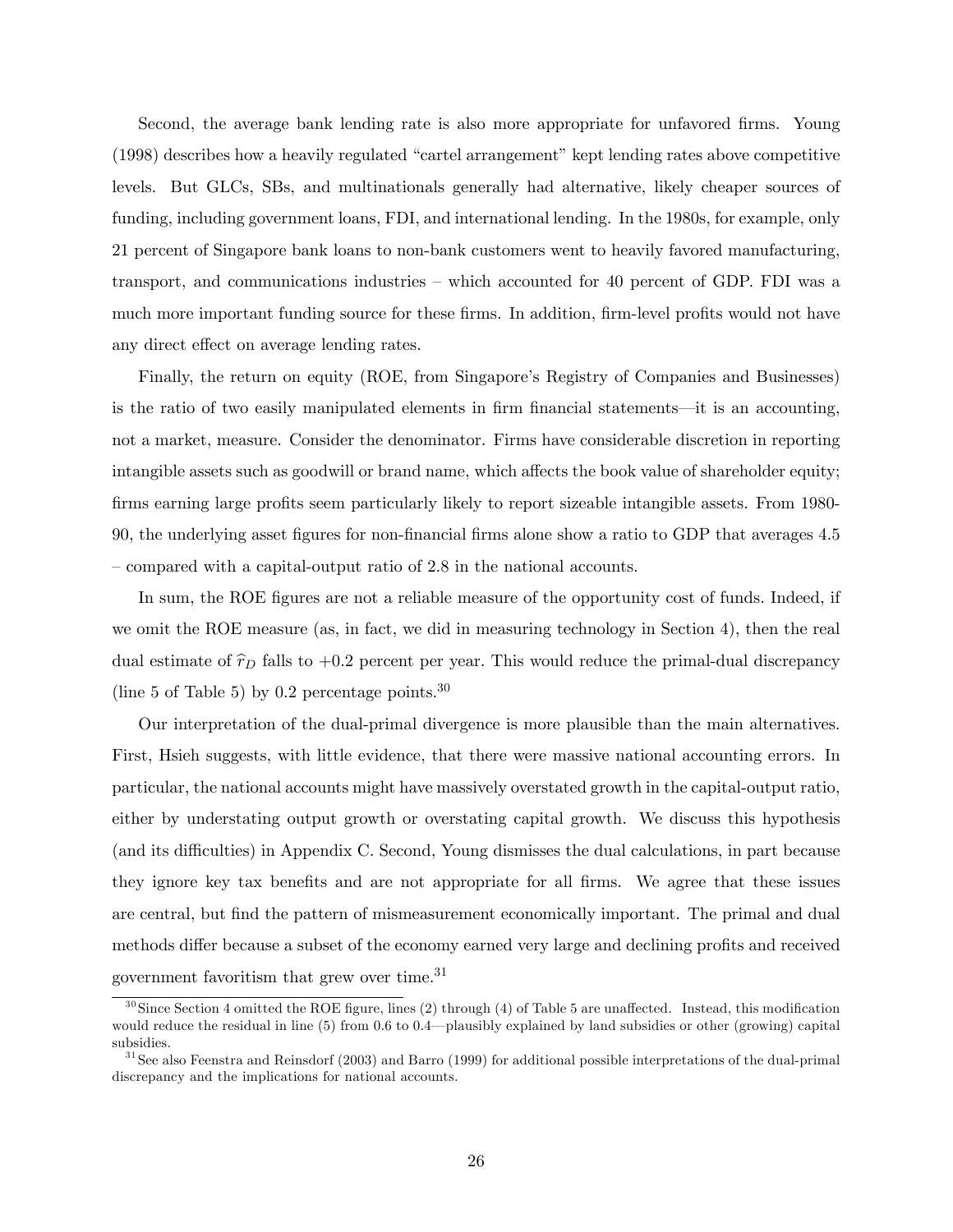Second, the average bank lending rate is also more appropriate for unfavored firms. Young (1998) describes how a heavily regulated "cartel arrangement" kept lending rates above competitive levels. But GLCs, SBs, and multinationals generally had alternative, likely cheaper sources of funding, including government loans, FDI, and international lending. In the 1980s, for example, only 21 percent of Singapore bank loans to non-bank customers went to heavily favored manufacturing, transport, and communications industries – which accounted for 40 percent of GDP. FDI was a much more important funding source for these firms. In addition, firm-level profits would not have any direct effect on average lending rates.

Finally, the return on equity (ROE, from Singapore's Registry of Companies and Businesses) is the ratio of two easily manipulated elements in firm financial statements—it is an accounting, not a market, measure. Consider the denominator. Firms have considerable discretion in reporting intangible assets such as goodwill or brand name, which affects the book value of shareholder equity; firms earning large profits seem particularly likely to report sizeable intangible assets. From 1980-90, the underlying asset figures for non-financial firms alone show a ratio to GDP that averages 4.5 – compared with a capital-output ratio of 2.8 in the national accounts.

In sum, the ROE figures are not a reliable measure of the opportunity cost of funds. Indeed, if we omit the ROE measure (as, in fact, we did in measuring technology in Section 4), then the real dual estimate of $\widehat{r}_D$ falls to +0.2 percent per year. This would reduce the primal-dual discrepancy (line 5 of Table 5) by 0.2 percentage points.[30]

Our interpretation of the dual-primal divergence is more plausible than the main alternatives. First, Hsieh suggests, with little evidence, that there were massive national accounting errors. In particular, the national accounts might have massively overstated growth in the capital-output ratio, either by understating output growth or overstating capital growth. We discuss this hypothesis (and its difficulties) in Appendix C. Second, Young dismisses the dual calculations, in part because they ignore key tax benefits and are not appropriate for all firms. We agree that these issues are central, but find the pattern of mismeasurement economically important. The primal and dual methods differ because a subset of the economy earned very large and declining profits and received government favoritism that grew over time.[31]

[30] Since Section 4 omitted the ROE figure, lines (2) through (4) of Table 5 are unaffected. Instead, this modification would reduce the residual in line (5) from 0.6 to 0.4—plausibly explained by land subsidies or other (growing) capital subsidies.

[31] See also Feenstra and Reinsdorf (2003) and Barro (1999) for additional possible interpretations of the dual-primal discrepancy and the implications for national accounts.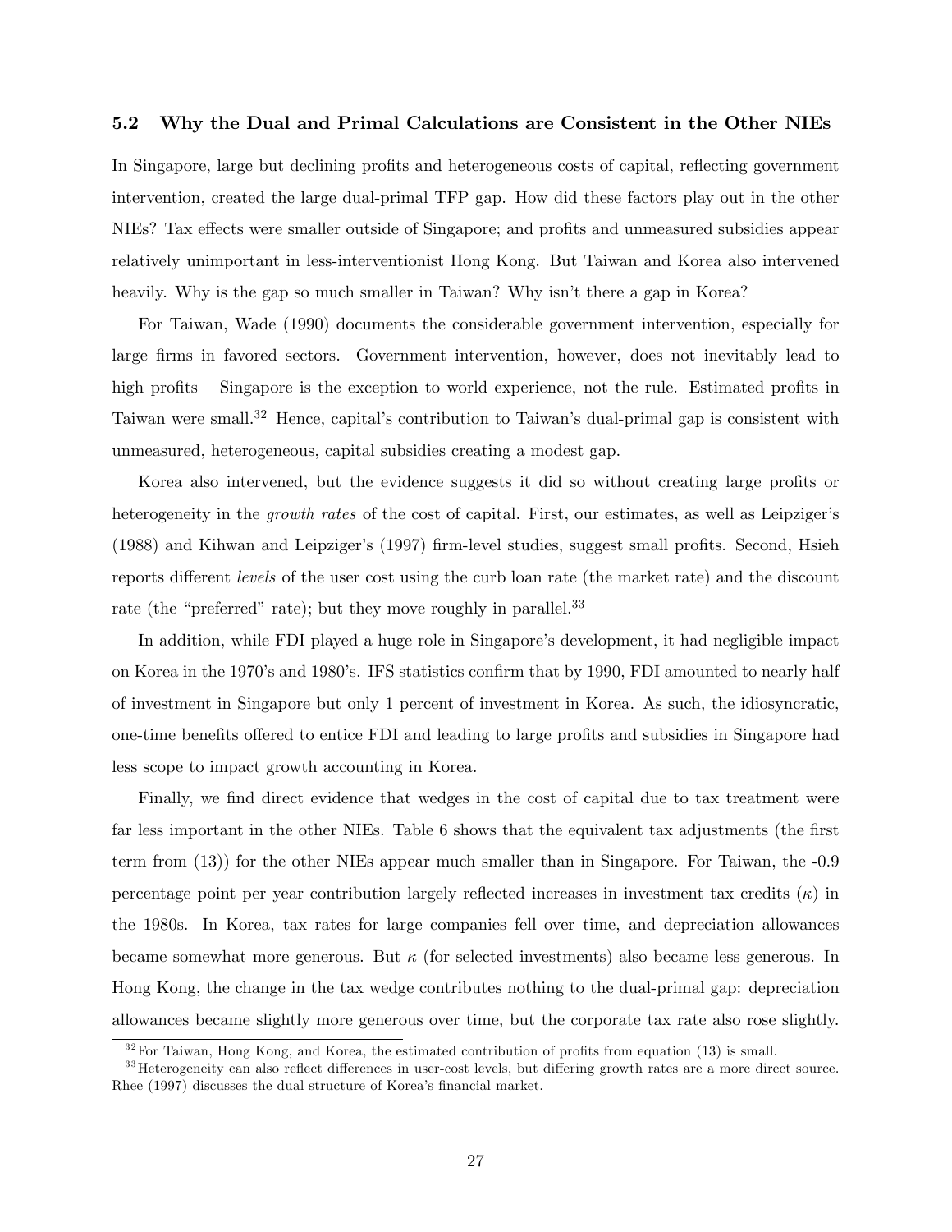### 5.2 Why the Dual and Primal Calculations are Consistent in the Other NIEs

In Singapore, large but declining profits and heterogeneous costs of capital, reflecting government intervention, created the large dual-primal TFP gap. How did these factors play out in the other NIEs? Tax effects were smaller outside of Singapore; and profits and unmeasured subsidies appear relatively unimportant in less-interventionist Hong Kong. But Taiwan and Korea also intervened heavily. Why is the gap so much smaller in Taiwan? Why isn't there a gap in Korea?

For Taiwan, Wade (1990) documents the considerable government intervention, especially for large firms in favored sectors. Government intervention, however, does not inevitably lead to high profits – Singapore is the exception to world experience, not the rule. Estimated profits in Taiwan were small.[32] Hence, capital's contribution to Taiwan's dual-primal gap is consistent with unmeasured, heterogeneous, capital subsidies creating a modest gap.

Korea also intervened, but the evidence suggests it did so without creating large profits or heterogeneity in the *growth rates* of the cost of capital. First, our estimates, as well as Leipziger's (1988) and Kihwan and Leipziger's (1997) firm-level studies, suggest small profits. Second, Hsieh reports different *levels* of the user cost using the curb loan rate (the market rate) and the discount rate (the "preferred" rate); but they move roughly in parallel.[33]

In addition, while FDI played a huge role in Singapore's development, it had negligible impact on Korea in the 1970's and 1980's. IFS statistics confirm that by 1990, FDI amounted to nearly half of investment in Singapore but only 1 percent of investment in Korea. As such, the idiosyncratic, one-time benefits offered to entice FDI and leading to large profits and subsidies in Singapore had less scope to impact growth accounting in Korea.

Finally, we find direct evidence that wedges in the cost of capital due to tax treatment were far less important in the other NIEs. Table 6 shows that the equivalent tax adjustments (the first term from (13)) for the other NIEs appear much smaller than in Singapore. For Taiwan, the -0.9 percentage point per year contribution largely reflected increases in investment tax credits ($\kappa$) in the 1980s. In Korea, tax rates for large companies fell over time, and depreciation allowances became somewhat more generous. But $\kappa$ (for selected investments) also became less generous. In Hong Kong, the change in the tax wedge contributes nothing to the dual-primal gap: depreciation allowances became slightly more generous over time, but the corporate tax rate also rose slightly.

[32] For Taiwan, Hong Kong, and Korea, the estimated contribution of profits from equation (13) is small.

[33] Heterogeneity can also reflect differences in user-cost levels, but differing growth rates are a more direct source. Rhee (1997) discusses the dual structure of Korea's financial market.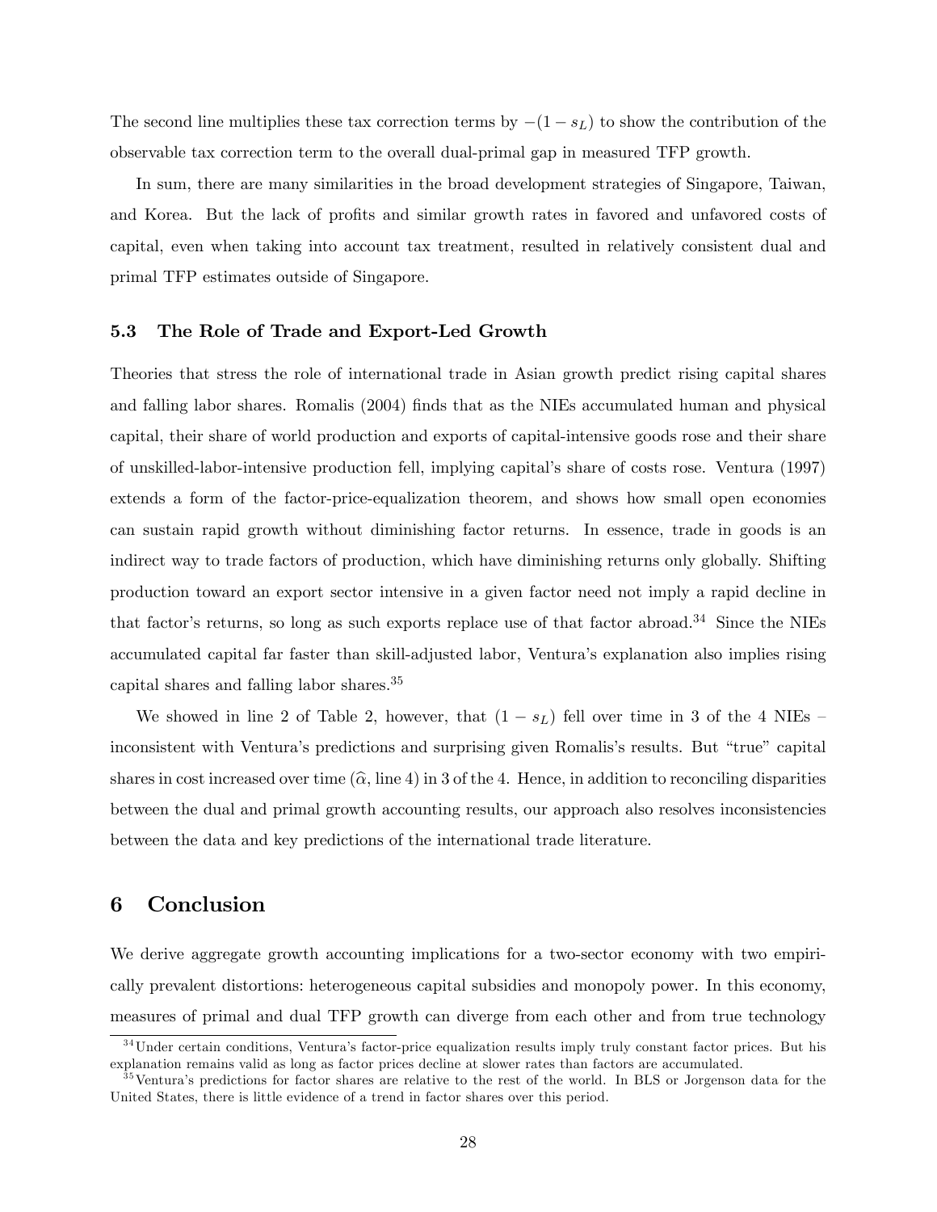The second line multiplies these tax correction terms by $-(1 - s_L)$ to show the contribution of the observable tax correction term to the overall dual-primal gap in measured TFP growth.

In sum, there are many similarities in the broad development strategies of Singapore, Taiwan, and Korea. But the lack of profits and similar growth rates in favored and unfavored costs of capital, even when taking into account tax treatment, resulted in relatively consistent dual and primal TFP estimates outside of Singapore.

### 5.3 The Role of Trade and Export-Led Growth

Theories that stress the role of international trade in Asian growth predict rising capital shares and falling labor shares. Romalis (2004) finds that as the NIEs accumulated human and physical capital, their share of world production and exports of capital-intensive goods rose and their share of unskilled-labor-intensive production fell, implying capital's share of costs rose. Ventura (1997) extends a form of the factor-price-equalization theorem, and shows how small open economies can sustain rapid growth without diminishing factor returns. In essence, trade in goods is an indirect way to trade factors of production, which have diminishing returns only globally. Shifting production toward an export sector intensive in a given factor need not imply a rapid decline in that factor's returns, so long as such exports replace use of that factor abroad.[34] Since the NIEs accumulated capital far faster than skill-adjusted labor, Ventura's explanation also implies rising capital shares and falling labor shares.[35]

We showed in line 2 of Table 2, however, that $(1 - s_L)$ fell over time in 3 of the 4 NIEs – inconsistent with Ventura's predictions and surprising given Romalis's results. But "true" capital shares in cost increased over time ($\widehat{\alpha}$, line 4) in 3 of the 4. Hence, in addition to reconciling disparities between the dual and primal growth accounting results, our approach also resolves inconsistencies between the data and key predictions of the international trade literature.

## 6 Conclusion

We derive aggregate growth accounting implications for a two-sector economy with two empirically prevalent distortions: heterogeneous capital subsidies and monopoly power. In this economy, measures of primal and dual TFP growth can diverge from each other and from true technology

[34] Under certain conditions, Ventura's factor-price equalization results imply truly constant factor prices. But his explanation remains valid as long as factor prices decline at slower rates than factors are accumulated.

[35] Ventura's predictions for factor shares are relative to the rest of the world. In BLS or Jorgenson data for the United States, there is little evidence of a trend in factor shares over this period.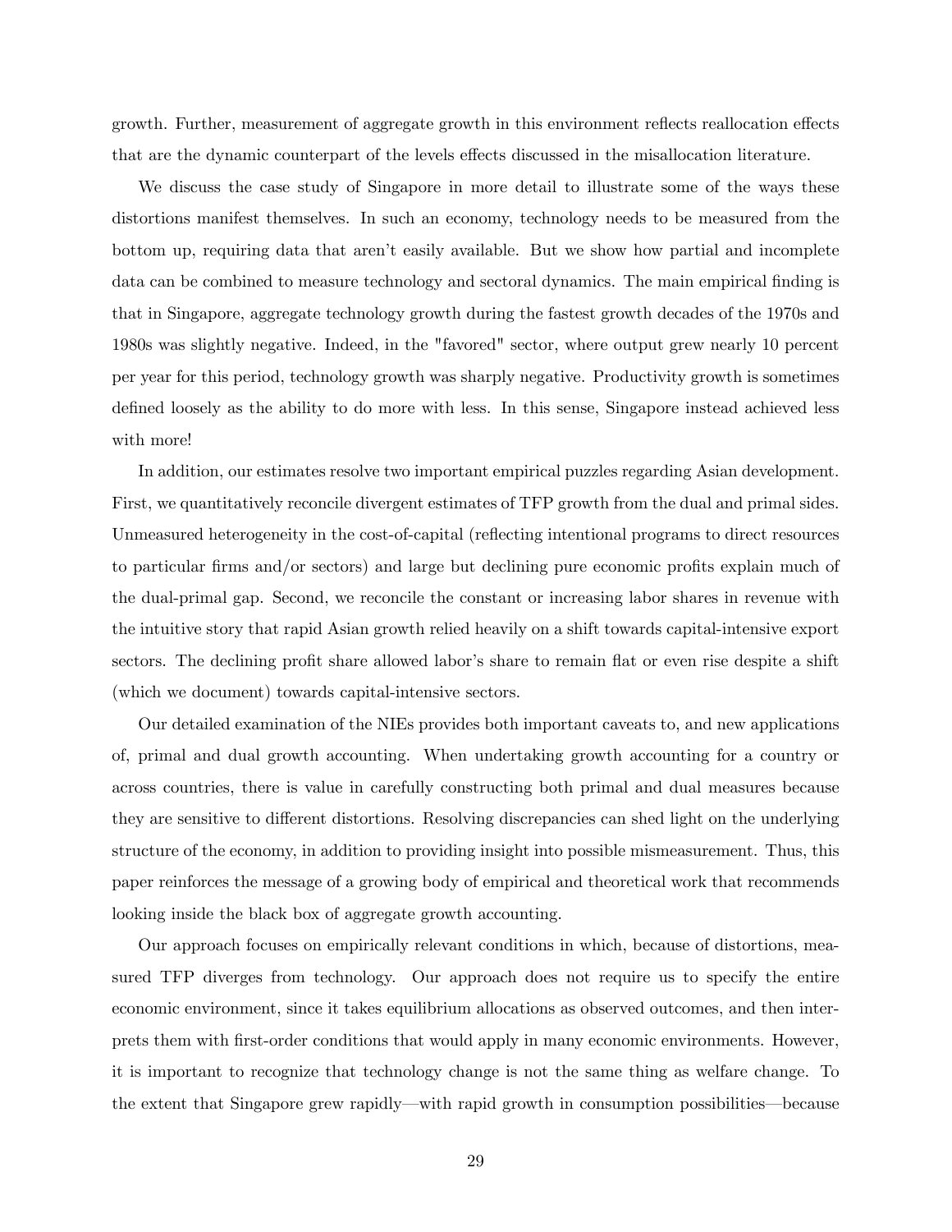growth. Further, measurement of aggregate growth in this environment reflects reallocation effects that are the dynamic counterpart of the levels effects discussed in the misallocation literature.

We discuss the case study of Singapore in more detail to illustrate some of the ways these distortions manifest themselves. In such an economy, technology needs to be measured from the bottom up, requiring data that aren't easily available. But we show how partial and incomplete data can be combined to measure technology and sectoral dynamics. The main empirical finding is that in Singapore, aggregate technology growth during the fastest growth decades of the 1970s and 1980s was slightly negative. Indeed, in the "favored" sector, where output grew nearly 10 percent per year for this period, technology growth was sharply negative. Productivity growth is sometimes defined loosely as the ability to do more with less. In this sense, Singapore instead achieved less with more!

In addition, our estimates resolve two important empirical puzzles regarding Asian development. First, we quantitatively reconcile divergent estimates of TFP growth from the dual and primal sides. Unmeasured heterogeneity in the cost-of-capital (reflecting intentional programs to direct resources to particular firms and/or sectors) and large but declining pure economic profits explain much of the dual-primal gap. Second, we reconcile the constant or increasing labor shares in revenue with the intuitive story that rapid Asian growth relied heavily on a shift towards capital-intensive export sectors. The declining profit share allowed labor's share to remain flat or even rise despite a shift (which we document) towards capital-intensive sectors.

Our detailed examination of the NIEs provides both important caveats to, and new applications of, primal and dual growth accounting. When undertaking growth accounting for a country or across countries, there is value in carefully constructing both primal and dual measures because they are sensitive to different distortions. Resolving discrepancies can shed light on the underlying structure of the economy, in addition to providing insight into possible mismeasurement. Thus, this paper reinforces the message of a growing body of empirical and theoretical work that recommends looking inside the black box of aggregate growth accounting.

Our approach focuses on empirically relevant conditions in which, because of distortions, measured TFP diverges from technology. Our approach does not require us to specify the entire economic environment, since it takes equilibrium allocations as observed outcomes, and then interprets them with first-order conditions that would apply in many economic environments. However, it is important to recognize that technology change is not the same thing as welfare change. To the extent that Singapore grew rapidly—with rapid growth in consumption possibilities—because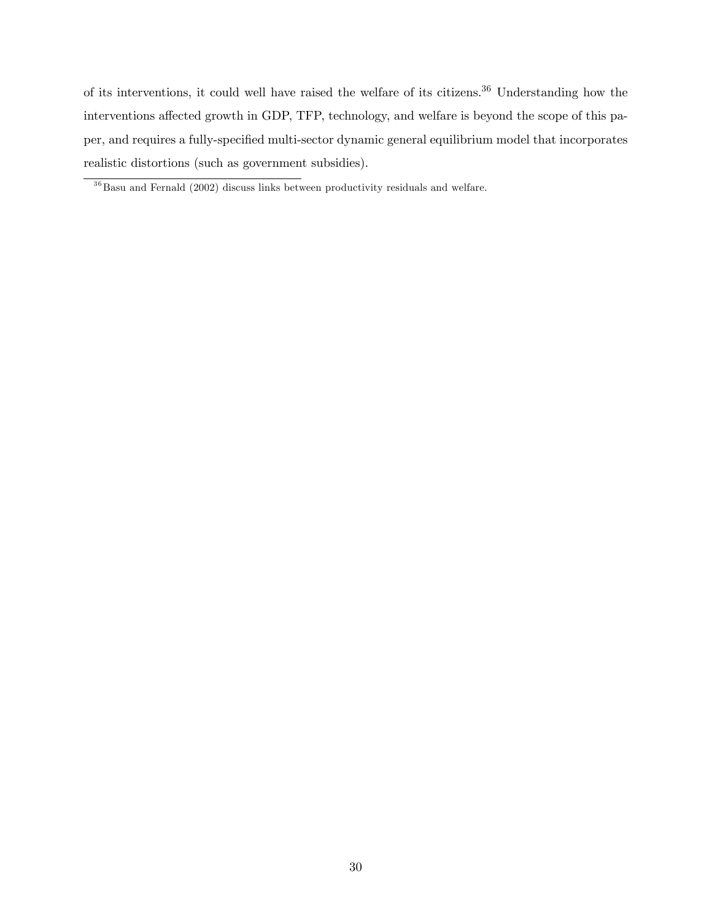of its interventions, it could well have raised the welfare of its citizens.[36] Understanding how the interventions affected growth in GDP, TFP, technology, and welfare is beyond the scope of this paper, and requires a fully-specified multi-sector dynamic general equilibrium model that incorporates realistic distortions (such as government subsidies).

[36] Basu and Fernald (2002) discuss links between productivity residuals and welfare.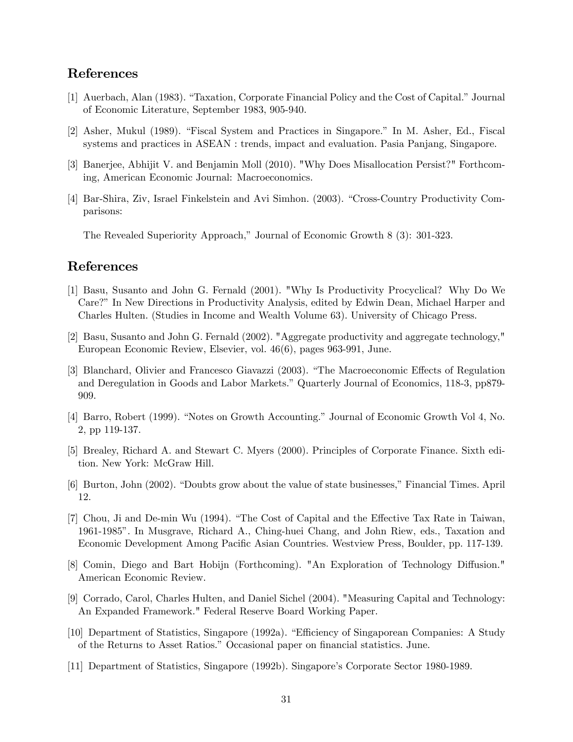## References

[1] Auerbach, Alan (1983). "Taxation, Corporate Financial Policy and the Cost of Capital." Journal of Economic Literature, September 1983, 905-940.

[2] Asher, Mukul (1989). "Fiscal System and Practices in Singapore." In M. Asher, Ed., Fiscal systems and practices in ASEAN : trends, impact and evaluation. Pasia Panjang, Singapore.

[3] Banerjee, Abhijit V. and Benjamin Moll (2010). "Why Does Misallocation Persist?" Forthcoming, American Economic Journal: Macroeconomics.

[4] Bar-Shira, Ziv, Israel Finkelstein and Avi Simhon. (2003). "Cross-Country Productivity Comparisons:

The Revealed Superiority Approach," Journal of Economic Growth 8 (3): 301-323.

## References

[1] Basu, Susanto and John G. Fernald (2001). "Why Is Productivity Procyclical? Why Do We Care?" In New Directions in Productivity Analysis, edited by Edwin Dean, Michael Harper and Charles Hulten. (Studies in Income and Wealth Volume 63). University of Chicago Press.

[2] Basu, Susanto and John G. Fernald (2002). "Aggregate productivity and aggregate technology," European Economic Review, Elsevier, vol. 46(6), pages 963-991, June.

[3] Blanchard, Olivier and Francesco Giavazzi (2003). "The Macroeconomic Effects of Regulation and Deregulation in Goods and Labor Markets." Quarterly Journal of Economics, 118-3, pp879-909.

[4] Barro, Robert (1999). "Notes on Growth Accounting." Journal of Economic Growth Vol 4, No. 2, pp 119-137.

[5] Brealey, Richard A. and Stewart C. Myers (2000). Principles of Corporate Finance. Sixth edition. New York: McGraw Hill.

[6] Burton, John (2002). "Doubts grow about the value of state businesses," Financial Times. April 12.

[7] Chou, Ji and De-min Wu (1994). "The Cost of Capital and the Effective Tax Rate in Taiwan, 1961-1985". In Musgrave, Richard A., Ching-huei Chang, and John Riew, eds., Taxation and Economic Development Among Pacific Asian Countries. Westview Press, Boulder, pp. 117-139.

[8] Comin, Diego and Bart Hobijn (Forthcoming). "An Exploration of Technology Diffusion." American Economic Review.

[9] Corrado, Carol, Charles Hulten, and Daniel Sichel (2004). "Measuring Capital and Technology: An Expanded Framework." Federal Reserve Board Working Paper.

[10] Department of Statistics, Singapore (1992a). "Efficiency of Singaporean Companies: A Study of the Returns to Asset Ratios." Occasional paper on financial statistics. June.

[11] Department of Statistics, Singapore (1992b). Singapore's Corporate Sector 1980-1989.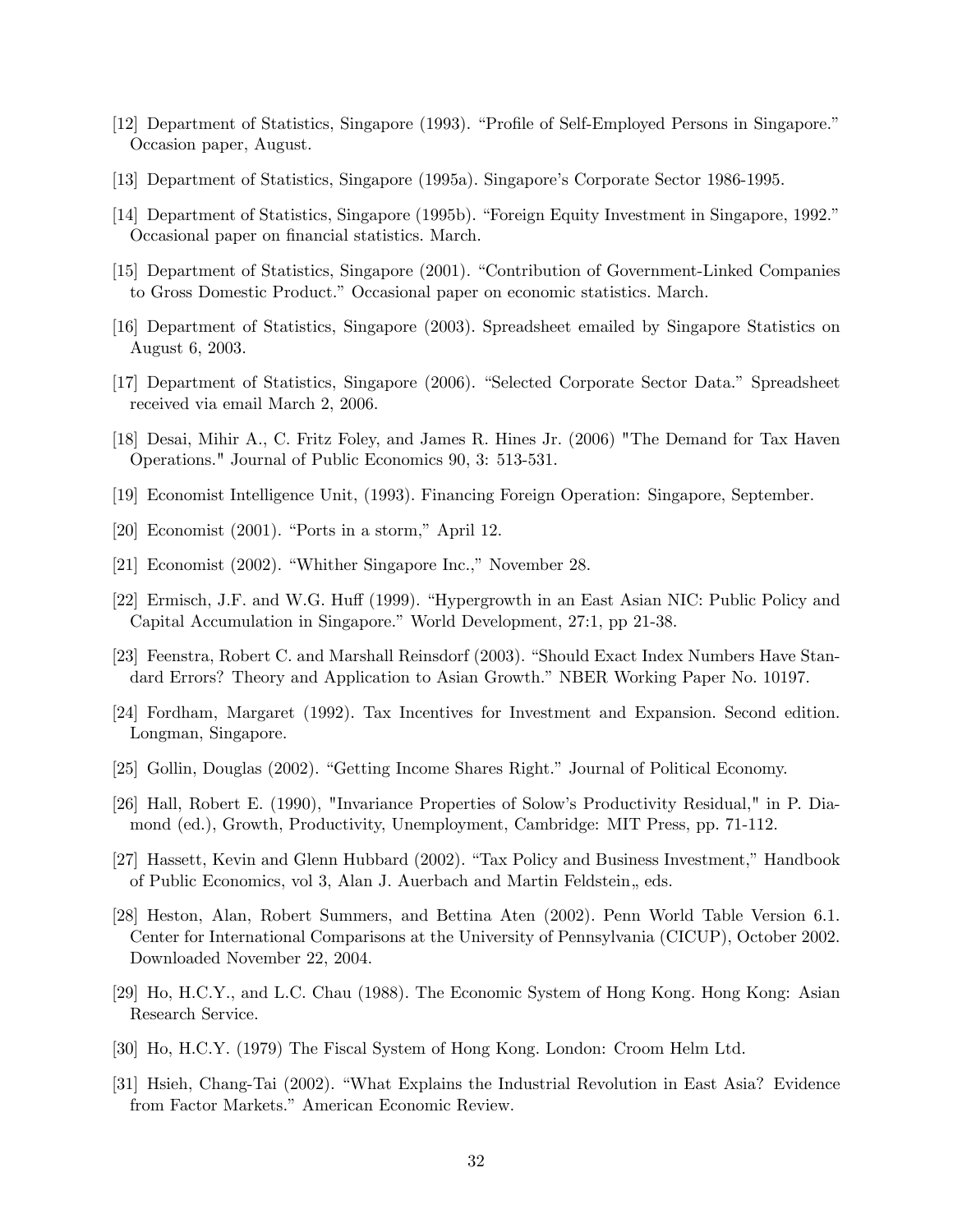[12] Department of Statistics, Singapore (1993). "Profile of Self-Employed Persons in Singapore." Occasion paper, August.

[13] Department of Statistics, Singapore (1995a). Singapore's Corporate Sector 1986-1995.

[14] Department of Statistics, Singapore (1995b). "Foreign Equity Investment in Singapore, 1992." Occasional paper on financial statistics. March.

[15] Department of Statistics, Singapore (2001). "Contribution of Government-Linked Companies to Gross Domestic Product." Occasional paper on economic statistics. March.

[16] Department of Statistics, Singapore (2003). Spreadsheet emailed by Singapore Statistics on August 6, 2003.

[17] Department of Statistics, Singapore (2006). "Selected Corporate Sector Data." Spreadsheet received via email March 2, 2006.

[18] Desai, Mihir A., C. Fritz Foley, and James R. Hines Jr. (2006) "The Demand for Tax Haven Operations." Journal of Public Economics 90, 3: 513-531.

[19] Economist Intelligence Unit, (1993). Financing Foreign Operation: Singapore, September.

[20] Economist (2001). "Ports in a storm," April 12.

[21] Economist (2002). "Whither Singapore Inc.," November 28.

[22] Ermisch, J.F. and W.G. Huff (1999). "Hypergrowth in an East Asian NIC: Public Policy and Capital Accumulation in Singapore." World Development, 27:1, pp 21-38.

[23] Feenstra, Robert C. and Marshall Reinsdorf (2003). "Should Exact Index Numbers Have Standard Errors? Theory and Application to Asian Growth." NBER Working Paper No. 10197.

[24] Fordham, Margaret (1992). Tax Incentives for Investment and Expansion. Second edition. Longman, Singapore.

[25] Gollin, Douglas (2002). "Getting Income Shares Right." Journal of Political Economy.

[26] Hall, Robert E. (1990), "Invariance Properties of Solow's Productivity Residual," in P. Diamond (ed.), Growth, Productivity, Unemployment, Cambridge: MIT Press, pp. 71-112.

[27] Hassett, Kevin and Glenn Hubbard (2002). "Tax Policy and Business Investment," Handbook of Public Economics, vol 3, Alan J. Auerbach and Martin Feldstein,, eds.

[28] Heston, Alan, Robert Summers, and Bettina Aten (2002). Penn World Table Version 6.1. Center for International Comparisons at the University of Pennsylvania (CICUP), October 2002. Downloaded November 22, 2004.

[29] Ho, H.C.Y., and L.C. Chau (1988). The Economic System of Hong Kong. Hong Kong: Asian Research Service.

[30] Ho, H.C.Y. (1979) The Fiscal System of Hong Kong. London: Croom Helm Ltd.

[31] Hsieh, Chang-Tai (2002). "What Explains the Industrial Revolution in East Asia? Evidence from Factor Markets." American Economic Review.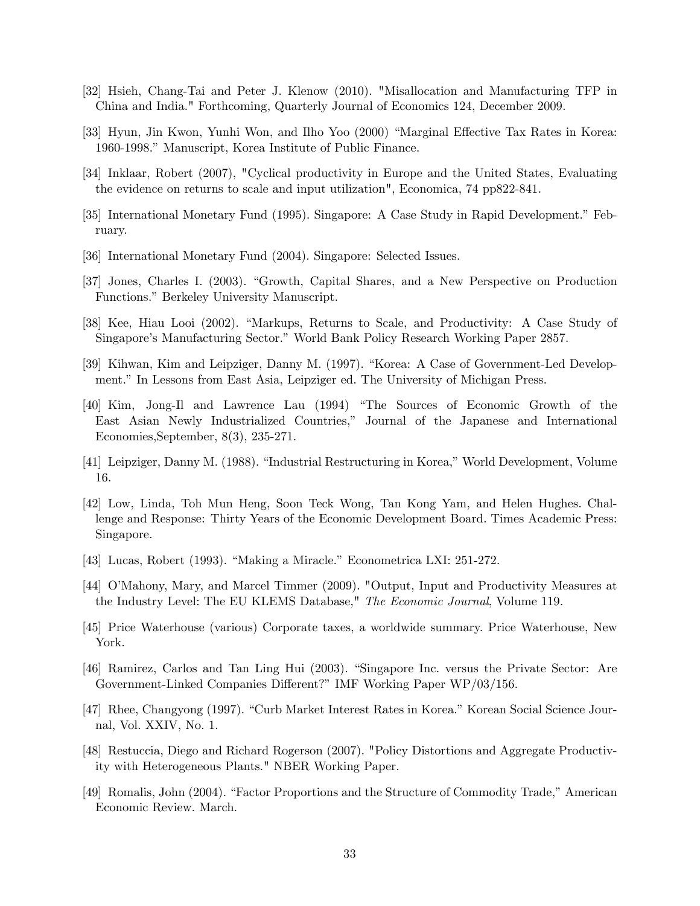[32] Hsieh, Chang-Tai and Peter J. Klenow (2010). "Misallocation and Manufacturing TFP in China and India." Forthcoming, Quarterly Journal of Economics 124, December 2009.

[33] Hyun, Jin Kwon, Yunhi Won, and Ilho Yoo (2000) "Marginal Effective Tax Rates in Korea: 1960-1998." Manuscript, Korea Institute of Public Finance.

[34] Inklaar, Robert (2007), "Cyclical productivity in Europe and the United States, Evaluating the evidence on returns to scale and input utilization", Economica, 74 pp822-841.

[35] International Monetary Fund (1995). Singapore: A Case Study in Rapid Development." February.

[36] International Monetary Fund (2004). Singapore: Selected Issues.

[37] Jones, Charles I. (2003). "Growth, Capital Shares, and a New Perspective on Production Functions." Berkeley University Manuscript.

[38] Kee, Hiau Looi (2002). "Markups, Returns to Scale, and Productivity: A Case Study of Singapore's Manufacturing Sector." World Bank Policy Research Working Paper 2857.

[39] Kihwan, Kim and Leipziger, Danny M. (1997). "Korea: A Case of Government-Led Development." In Lessons from East Asia, Leipziger ed. The University of Michigan Press.

[40] Kim, Jong-Il and Lawrence Lau (1994) "The Sources of Economic Growth of the East Asian Newly Industrialized Countries," Journal of the Japanese and International Economies,September, 8(3), 235-271.

[41] Leipziger, Danny M. (1988). "Industrial Restructuring in Korea," World Development, Volume 16.

[42] Low, Linda, Toh Mun Heng, Soon Teck Wong, Tan Kong Yam, and Helen Hughes. Challenge and Response: Thirty Years of the Economic Development Board. Times Academic Press: Singapore.

[43] Lucas, Robert (1993). "Making a Miracle." Econometrica LXI: 251-272.

[44] O'Mahony, Mary, and Marcel Timmer (2009). "Output, Input and Productivity Measures at the Industry Level: The EU KLEMS Database," *The Economic Journal*, Volume 119.

[45] Price Waterhouse (various) Corporate taxes, a worldwide summary. Price Waterhouse, New York.

[46] Ramirez, Carlos and Tan Ling Hui (2003). "Singapore Inc. versus the Private Sector: Are Government-Linked Companies Different?" IMF Working Paper WP/03/156.

[47] Rhee, Changyong (1997). "Curb Market Interest Rates in Korea." Korean Social Science Journal, Vol. XXIV, No. 1.

[48] Restuccia, Diego and Richard Rogerson (2007). "Policy Distortions and Aggregate Productivity with Heterogeneous Plants." NBER Working Paper.

[49] Romalis, John (2004). "Factor Proportions and the Structure of Commodity Trade," American Economic Review. March.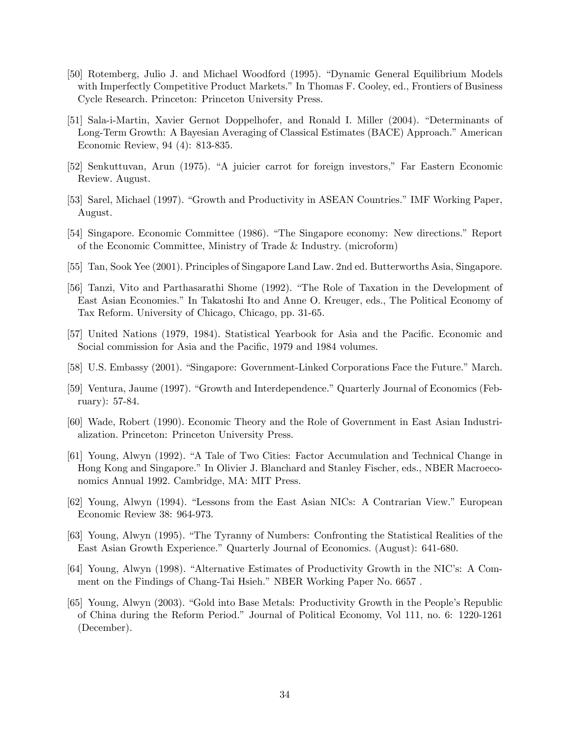[50] Rotemberg, Julio J. and Michael Woodford (1995). "Dynamic General Equilibrium Models with Imperfectly Competitive Product Markets." In Thomas F. Cooley, ed., Frontiers of Business Cycle Research. Princeton: Princeton University Press.

[51] Sala-i-Martin, Xavier Gernot Doppelhofer, and Ronald I. Miller (2004). "Determinants of Long-Term Growth: A Bayesian Averaging of Classical Estimates (BACE) Approach." American Economic Review, 94 (4): 813-835.

[52] Senkuttuvan, Arun (1975). "A juicier carrot for foreign investors," Far Eastern Economic Review. August.

[53] Sarel, Michael (1997). "Growth and Productivity in ASEAN Countries." IMF Working Paper, August.

[54] Singapore. Economic Committee (1986). "The Singapore economy: New directions." Report of the Economic Committee, Ministry of Trade & Industry. (microform)

[55] Tan, Sook Yee (2001). Principles of Singapore Land Law. 2nd ed. Butterworths Asia, Singapore.

[56] Tanzi, Vito and Parthasarathi Shome (1992). "The Role of Taxation in the Development of East Asian Economies." In Takatoshi Ito and Anne O. Kreuger, eds., The Political Economy of Tax Reform. University of Chicago, Chicago, pp. 31-65.

[57] United Nations (1979, 1984). Statistical Yearbook for Asia and the Pacific. Economic and Social commission for Asia and the Pacific, 1979 and 1984 volumes.

[58] U.S. Embassy (2001). "Singapore: Government-Linked Corporations Face the Future." March.

[59] Ventura, Jaume (1997). "Growth and Interdependence." Quarterly Journal of Economics (February): 57-84.

[60] Wade, Robert (1990). Economic Theory and the Role of Government in East Asian Industrialization. Princeton: Princeton University Press.

[61] Young, Alwyn (1992). "A Tale of Two Cities: Factor Accumulation and Technical Change in Hong Kong and Singapore." In Olivier J. Blanchard and Stanley Fischer, eds., NBER Macroeconomics Annual 1992. Cambridge, MA: MIT Press.

[62] Young, Alwyn (1994). "Lessons from the East Asian NICs: A Contrarian View." European Economic Review 38: 964-973.

[63] Young, Alwyn (1995). "The Tyranny of Numbers: Confronting the Statistical Realities of the East Asian Growth Experience." Quarterly Journal of Economics. (August): 641-680.

[64] Young, Alwyn (1998). "Alternative Estimates of Productivity Growth in the NIC's: A Comment on the Findings of Chang-Tai Hsieh." NBER Working Paper No. 6657 .

[65] Young, Alwyn (2003). "Gold into Base Metals: Productivity Growth in the People's Republic of China during the Reform Period." Journal of Political Economy, Vol 111, no. 6: 1220-1261 (December).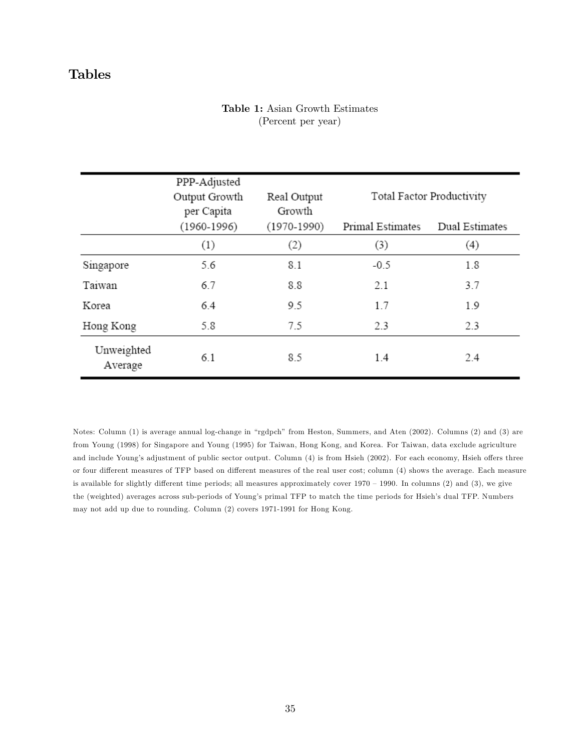# Tables

**Table 1:** Asian Growth Estimates
(Percent per year)

| | PPP-Adjusted Output Growth per Capita (1960-1996) | Real Output Growth (1970-1990) | Total Factor Productivity | |
|---|---|---|---|---|
| | | | Primal Estimates | Dual Estimates |
| | (1) | (2) | (3) | (4) |
| Singapore | 5.6 | 8.1 | -0.5 | 1.8 |
| Taiwan | 6.7 | 8.8 | 2.1 | 3.7 |
| Korea | 6.4 | 9.5 | 1.7 | 1.9 |
| Hong Kong | 5.8 | 7.5 | 2.3 | 2.3 |
| Unweighted Average | 6.1 | 8.5 | 1.4 | 2.4 |

Notes: Column (1) is average annual log-change in "rgdpch" from Heston, Summers, and Aten (2002). Columns (2) and (3) are from Young (1998) for Singapore and Young (1995) for Taiwan, Hong Kong, and Korea. For Taiwan, data exclude agriculture and include Young's adjustment of public sector output. Column (4) is from Hsieh (2002). For each economy, Hsieh offers three or four different measures of TFP based on different measures of the real user cost; column (4) shows the average. Each measure is available for slightly different time periods; all measures approximately cover 1970 – 1990. In columns (2) and (3), we give the (weighted) averages across sub-periods of Young's primal TFP to match the time periods for Hsieh's dual TFP. Numbers may not add up due to rounding. Column (2) covers 1971-1991 for Hong Kong.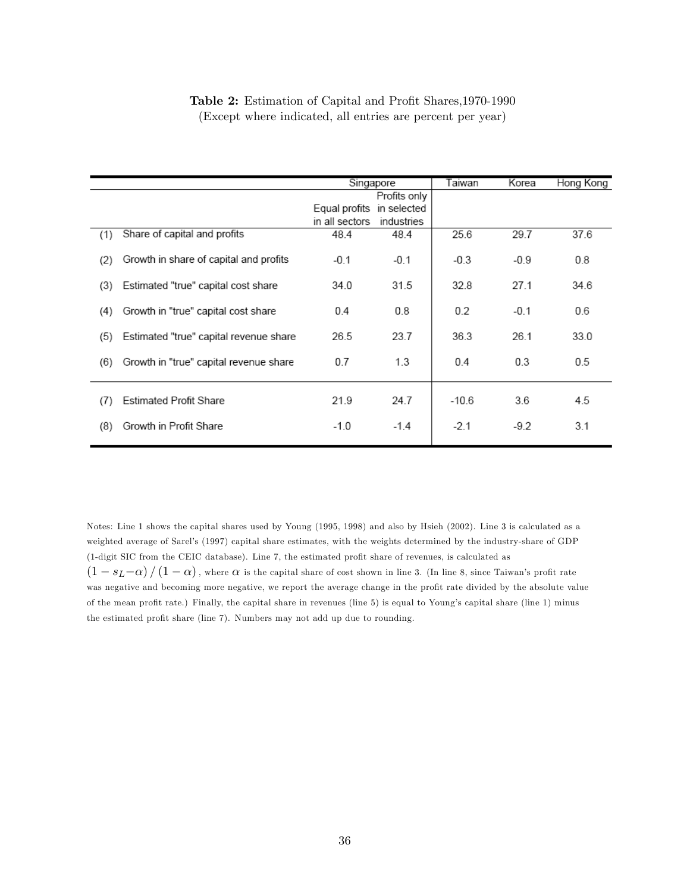**Table 2:** Estimation of Capital and Profit Shares,1970-1990
(Except where indicated, all entries are percent per year)

| | | Singapore | | Taiwan | Korea | Hong Kong |
|---|---|---|---|---|---|---|
| | | Equal profits in all sectors | Profits only in selected industries | | | |
| (1) | Share of capital and profits | 48.4 | 48.4 | 25.6 | 29.7 | 37.6 |
| (2) | Growth in share of capital and profits | -0.1 | -0.1 | -0.3 | -0.9 | 0.8 |
| (3) | Estimated "true" capital cost share | 34.0 | 31.5 | 32.8 | 27.1 | 34.6 |
| (4) | Growth in "true" capital cost share | 0.4 | 0.8 | 0.2 | -0.1 | 0.6 |
| (5) | Estimated "true" capital revenue share | 26.5 | 23.7 | 36.3 | 26.1 | 33.0 |
| (6) | Growth in "true" capital revenue share | 0.7 | 1.3 | 0.4 | 0.3 | 0.5 |
| (7) | Estimated Profit Share | 21.9 | 24.7 | -10.6 | 3.6 | 4.5 |
| (8) | Growth in Profit Share | -1.0 | -1.4 | -2.1 | -9.2 | 3.1 |

Notes: Line 1 shows the capital shares used by Young (1995, 1998) and also by Hsieh (2002). Line 3 is calculated as a weighted average of Sarel's (1997) capital share estimates, with the weights determined by the industry-share of GDP (1-digit SIC from the CEIC database). Line 7, the estimated profit share of revenues, is calculated as $(1 - s_L - \alpha) / (1 - \alpha)$, where $\alpha$ is the capital share of cost shown in line 3. (In line 8, since Taiwan's profit rate was negative and becoming more negative, we report the average change in the profit rate divided by the absolute value of the mean profit rate.) Finally, the capital share in revenues (line 5) is equal to Young's capital share (line 1) minus the estimated profit share (line 7). Numbers may not add up due to rounding.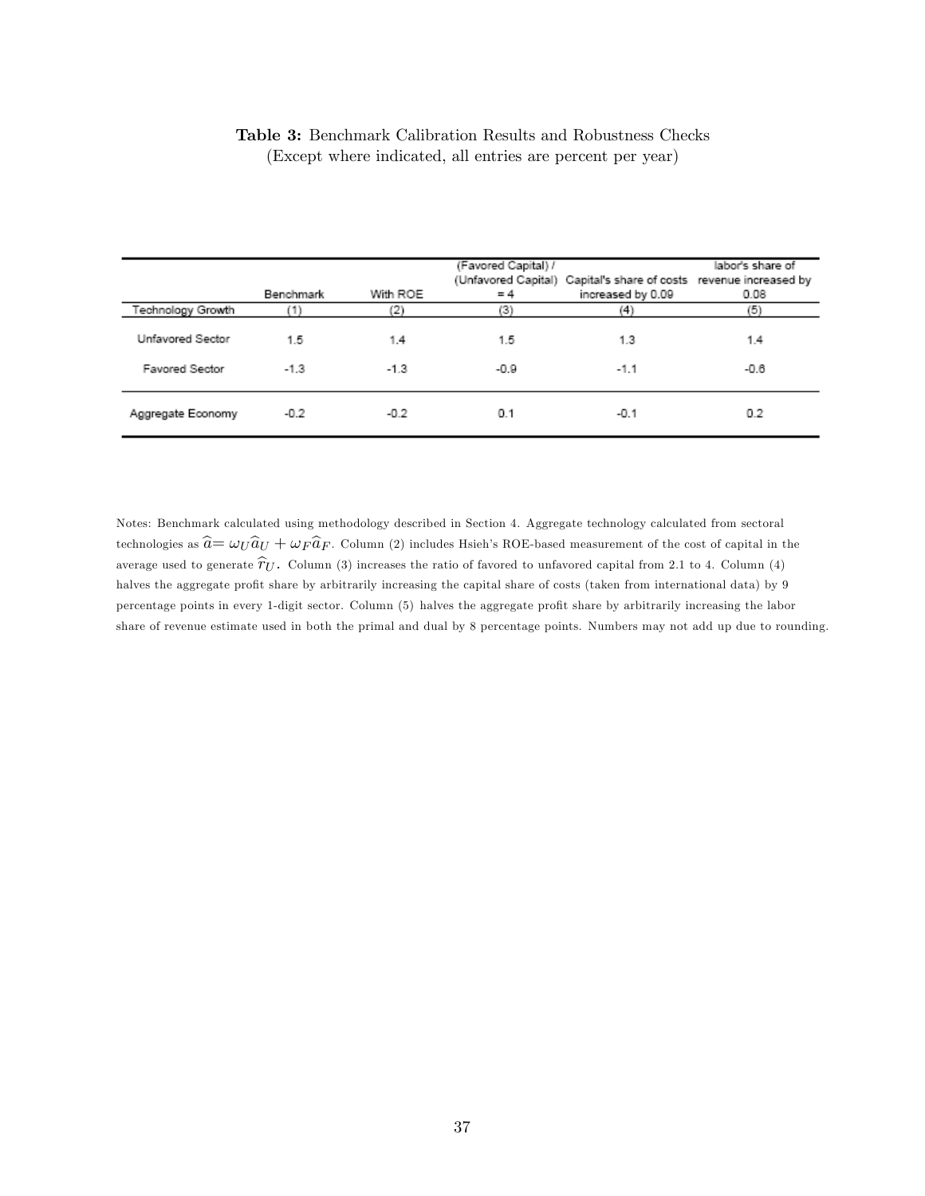**Table 3:** Benchmark Calibration Results and Robustness Checks
(Except where indicated, all entries are percent per year)

| | Benchmark | With ROE | (Favored Capital) / (Unfavored Capital) = 4 | Capital's share of costs increased by 0.09 | labor's share of revenue increased by 0.08 |
|---|---|---|---|---|---|
| Technology Growth | (1) | (2) | (3) | (4) | (5) |
| Unfavored Sector | 1.5 | 1.4 | 1.5 | 1.3 | 1.4 |
| Favored Sector | -1.3 | -1.3 | -0.9 | -1.1 | -0.6 |
| Aggregate Economy | -0.2 | -0.2 | 0.1 | -0.1 | 0.2 |

Notes: Benchmark calculated using methodology described in Section 4. Aggregate technology calculated from sectoral technologies as $\widehat{a} = \omega_U \widehat{a}_U + \omega_F \widehat{a}_F$. Column (2) includes Hsieh's ROE-based measurement of the cost of capital in the average used to generate $\widehat{r}_U$. Column (3) increases the ratio of favored to unfavored capital from 2.1 to 4. Column (4) halves the aggregate profit share by arbitrarily increasing the capital share of costs (taken from international data) by 9 percentage points in every 1-digit sector. Column (5) halves the aggregate profit share by arbitrarily increasing the labor share of revenue estimate used in both the primal and dual by 8 percentage points. Numbers may not add up due to rounding.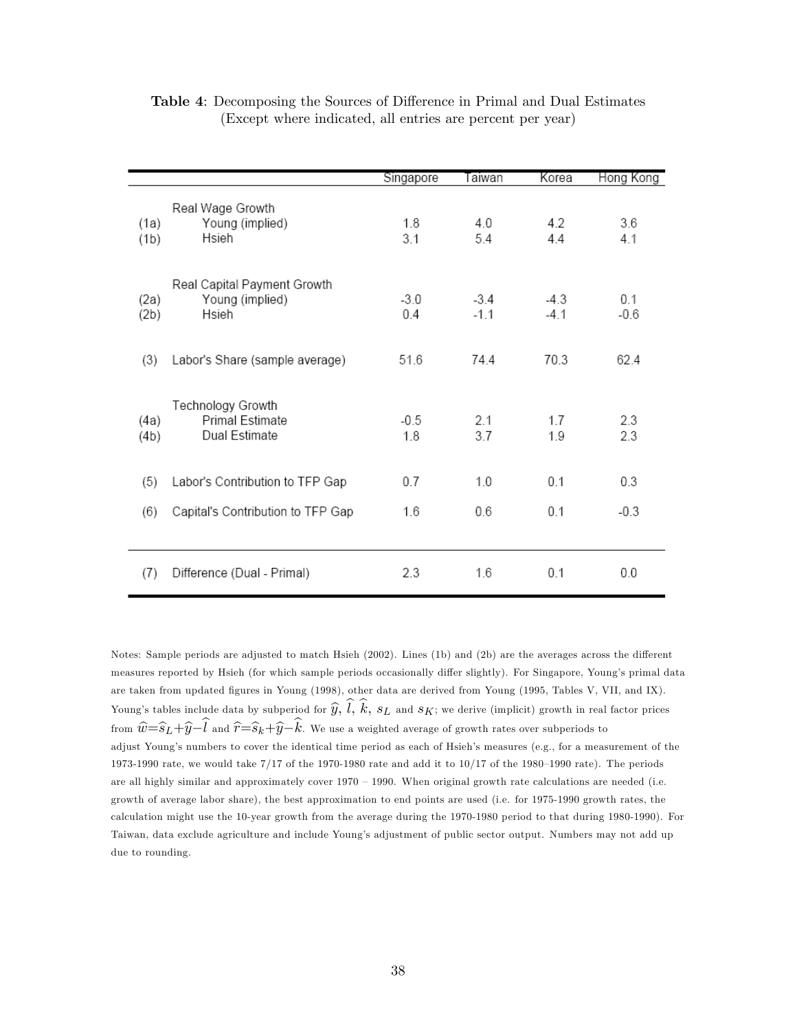**Table 4**: Decomposing the Sources of Difference in Primal and Dual Estimates
(Except where indicated, all entries are percent per year)

| | | Singapore | Taiwan | Korea | Hong Kong |
|---|---|---|---|---|---|
| | Real Wage Growth | | | | |
| (1a) | Young (implied) | 1.8 | 4.0 | 4.2 | 3.6 |
| (1b) | Hsieh | 3.1 | 5.4 | 4.4 | 4.1 |
| | Real Capital Payment Growth | | | | |
| (2a) | Young (implied) | -3.0 | -3.4 | -4.3 | 0.1 |
| (2b) | Hsieh | 0.4 | -1.1 | -4.1 | -0.6 |
| (3) | Labor's Share (sample average) | 51.6 | 74.4 | 70.3 | 62.4 |
| | Technology Growth | | | | |
| (4a) | Primal Estimate | -0.5 | 2.1 | 1.7 | 2.3 |
| (4b) | Dual Estimate | 1.8 | 3.7 | 1.9 | 2.3 |
| (5) | Labor's Contribution to TFP Gap | 0.7 | 1.0 | 0.1 | 0.3 |
| (6) | Capital's Contribution to TFP Gap | 1.6 | 0.6 | 0.1 | -0.3 |
| (7) | Difference (Dual - Primal) | 2.3 | 1.6 | 0.1 | 0.0 |

Notes: Sample periods are adjusted to match Hsieh (2002). Lines (1b) and (2b) are the averages across the different measures reported by Hsieh (for which sample periods occasionally differ slightly). For Singapore, Young's primal data are taken from updated figures in Young (1998), other data are derived from Young (1995, Tables V, VII, and IX). Young's tables include data by subperiod for $\widehat{y}$, $\widehat{l}$, $\widehat{k}$, $s_L$ and $s_K$; we derive (implicit) growth in real factor prices from $\widehat{w}=\widehat{s}_L+\widehat{y}-\widehat{l}$ and $\widehat{r}=\widehat{s}_k+\widehat{y}-\widehat{k}$. We use a weighted average of growth rates over subperiods to adjust Young's numbers to cover the identical time period as each of Hsieh's measures (e.g., for a measurement of the 1973-1990 rate, we would take 7/17 of the 1970-1980 rate and add it to 10/17 of the 1980–1990 rate). The periods are all highly similar and approximately cover 1970 – 1990. When original growth rate calculations are needed (i.e. growth of average labor share), the best approximation to end points are used (i.e. for 1975-1990 growth rates, the calculation might use the 10-year growth from the average during the 1970-1980 period to that during 1980-1990). For Taiwan, data exclude agriculture and include Young's adjustment of public sector output. Numbers may not add up due to rounding.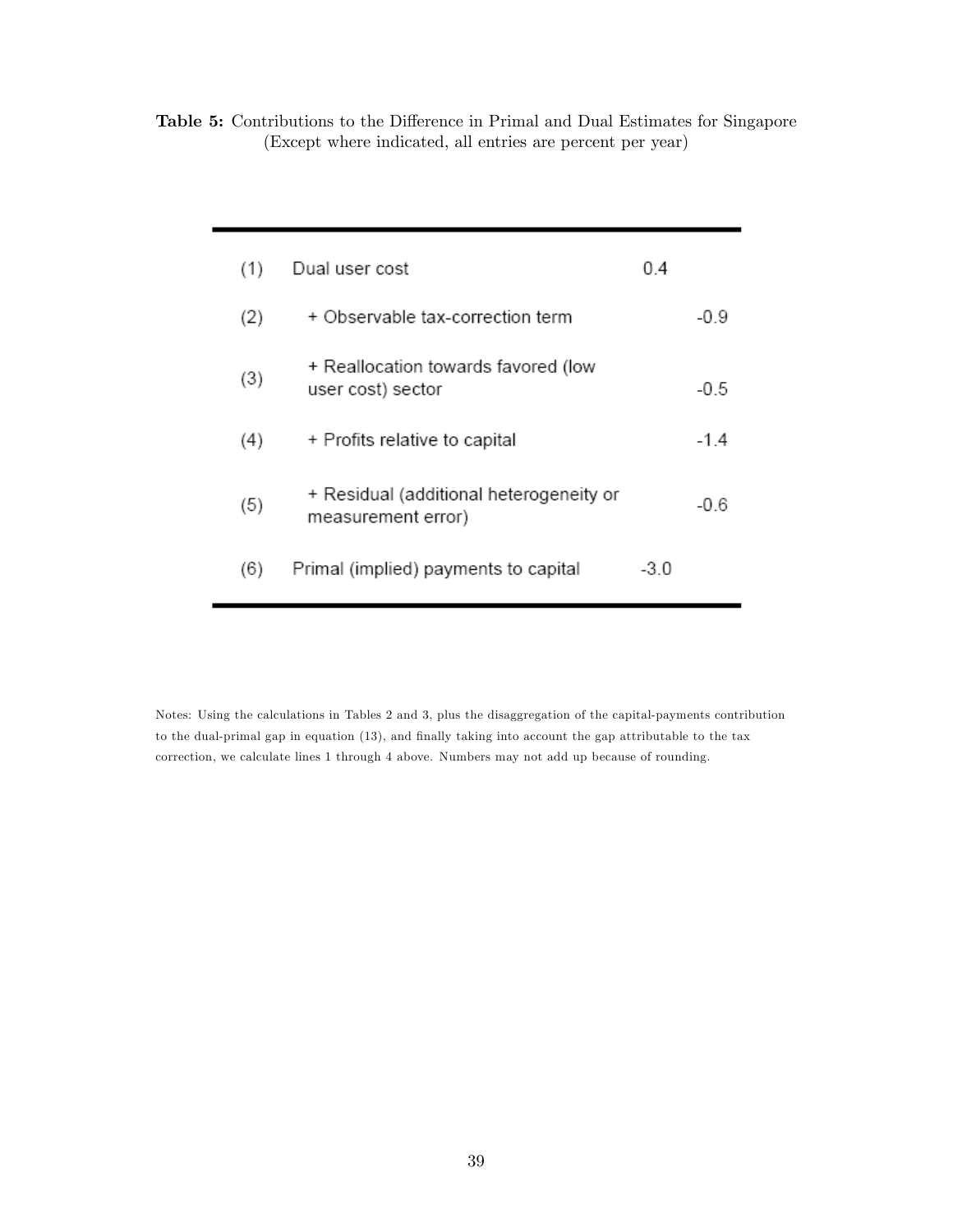**Table 5:** Contributions to the Difference in Primal and Dual Estimates for Singapore (Except where indicated, all entries are percent per year)

| | | | |
|---|---|---|---|
| (1) | Dual user cost | 0.4 | |
| (2) | + Observable tax-correction term | | -0.9 |
| (3) | + Reallocation towards favored (low user cost) sector | | -0.5 |
| (4) | + Profits relative to capital | | -1.4 |
| (5) | + Residual (additional heterogeneity or measurement error) | | -0.6 |
| (6) | Primal (implied) payments to capital | -3.0 | |

Notes: Using the calculations in Tables 2 and 3, plus the disaggregation of the capital-payments contribution to the dual-primal gap in equation (13), and finally taking into account the gap attributable to the tax correction, we calculate lines 1 through 4 above. Numbers may not add up because of rounding.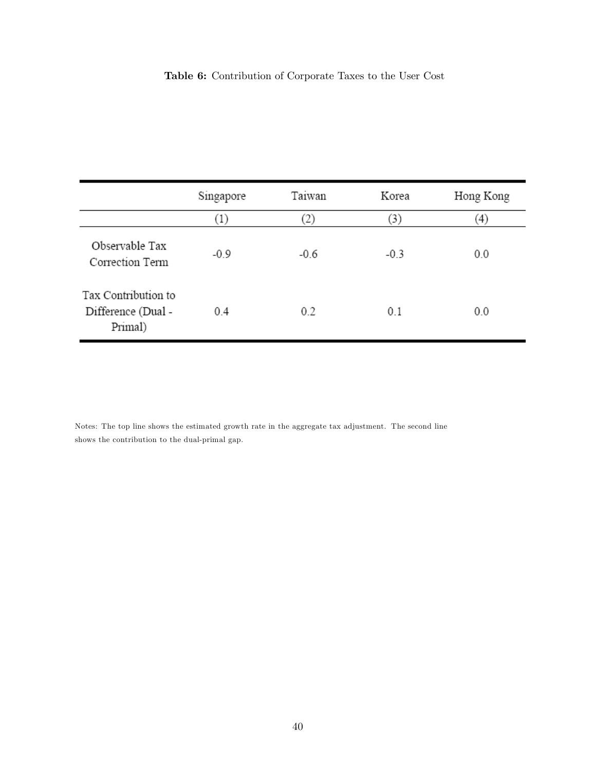**Table 6:** Contribution of Corporate Taxes to the User Cost

| | Singapore | Taiwan | Korea | Hong Kong |
|---|---|---|---|---|
| | (1) | (2) | (3) | (4) |
| Observable Tax Correction Term | -0.9 | -0.6 | -0.3 | 0.0 |
| Tax Contribution to Difference (Dual - Primal) | 0.4 | 0.2 | 0.1 | 0.0 |

Notes: The top line shows the estimated growth rate in the aggregate tax adjustment. The second line shows the contribution to the dual-primal gap.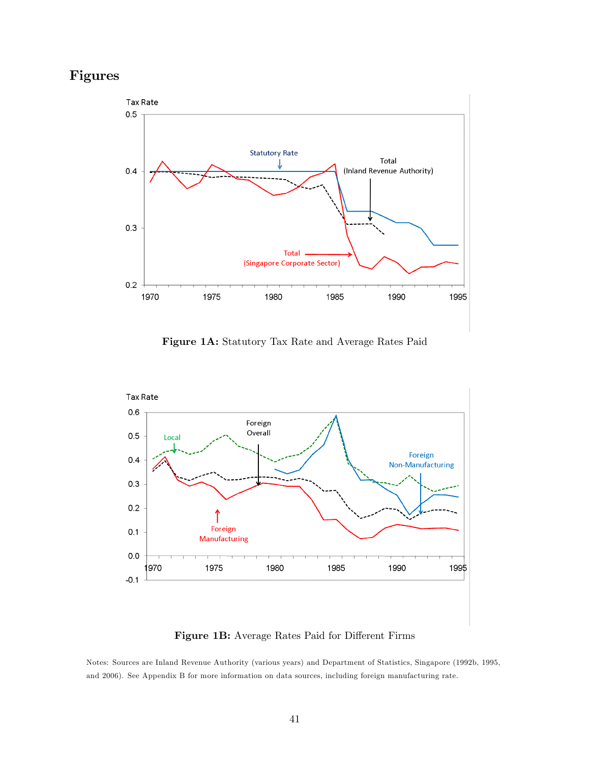# Figures

**Figure 1A:** Statutory Tax Rate and Average Rates Paid

**Figure 1B:** Average Rates Paid for Different Firms

Notes: Sources are Inland Revenue Authority (various years) and Department of Statistics, Singapore (1992b, 1995, and 2006). See Appendix B for more information on data sources, including foreign manufacturing rate.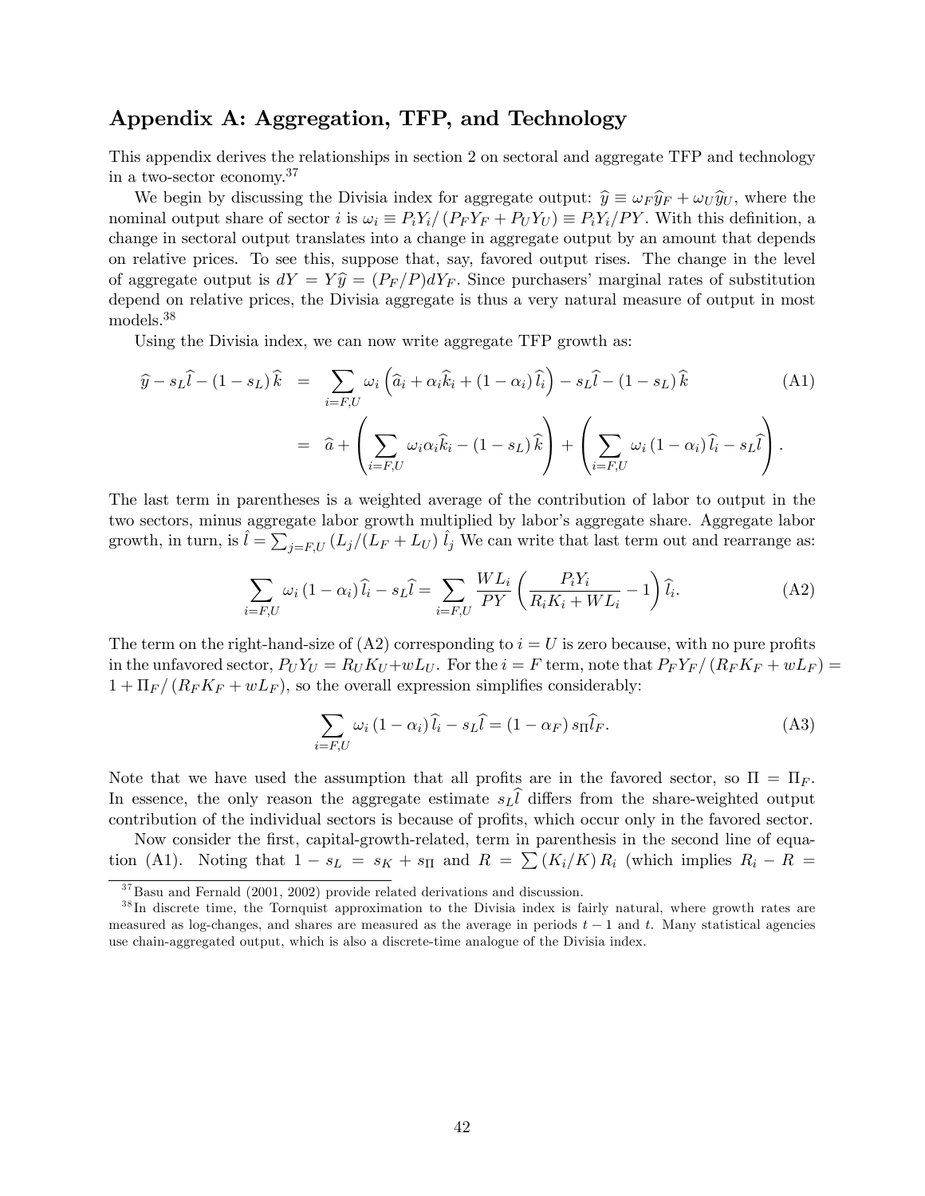## Appendix A: Aggregation, TFP, and Technology

This appendix derives the relationships in section 2 on sectoral and aggregate TFP and technology in a two-sector economy.[37]

We begin by discussing the Divisia index for aggregate output: $\widehat{y} \equiv \omega_F \widehat{y}_F + \omega_U \widehat{y}_U$, where the nominal output share of sector $i$ is $\omega_i \equiv P_i Y_i / (P_F Y_F + P_U Y_U) \equiv P_i Y_i / PY$. With this definition, a change in sectoral output translates into a change in aggregate output by an amount that depends on relative prices. To see this, suppose that, say, favored output rises. The change in the level of aggregate output is $dY = Y\widehat{y} = (P_F/P) dY_F$. Since purchasers' marginal rates of substitution depend on relative prices, the Divisia aggregate is thus a very natural measure of output in most models.[38]

Using the Divisia index, we can now write aggregate TFP growth as:

$$\begin{aligned} \widehat{y} - s_L \widehat{l} - (1 - s_L)\widehat{k} &= \sum_{i=F,U} \omega_i \left( \widehat{a}_i + \alpha_i \widehat{k}_i + (1-\alpha_i)\widehat{l}_i \right) - s_L \widehat{l} - (1-s_L)\widehat{k} \qquad \text{(A1)} \\ &= \widehat{a} + \left( \sum_{i=F,U} \omega_i \alpha_i \widehat{k}_i - (1-s_L)\widehat{k} \right) + \left( \sum_{i=F,U} \omega_i (1-\alpha_i)\widehat{l}_i - s_L \widehat{l} \right). \end{aligned}$$

The last term in parentheses is a weighted average of the contribution of labor to output in the two sectors, minus aggregate labor growth multiplied by labor's aggregate share. Aggregate labor growth, in turn, is $\hat{l} = \sum_{j=F,U} (L_j/(L_F + L_U))\, \hat{l}_j$ We can write that last term out and rearrange as:

$$\sum_{i=F,U} \omega_i (1-\alpha_i)\widehat{l}_i - s_L \widehat{l} = \sum_{i=F,U} \frac{WL_i}{PY} \left( \frac{P_i Y_i}{R_i K_i + WL_i} - 1 \right) \widehat{l}_i. \qquad \text{(A2)}$$

The term on the right-hand-size of (A2) corresponding to $i = U$ is zero because, with no pure profits in the unfavored sector, $P_U Y_U = R_U K_U + wL_U$. For the $i = F$ term, note that $P_F Y_F / (R_F K_F + wL_F) = 1 + \Pi_F / (R_F K_F + wL_F)$, so the overall expression simplifies considerably:

$$\sum_{i=F,U} \omega_i (1-\alpha_i)\widehat{l}_i - s_L \widehat{l} = (1-\alpha_F)\, s_\Pi \widehat{l}_F. \qquad \text{(A3)}$$

Note that we have used the assumption that all profits are in the favored sector, so $\Pi = \Pi_F$. In essence, the only reason the aggregate estimate $s_L \widehat{l}$ differs from the share-weighted output contribution of the individual sectors is because of profits, which occur only in the favored sector.

Now consider the first, capital-growth-related, term in parenthesis in the second line of equation (A1). Noting that $1 - s_L = s_K + s_\Pi$ and $R = \sum (K_i/K) R_i$ (which implies $R_i - R =$

[37] Basu and Fernald (2001, 2002) provide related derivations and discussion.

[38] In discrete time, the Tornquist approximation to the Divisia index is fairly natural, where growth rates are measured as log-changes, and shares are measured as the average in periods $t-1$ and $t$. Many statistical agencies use chain-aggregated output, which is also a discrete-time analogue of the Divisia index.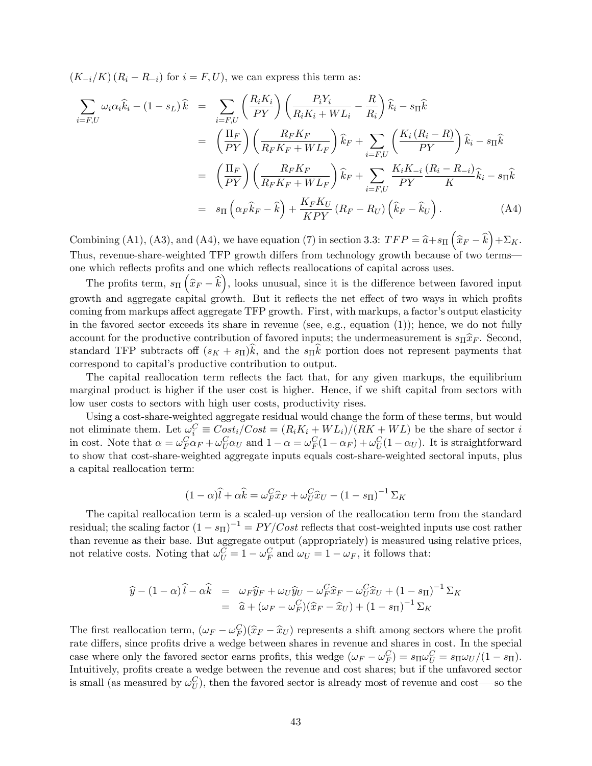$(K_{-i}/K)(R_i - R_{-i})$ for $i = F, U$), we can express this term as:

$$
\begin{aligned}
\sum_{i=F,U} \omega_i \alpha_i \widehat{k}_i - (1 - s_L)\,\widehat{k} &= \sum_{i=F,U} \left(\frac{R_i K_i}{PY}\right)\left(\frac{P_i Y_i}{R_i K_i + W L_i} - \frac{R}{R_i}\right)\widehat{k}_i - s_\Pi \widehat{k} \\
&= \left(\frac{\Pi_F}{PY}\right)\left(\frac{R_F K_F}{R_F K_F + W L_F}\right)\widehat{k}_F + \sum_{i=F,U}\left(\frac{K_i (R_i - R)}{PY}\right)\widehat{k}_i - s_\Pi \widehat{k} \\
&= \left(\frac{\Pi_F}{PY}\right)\left(\frac{R_F K_F}{R_F K_F + W L_F}\right)\widehat{k}_F + \sum_{i=F,U}\frac{K_i K_{-i}}{PY}\frac{(R_i - R_{-i})}{K}\widehat{k}_i - s_\Pi \widehat{k} \\
&= s_\Pi\left(\alpha_F \widehat{k}_F - \widehat{k}\right) + \frac{K_F K_U}{KPY}(R_F - R_U)\left(\widehat{k}_F - \widehat{k}_U\right). \qquad \text{(A4)}
\end{aligned}
$$

Combining (A1), (A3), and (A4), we have equation (7) in section 3.3: $TFP = \widehat{a} + s_\Pi\left(\widehat{x}_F - \widehat{k}\right) + \Sigma_K$. Thus, revenue-share-weighted TFP growth differs from technology growth because of two terms—one which reflects profits and one which reflects reallocations of capital across uses.

The profits term, $s_\Pi\left(\widehat{x}_F - \widehat{k}\right)$, looks unusual, since it is the difference between favored input growth and aggregate capital growth. But it reflects the net effect of two ways in which profits coming from markups affect aggregate TFP growth. First, with markups, a factor's output elasticity in the favored sector exceeds its share in revenue (see, e.g., equation (1)); hence, we do not fully account for the productive contribution of favored inputs; the undermeasurement is $s_\Pi \widehat{x}_F$. Second, standard TFP subtracts off $(s_K + s_\Pi)\widehat{k}$, and the $s_\Pi \widehat{k}$ portion does not represent payments that correspond to capital's productive contribution to output.

The capital reallocation term reflects the fact that, for any given markups, the equilibrium marginal product is higher if the user cost is higher. Hence, if we shift capital from sectors with low user costs to sectors with high user costs, productivity rises.

Using a cost-share-weighted aggregate residual would change the form of these terms, but would not eliminate them. Let $\omega_i^C \equiv Cost_i/Cost = (R_i K_i + W L_i)/(RK + WL)$ be the share of sector $i$ in cost. Note that $\alpha = \omega_F^C \alpha_F + \omega_U^C \alpha_U$ and $1 - \alpha = \omega_F^C(1 - \alpha_F) + \omega_U^C(1 - \alpha_U)$. It is straightforward to show that cost-share-weighted aggregate inputs equals cost-share-weighted sectoral inputs, plus a capital reallocation term:

$$
(1 - \alpha)\widehat{l} + \alpha \widehat{k} = \omega_F^C \widehat{x}_F + \omega_U^C \widehat{x}_U - (1 - s_\Pi)^{-1}\Sigma_K
$$

The capital reallocation term is a scaled-up version of the reallocation term from the standard residual; the scaling factor $(1 - s_\Pi)^{-1} = PY/Cost$ reflects that cost-weighted inputs use cost rather than revenue as their base. But aggregate output (appropriately) is measured using relative prices, not relative costs. Noting that $\omega_U^C = 1 - \omega_F^C$ and $\omega_U = 1 - \omega_F$, it follows that:

$$
\begin{aligned}
\widehat{y} - (1 - \alpha)\widehat{l} - \alpha \widehat{k} &= \omega_F \widehat{y}_F + \omega_U \widehat{y}_U - \omega_F^C \widehat{x}_F - \omega_U^C \widehat{x}_U + (1 - s_\Pi)^{-1}\Sigma_K \\
&= \widehat{a} + (\omega_F - \omega_F^C)(\widehat{x}_F - \widehat{x}_U) + (1 - s_\Pi)^{-1}\Sigma_K
\end{aligned}
$$

The first reallocation term, $(\omega_F - \omega_F^C)(\widehat{x}_F - \widehat{x}_U)$ represents a shift among sectors where the profit rate differs, since profits drive a wedge between shares in revenue and shares in cost. In the special case where only the favored sector earns profits, this wedge $(\omega_F - \omega_F^C) = s_\Pi \omega_U^C = s_\Pi \omega_U/(1 - s_\Pi)$. Intuitively, profits create a wedge between the revenue and cost shares; but if the unfavored sector is small (as measured by $\omega_U^C$), then the favored sector is already most of revenue and cost—so the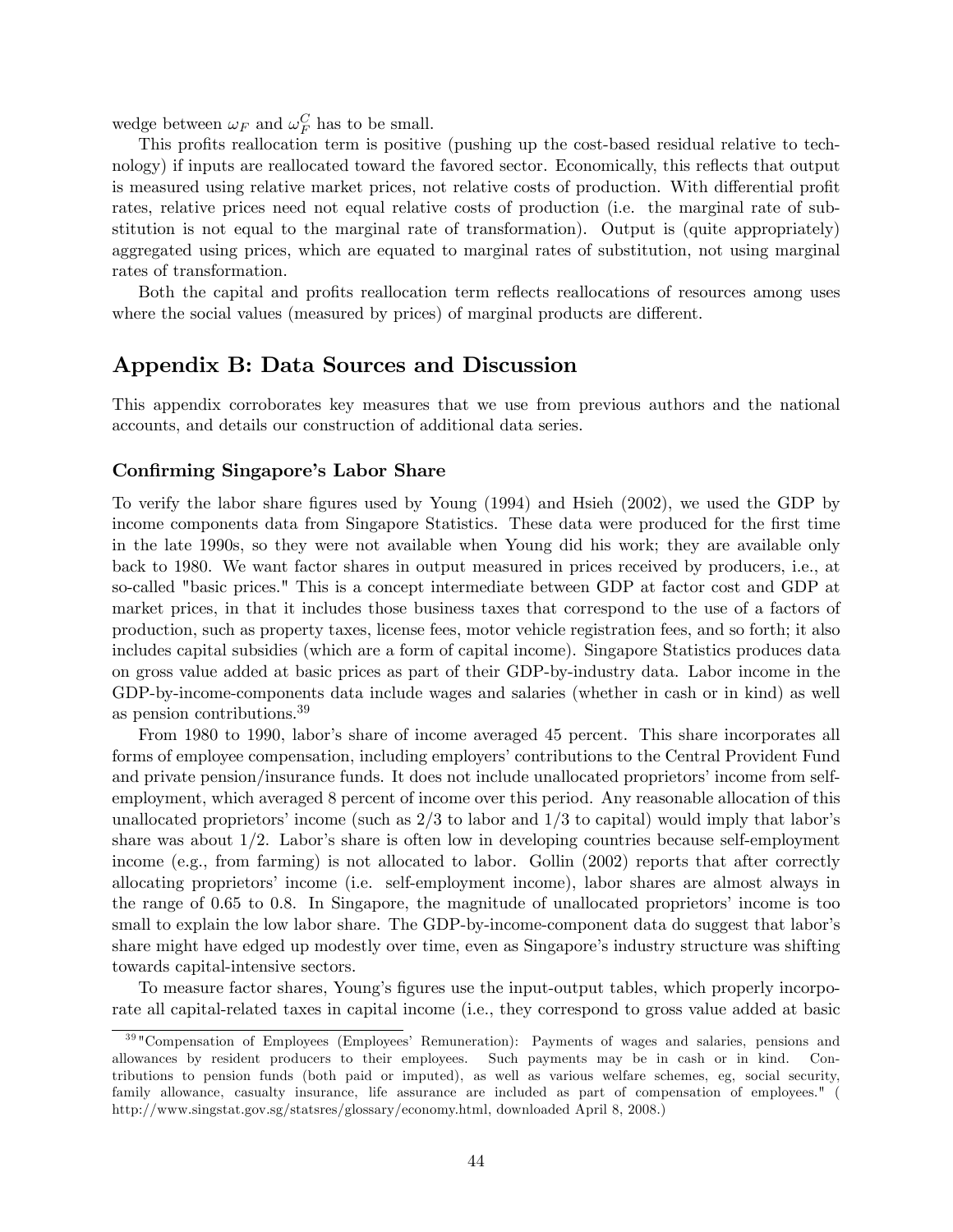wedge between $\omega_F$ and $\omega_F^C$ has to be small.

This profits reallocation term is positive (pushing up the cost-based residual relative to technology) if inputs are reallocated toward the favored sector. Economically, this reflects that output is measured using relative market prices, not relative costs of production. With differential profit rates, relative prices need not equal relative costs of production (i.e. the marginal rate of substitution is not equal to the marginal rate of transformation). Output is (quite appropriately) aggregated using prices, which are equated to marginal rates of substitution, not using marginal rates of transformation.

Both the capital and profits reallocation term reflects reallocations of resources among uses where the social values (measured by prices) of marginal products are different.

## Appendix B: Data Sources and Discussion

This appendix corroborates key measures that we use from previous authors and the national accounts, and details our construction of additional data series.

### Confirming Singapore's Labor Share

To verify the labor share figures used by Young (1994) and Hsieh (2002), we used the GDP by income components data from Singapore Statistics. These data were produced for the first time in the late 1990s, so they were not available when Young did his work; they are available only back to 1980. We want factor shares in output measured in prices received by producers, i.e., at so-called "basic prices." This is a concept intermediate between GDP at factor cost and GDP at market prices, in that it includes those business taxes that correspond to the use of a factors of production, such as property taxes, license fees, motor vehicle registration fees, and so forth; it also includes capital subsidies (which are a form of capital income). Singapore Statistics produces data on gross value added at basic prices as part of their GDP-by-industry data. Labor income in the GDP-by-income-components data include wages and salaries (whether in cash or in kind) as well as pension contributions.[39]

From 1980 to 1990, labor's share of income averaged 45 percent. This share incorporates all forms of employee compensation, including employers' contributions to the Central Provident Fund and private pension/insurance funds. It does not include unallocated proprietors' income from self-employment, which averaged 8 percent of income over this period. Any reasonable allocation of this unallocated proprietors' income (such as 2/3 to labor and 1/3 to capital) would imply that labor's share was about 1/2. Labor's share is often low in developing countries because self-employment income (e.g., from farming) is not allocated to labor. Gollin (2002) reports that after correctly allocating proprietors' income (i.e. self-employment income), labor shares are almost always in the range of 0.65 to 0.8. In Singapore, the magnitude of unallocated proprietors' income is too small to explain the low labor share. The GDP-by-income-component data do suggest that labor's share might have edged up modestly over time, even as Singapore's industry structure was shifting towards capital-intensive sectors.

To measure factor shares, Young's figures use the input-output tables, which properly incorporate all capital-related taxes in capital income (i.e., they correspond to gross value added at basic

[39] "Compensation of Employees (Employees' Remuneration): Payments of wages and salaries, pensions and allowances by resident producers to their employees. Such payments may be in cash or in kind. Contributions to pension funds (both paid or imputed), as well as various welfare schemes, eg, social security, family allowance, casualty insurance, life assurance are included as part of compensation of employees." ( http://www.singstat.gov.sg/statsres/glossary/economy.html, downloaded April 8, 2008.)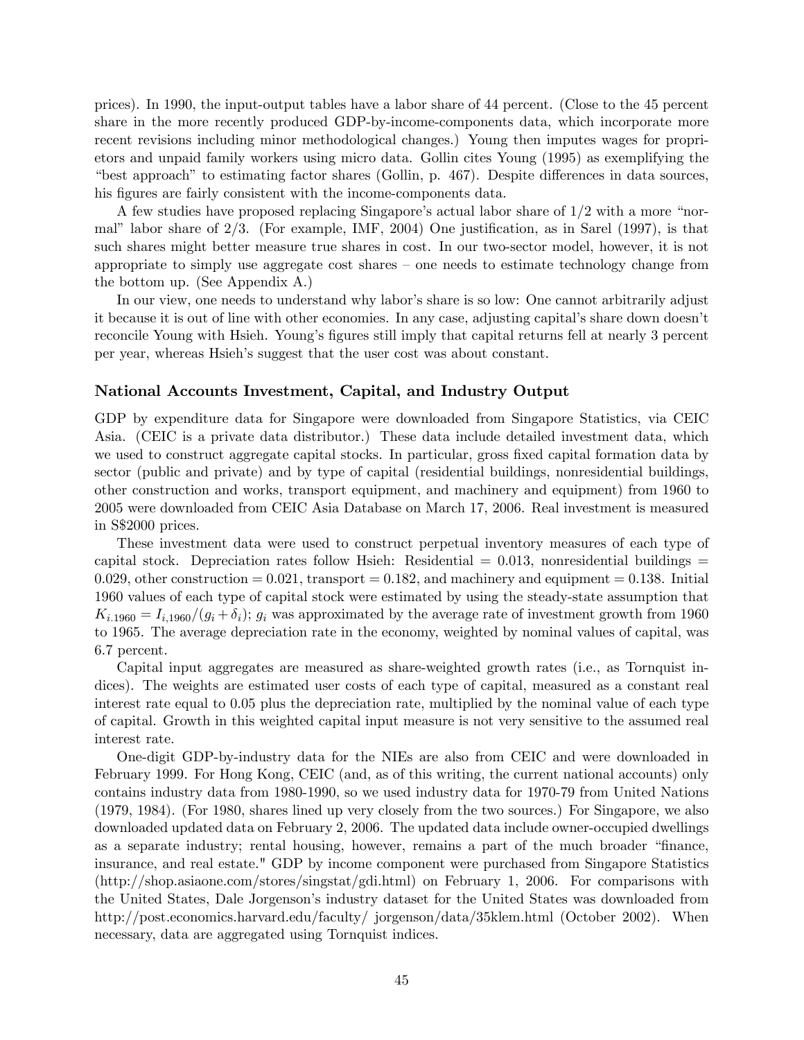prices). In 1990, the input-output tables have a labor share of 44 percent. (Close to the 45 percent share in the more recently produced GDP-by-income-components data, which incorporate more recent revisions including minor methodological changes.) Young then imputes wages for proprietors and unpaid family workers using micro data. Gollin cites Young (1995) as exemplifying the "best approach" to estimating factor shares (Gollin, p. 467). Despite differences in data sources, his figures are fairly consistent with the income-components data.

A few studies have proposed replacing Singapore's actual labor share of 1/2 with a more "normal" labor share of 2/3. (For example, IMF, 2004) One justification, as in Sarel (1997), is that such shares might better measure true shares in cost. In our two-sector model, however, it is not appropriate to simply use aggregate cost shares – one needs to estimate technology change from the bottom up. (See Appendix A.)

In our view, one needs to understand why labor's share is so low: One cannot arbitrarily adjust it because it is out of line with other economies. In any case, adjusting capital's share down doesn't reconcile Young with Hsieh. Young's figures still imply that capital returns fell at nearly 3 percent per year, whereas Hsieh's suggest that the user cost was about constant.

### National Accounts Investment, Capital, and Industry Output

GDP by expenditure data for Singapore were downloaded from Singapore Statistics, via CEIC Asia. (CEIC is a private data distributor.) These data include detailed investment data, which we used to construct aggregate capital stocks. In particular, gross fixed capital formation data by sector (public and private) and by type of capital (residential buildings, nonresidential buildings, other construction and works, transport equipment, and machinery and equipment) from 1960 to 2005 were downloaded from CEIC Asia Database on March 17, 2006. Real investment is measured in S$2000 prices.

These investment data were used to construct perpetual inventory measures of each type of capital stock. Depreciation rates follow Hsieh: Residential = 0.013, nonresidential buildings = 0.029, other construction = 0.021, transport = 0.182, and machinery and equipment = 0.138. Initial 1960 values of each type of capital stock were estimated by using the steady-state assumption that $K_{i.1960} = I_{i,1960}/(g_i + \delta_i)$; $g_i$ was approximated by the average rate of investment growth from 1960 to 1965. The average depreciation rate in the economy, weighted by nominal values of capital, was 6.7 percent.

Capital input aggregates are measured as share-weighted growth rates (i.e., as Tornquist indices). The weights are estimated user costs of each type of capital, measured as a constant real interest rate equal to 0.05 plus the depreciation rate, multiplied by the nominal value of each type of capital. Growth in this weighted capital input measure is not very sensitive to the assumed real interest rate.

One-digit GDP-by-industry data for the NIEs are also from CEIC and were downloaded in February 1999. For Hong Kong, CEIC (and, as of this writing, the current national accounts) only contains industry data from 1980-1990, so we used industry data for 1970-79 from United Nations (1979, 1984). (For 1980, shares lined up very closely from the two sources.) For Singapore, we also downloaded updated data on February 2, 2006. The updated data include owner-occupied dwellings as a separate industry; rental housing, however, remains a part of the much broader "finance, insurance, and real estate." GDP by income component were purchased from Singapore Statistics (http://shop.asiaone.com/stores/singstat/gdi.html) on February 1, 2006. For comparisons with the United States, Dale Jorgenson's industry dataset for the United States was downloaded from http://post.economics.harvard.edu/faculty/ jorgenson/data/35klem.html (October 2002). When necessary, data are aggregated using Tornquist indices.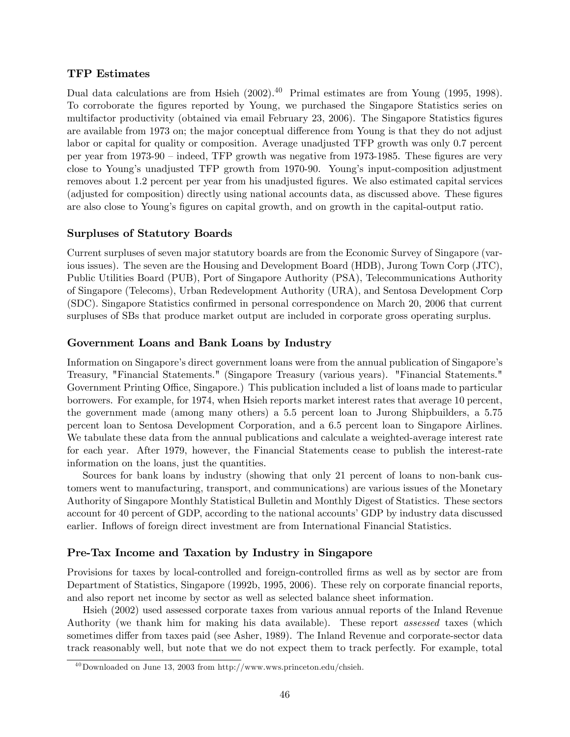### TFP Estimates

Dual data calculations are from Hsieh (2002).[40] Primal estimates are from Young (1995, 1998). To corroborate the figures reported by Young, we purchased the Singapore Statistics series on multifactor productivity (obtained via email February 23, 2006). The Singapore Statistics figures are available from 1973 on; the major conceptual difference from Young is that they do not adjust labor or capital for quality or composition. Average unadjusted TFP growth was only 0.7 percent per year from 1973-90 – indeed, TFP growth was negative from 1973-1985. These figures are very close to Young's unadjusted TFP growth from 1970-90. Young's input-composition adjustment removes about 1.2 percent per year from his unadjusted figures. We also estimated capital services (adjusted for composition) directly using national accounts data, as discussed above. These figures are also close to Young's figures on capital growth, and on growth in the capital-output ratio.

### Surpluses of Statutory Boards

Current surpluses of seven major statutory boards are from the Economic Survey of Singapore (various issues). The seven are the Housing and Development Board (HDB), Jurong Town Corp (JTC), Public Utilities Board (PUB), Port of Singapore Authority (PSA), Telecommunications Authority of Singapore (Telecoms), Urban Redevelopment Authority (URA), and Sentosa Development Corp (SDC). Singapore Statistics confirmed in personal correspondence on March 20, 2006 that current surpluses of SBs that produce market output are included in corporate gross operating surplus.

### Government Loans and Bank Loans by Industry

Information on Singapore's direct government loans were from the annual publication of Singapore's Treasury, "Financial Statements." (Singapore Treasury (various years). "Financial Statements." Government Printing Office, Singapore.) This publication included a list of loans made to particular borrowers. For example, for 1974, when Hsieh reports market interest rates that average 10 percent, the government made (among many others) a 5.5 percent loan to Jurong Shipbuilders, a 5.75 percent loan to Sentosa Development Corporation, and a 6.5 percent loan to Singapore Airlines. We tabulate these data from the annual publications and calculate a weighted-average interest rate for each year. After 1979, however, the Financial Statements cease to publish the interest-rate information on the loans, just the quantities.

Sources for bank loans by industry (showing that only 21 percent of loans to non-bank customers went to manufacturing, transport, and communications) are various issues of the Monetary Authority of Singapore Monthly Statistical Bulletin and Monthly Digest of Statistics. These sectors account for 40 percent of GDP, according to the national accounts' GDP by industry data discussed earlier. Inflows of foreign direct investment are from International Financial Statistics.

### Pre-Tax Income and Taxation by Industry in Singapore

Provisions for taxes by local-controlled and foreign-controlled firms as well as by sector are from Department of Statistics, Singapore (1992b, 1995, 2006). These rely on corporate financial reports, and also report net income by sector as well as selected balance sheet information.

Hsieh (2002) used assessed corporate taxes from various annual reports of the Inland Revenue Authority (we thank him for making his data available). These report *assessed* taxes (which sometimes differ from taxes paid (see Asher, 1989). The Inland Revenue and corporate-sector data track reasonably well, but note that we do not expect them to track perfectly. For example, total

[40] Downloaded on June 13, 2003 from http://www.wws.princeton.edu/chsieh.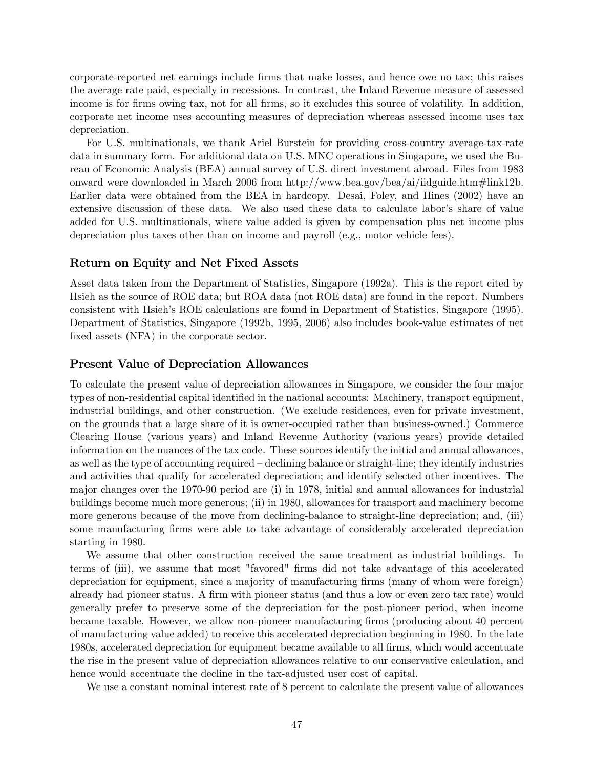corporate-reported net earnings include firms that make losses, and hence owe no tax; this raises the average rate paid, especially in recessions. In contrast, the Inland Revenue measure of assessed income is for firms owing tax, not for all firms, so it excludes this source of volatility. In addition, corporate net income uses accounting measures of depreciation whereas assessed income uses tax depreciation.

For U.S. multinationals, we thank Ariel Burstein for providing cross-country average-tax-rate data in summary form. For additional data on U.S. MNC operations in Singapore, we used the Bureau of Economic Analysis (BEA) annual survey of U.S. direct investment abroad. Files from 1983 onward were downloaded in March 2006 from http://www.bea.gov/bea/ai/iidguide.htm#link12b. Earlier data were obtained from the BEA in hardcopy. Desai, Foley, and Hines (2002) have an extensive discussion of these data. We also used these data to calculate labor's share of value added for U.S. multinationals, where value added is given by compensation plus net income plus depreciation plus taxes other than on income and payroll (e.g., motor vehicle fees).

### Return on Equity and Net Fixed Assets

Asset data taken from the Department of Statistics, Singapore (1992a). This is the report cited by Hsieh as the source of ROE data; but ROA data (not ROE data) are found in the report. Numbers consistent with Hsieh's ROE calculations are found in Department of Statistics, Singapore (1995). Department of Statistics, Singapore (1992b, 1995, 2006) also includes book-value estimates of net fixed assets (NFA) in the corporate sector.

### Present Value of Depreciation Allowances

To calculate the present value of depreciation allowances in Singapore, we consider the four major types of non-residential capital identified in the national accounts: Machinery, transport equipment, industrial buildings, and other construction. (We exclude residences, even for private investment, on the grounds that a large share of it is owner-occupied rather than business-owned.) Commerce Clearing House (various years) and Inland Revenue Authority (various years) provide detailed information on the nuances of the tax code. These sources identify the initial and annual allowances, as well as the type of accounting required – declining balance or straight-line; they identify industries and activities that qualify for accelerated depreciation; and identify selected other incentives. The major changes over the 1970-90 period are (i) in 1978, initial and annual allowances for industrial buildings become much more generous; (ii) in 1980, allowances for transport and machinery become more generous because of the move from declining-balance to straight-line depreciation; and, (iii) some manufacturing firms were able to take advantage of considerably accelerated depreciation starting in 1980.

We assume that other construction received the same treatment as industrial buildings. In terms of (iii), we assume that most "favored" firms did not take advantage of this accelerated depreciation for equipment, since a majority of manufacturing firms (many of whom were foreign) already had pioneer status. A firm with pioneer status (and thus a low or even zero tax rate) would generally prefer to preserve some of the depreciation for the post-pioneer period, when income became taxable. However, we allow non-pioneer manufacturing firms (producing about 40 percent of manufacturing value added) to receive this accelerated depreciation beginning in 1980. In the late 1980s, accelerated depreciation for equipment became available to all firms, which would accentuate the rise in the present value of depreciation allowances relative to our conservative calculation, and hence would accentuate the decline in the tax-adjusted user cost of capital.

We use a constant nominal interest rate of 8 percent to calculate the present value of allowances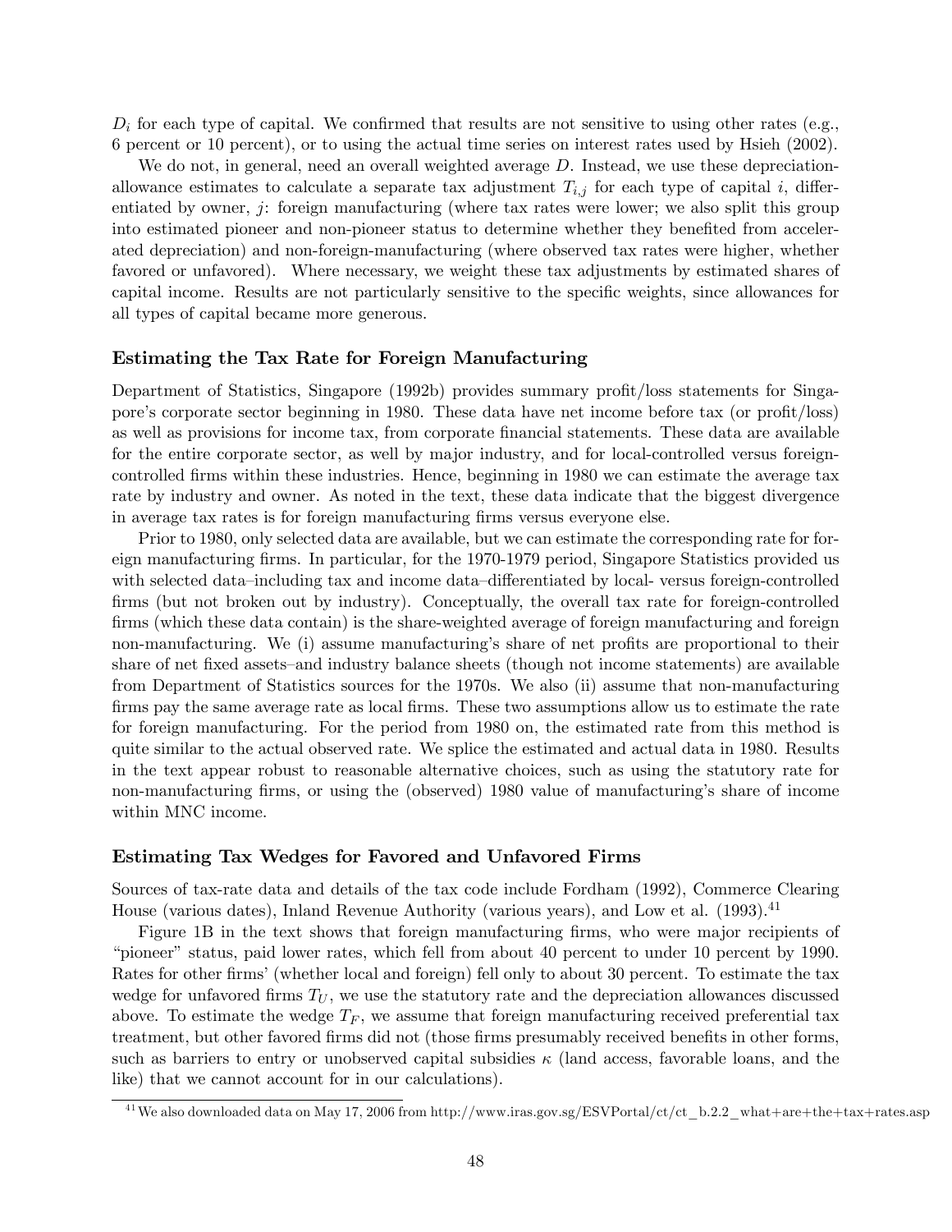$D_i$ for each type of capital. We confirmed that results are not sensitive to using other rates (e.g., 6 percent or 10 percent), or to using the actual time series on interest rates used by Hsieh (2002).

We do not, in general, need an overall weighted average $D$. Instead, we use these depreciation-allowance estimates to calculate a separate tax adjustment $T_{i,j}$ for each type of capital $i$, differentiated by owner, $j$: foreign manufacturing (where tax rates were lower; we also split this group into estimated pioneer and non-pioneer status to determine whether they benefited from accelerated depreciation) and non-foreign-manufacturing (where observed tax rates were higher, whether favored or unfavored). Where necessary, we weight these tax adjustments by estimated shares of capital income. Results are not particularly sensitive to the specific weights, since allowances for all types of capital became more generous.

### Estimating the Tax Rate for Foreign Manufacturing

Department of Statistics, Singapore (1992b) provides summary profit/loss statements for Singapore's corporate sector beginning in 1980. These data have net income before tax (or profit/loss) as well as provisions for income tax, from corporate financial statements. These data are available for the entire corporate sector, as well by major industry, and for local-controlled versus foreign-controlled firms within these industries. Hence, beginning in 1980 we can estimate the average tax rate by industry and owner. As noted in the text, these data indicate that the biggest divergence in average tax rates is for foreign manufacturing firms versus everyone else.

Prior to 1980, only selected data are available, but we can estimate the corresponding rate for foreign manufacturing firms. In particular, for the 1970-1979 period, Singapore Statistics provided us with selected data–including tax and income data–differentiated by local- versus foreign-controlled firms (but not broken out by industry). Conceptually, the overall tax rate for foreign-controlled firms (which these data contain) is the share-weighted average of foreign manufacturing and foreign non-manufacturing. We (i) assume manufacturing's share of net profits are proportional to their share of net fixed assets–and industry balance sheets (though not income statements) are available from Department of Statistics sources for the 1970s. We also (ii) assume that non-manufacturing firms pay the same average rate as local firms. These two assumptions allow us to estimate the rate for foreign manufacturing. For the period from 1980 on, the estimated rate from this method is quite similar to the actual observed rate. We splice the estimated and actual data in 1980. Results in the text appear robust to reasonable alternative choices, such as using the statutory rate for non-manufacturing firms, or using the (observed) 1980 value of manufacturing's share of income within MNC income.

### Estimating Tax Wedges for Favored and Unfavored Firms

Sources of tax-rate data and details of the tax code include Fordham (1992), Commerce Clearing House (various dates), Inland Revenue Authority (various years), and Low et al. (1993).[41]

Figure 1B in the text shows that foreign manufacturing firms, who were major recipients of "pioneer" status, paid lower rates, which fell from about 40 percent to under 10 percent by 1990. Rates for other firms' (whether local and foreign) fell only to about 30 percent. To estimate the tax wedge for unfavored firms $T_U$, we use the statutory rate and the depreciation allowances discussed above. To estimate the wedge $T_F$, we assume that foreign manufacturing received preferential tax treatment, but other favored firms did not (those firms presumably received benefits in other forms, such as barriers to entry or unobserved capital subsidies $\kappa$ (land access, favorable loans, and the like) that we cannot account for in our calculations).

[41] We also downloaded data on May 17, 2006 from http://www.iras.gov.sg/ESVPortal/ct/ct_b.2.2_what+are+the+tax+rates.asp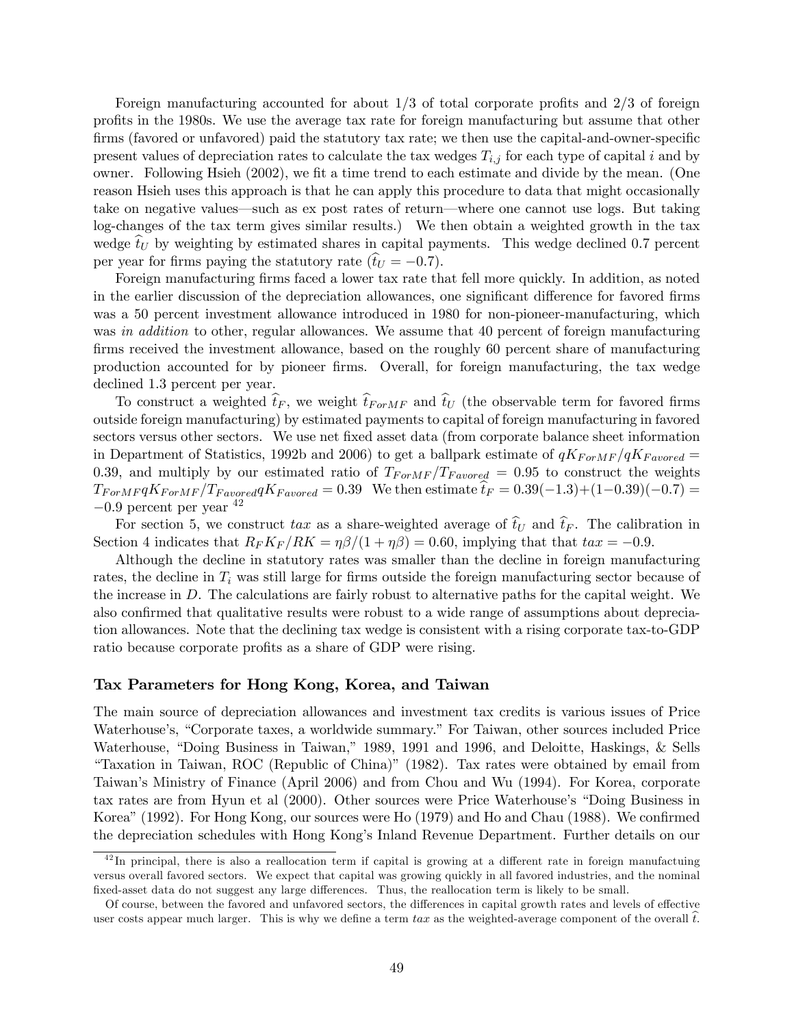Foreign manufacturing accounted for about 1/3 of total corporate profits and 2/3 of foreign profits in the 1980s. We use the average tax rate for foreign manufacturing but assume that other firms (favored or unfavored) paid the statutory tax rate; we then use the capital-and-owner-specific present values of depreciation rates to calculate the tax wedges $T_{i,j}$ for each type of capital $i$ and by owner. Following Hsieh (2002), we fit a time trend to each estimate and divide by the mean. (One reason Hsieh uses this approach is that he can apply this procedure to data that might occasionally take on negative values—such as ex post rates of return—where one cannot use logs. But taking log-changes of the tax term gives similar results.) We then obtain a weighted growth in the tax wedge $\widehat{t}_U$ by weighting by estimated shares in capital payments. This wedge declined 0.7 percent per year for firms paying the statutory rate ($\widehat{t}_U = -0.7$).

Foreign manufacturing firms faced a lower tax rate that fell more quickly. In addition, as noted in the earlier discussion of the depreciation allowances, one significant difference for favored firms was a 50 percent investment allowance introduced in 1980 for non-pioneer-manufacturing, which was *in addition* to other, regular allowances. We assume that 40 percent of foreign manufacturing firms received the investment allowance, based on the roughly 60 percent share of manufacturing production accounted for by pioneer firms. Overall, for foreign manufacturing, the tax wedge declined 1.3 percent per year.

To construct a weighted $\widehat{t}_F$, we weight $\widehat{t}_{ForMF}$ and $\widehat{t}_U$ (the observable term for favored firms outside foreign manufacturing) by estimated payments to capital of foreign manufacturing in favored sectors versus other sectors. We use net fixed asset data (from corporate balance sheet information in Department of Statistics, 1992b and 2006) to get a ballpark estimate of $qK_{ForMF}/qK_{Favored} = 0.39$, and multiply by our estimated ratio of $T_{ForMF}/T_{Favored} = 0.95$ to construct the weights $T_{ForMF}qK_{ForMF}/T_{Favored}qK_{Favored} = 0.39$ We then estimate $\widehat{t}_F = 0.39(-1.3)+(1-0.39)(-0.7) = -0.9$ percent per year [42]

For section 5, we construct $tax$ as a share-weighted average of $\widehat{t}_U$ and $\widehat{t}_F$. The calibration in Section 4 indicates that $R_F K_F/RK = \eta\beta/(1+\eta\beta) = 0.60$, implying that that $tax = -0.9$.

Although the decline in statutory rates was smaller than the decline in foreign manufacturing rates, the decline in $T_i$ was still large for firms outside the foreign manufacturing sector because of the increase in $D$. The calculations are fairly robust to alternative paths for the capital weight. We also confirmed that qualitative results were robust to a wide range of assumptions about depreciation allowances. Note that the declining tax wedge is consistent with a rising corporate tax-to-GDP ratio because corporate profits as a share of GDP were rising.

### Tax Parameters for Hong Kong, Korea, and Taiwan

The main source of depreciation allowances and investment tax credits is various issues of Price Waterhouse's, "Corporate taxes, a worldwide summary." For Taiwan, other sources included Price Waterhouse, "Doing Business in Taiwan," 1989, 1991 and 1996, and Deloitte, Haskings, & Sells "Taxation in Taiwan, ROC (Republic of China)" (1982). Tax rates were obtained by email from Taiwan's Ministry of Finance (April 2006) and from Chou and Wu (1994). For Korea, corporate tax rates are from Hyun et al (2000). Other sources were Price Waterhouse's "Doing Business in Korea" (1992). For Hong Kong, our sources were Ho (1979) and Ho and Chau (1988). We confirmed the depreciation schedules with Hong Kong's Inland Revenue Department. Further details on our

[42] In principal, there is also a reallocation term if capital is growing at a different rate in foreign manufactuing versus overall favored sectors. We expect that capital was growing quickly in all favored industries, and the nominal fixed-asset data do not suggest any large differences. Thus, the reallocation term is likely to be small.

Of course, between the favored and unfavored sectors, the differences in capital growth rates and levels of effective user costs appear much larger. This is why we define a term $tax$ as the weighted-average component of the overall $\widehat{t}$.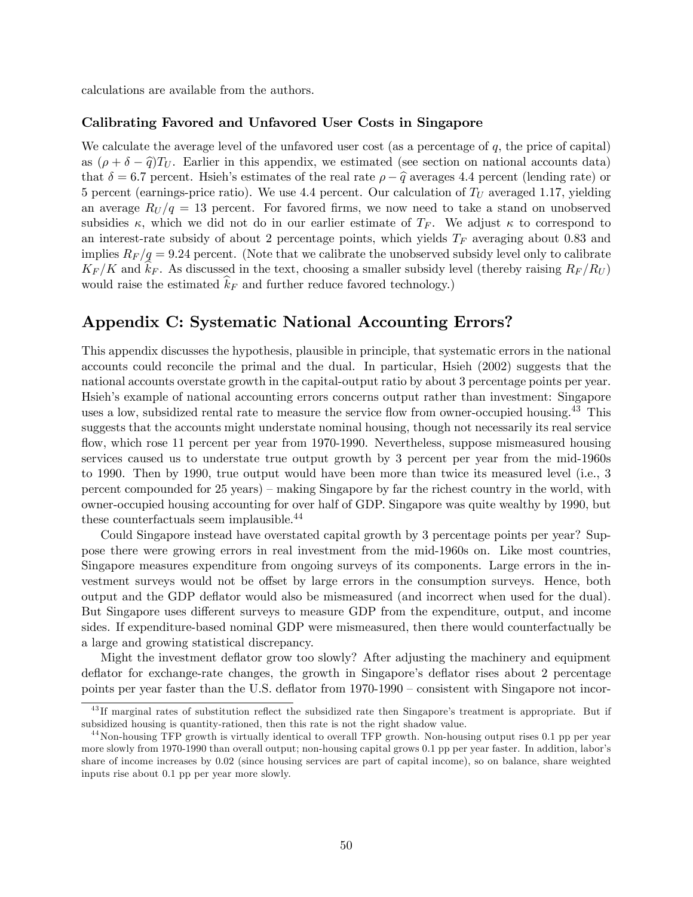calculations are available from the authors.

### Calibrating Favored and Unfavored User Costs in Singapore

We calculate the average level of the unfavored user cost (as a percentage of $q$, the price of capital) as $(\rho + \delta - \widehat{q})T_U$. Earlier in this appendix, we estimated (see section on national accounts data) that $\delta = 6.7$ percent. Hsieh's estimates of the real rate $\rho - \widehat{q}$ averages 4.4 percent (lending rate) or 5 percent (earnings-price ratio). We use 4.4 percent. Our calculation of $T_U$ averaged 1.17, yielding an average $R_U/q = 13$ percent. For favored firms, we now need to take a stand on unobserved subsidies $\kappa$, which we did not do in our earlier estimate of $T_F$. We adjust $\kappa$ to correspond to an interest-rate subsidy of about 2 percentage points, which yields $T_F$ averaging about 0.83 and implies $R_F/q = 9.24$ percent. (Note that we calibrate the unobserved subsidy level only to calibrate $K_F/K$ and $\widehat{k}_F$. As discussed in the text, choosing a smaller subsidy level (thereby raising $R_F/R_U$) would raise the estimated $\widehat{k}_F$ and further reduce favored technology.)

## Appendix C: Systematic National Accounting Errors?

This appendix discusses the hypothesis, plausible in principle, that systematic errors in the national accounts could reconcile the primal and the dual. In particular, Hsieh (2002) suggests that the national accounts overstate growth in the capital-output ratio by about 3 percentage points per year. Hsieh's example of national accounting errors concerns output rather than investment: Singapore uses a low, subsidized rental rate to measure the service flow from owner-occupied housing.[43] This suggests that the accounts might understate nominal housing, though not necessarily its real service flow, which rose 11 percent per year from 1970-1990. Nevertheless, suppose mismeasured housing services caused us to understate true output growth by 3 percent per year from the mid-1960s to 1990. Then by 1990, true output would have been more than twice its measured level (i.e., 3 percent compounded for 25 years) – making Singapore by far the richest country in the world, with owner-occupied housing accounting for over half of GDP. Singapore was quite wealthy by 1990, but these counterfactuals seem implausible.[44]

Could Singapore instead have overstated capital growth by 3 percentage points per year? Suppose there were growing errors in real investment from the mid-1960s on. Like most countries, Singapore measures expenditure from ongoing surveys of its components. Large errors in the investment surveys would not be offset by large errors in the consumption surveys. Hence, both output and the GDP deflator would also be mismeasured (and incorrect when used for the dual). But Singapore uses different surveys to measure GDP from the expenditure, output, and income sides. If expenditure-based nominal GDP were mismeasured, then there would counterfactually be a large and growing statistical discrepancy.

Might the investment deflator grow too slowly? After adjusting the machinery and equipment deflator for exchange-rate changes, the growth in Singapore's deflator rises about 2 percentage points per year faster than the U.S. deflator from 1970-1990 – consistent with Singapore not incor-

[43] If marginal rates of substitution reflect the subsidized rate then Singapore's treatment is appropriate. But if subsidized housing is quantity-rationed, then this rate is not the right shadow value.

[44] Non-housing TFP growth is virtually identical to overall TFP growth. Non-housing output rises 0.1 pp per year more slowly from 1970-1990 than overall output; non-housing capital grows 0.1 pp per year faster. In addition, labor's share of income increases by 0.02 (since housing services are part of capital income), so on balance, share weighted inputs rise about 0.1 pp per year more slowly.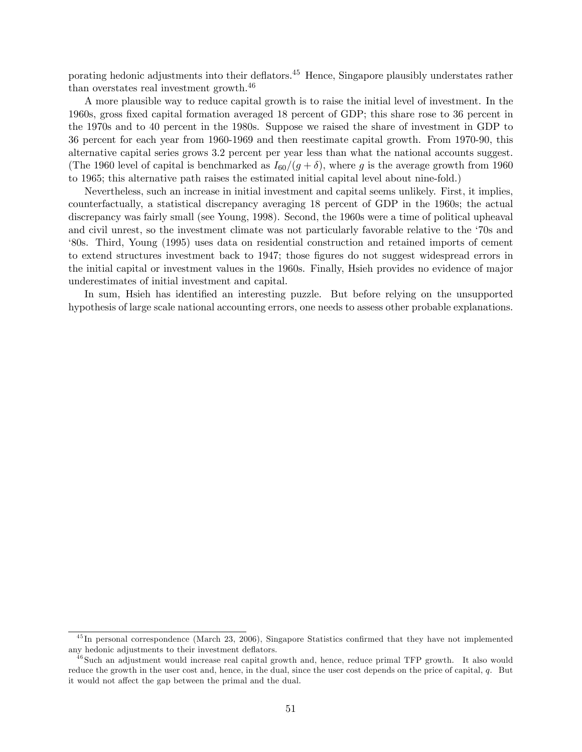porating hedonic adjustments into their deflators.[45] Hence, Singapore plausibly understates rather than overstates real investment growth.[46]

A more plausible way to reduce capital growth is to raise the initial level of investment. In the 1960s, gross fixed capital formation averaged 18 percent of GDP; this share rose to 36 percent in the 1970s and to 40 percent in the 1980s. Suppose we raised the share of investment in GDP to 36 percent for each year from 1960-1969 and then reestimate capital growth. From 1970-90, this alternative capital series grows 3.2 percent per year less than what the national accounts suggest. (The 1960 level of capital is benchmarked as $I_{60}/(g+\delta)$, where $g$ is the average growth from 1960 to 1965; this alternative path raises the estimated initial capital level about nine-fold.)

Nevertheless, such an increase in initial investment and capital seems unlikely. First, it implies, counterfactually, a statistical discrepancy averaging 18 percent of GDP in the 1960s; the actual discrepancy was fairly small (see Young, 1998). Second, the 1960s were a time of political upheaval and civil unrest, so the investment climate was not particularly favorable relative to the '70s and '80s. Third, Young (1995) uses data on residential construction and retained imports of cement to extend structures investment back to 1947; those figures do not suggest widespread errors in the initial capital or investment values in the 1960s. Finally, Hsieh provides no evidence of major underestimates of initial investment and capital.

In sum, Hsieh has identified an interesting puzzle. But before relying on the unsupported hypothesis of large scale national accounting errors, one needs to assess other probable explanations.

---

[45] In personal correspondence (March 23, 2006), Singapore Statistics confirmed that they have not implemented any hedonic adjustments to their investment deflators.

[46] Such an adjustment would increase real capital growth and, hence, reduce primal TFP growth. It also would reduce the growth in the user cost and, hence, in the dual, since the user cost depends on the price of capital, $q$. But it would not affect the gap between the primal and the dual.